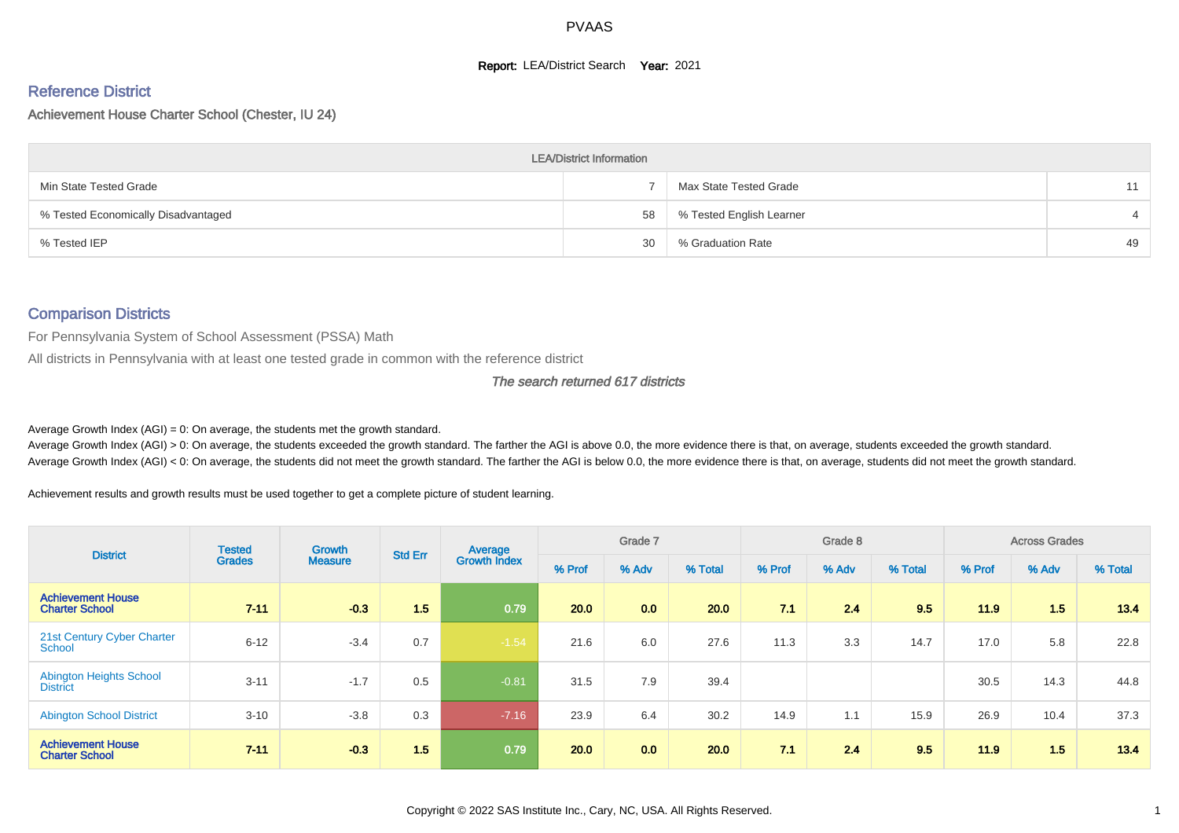# PVAAS

**Report:** LEA/District Search **Year:** 2021

## Reference District

Achievement House Charter School (Chester, IU 24)

| LEA/District Information | | | |
|---|---|---|---|
| Min State Tested Grade | 7 | Max State Tested Grade | 11 |
| % Tested Economically Disadvantaged | 58 | % Tested English Learner | 4 |
| % Tested IEP | 30 | % Graduation Rate | 49 |

## Comparison Districts

For Pennsylvania System of School Assessment (PSSA) Math

All districts in Pennsylvania with at least one tested grade in common with the reference district

*The search returned 617 districts*

Average Growth Index (AGI) = 0: On average, the students met the growth standard.

Average Growth Index (AGI) > 0: On average, the students exceeded the growth standard. The farther the AGI is above 0.0, the more evidence there is that, on average, students exceeded the growth standard.

Average Growth Index (AGI) < 0: On average, the students did not meet the growth standard. The farther the AGI is below 0.0, the more evidence there is that, on average, students did not meet the growth standard.

Achievement results and growth results must be used together to get a complete picture of student learning.

| District | Tested Grades | Growth Measure | Std Err | Average Growth Index | Grade 7 | | | Grade 8 | | | Across Grades | | |
|---|---|---|---|---|---|---|---|---|---|---|---|---|---|
| | | | | | % Prof | % Adv | % Total | % Prof | % Adv | % Total | % Prof | % Adv | % Total |
| **Achievement House Charter School** | **7-11** | **-0.3** | **1.5** | **0.79** | **20.0** | **0.0** | **20.0** | **7.1** | **2.4** | **9.5** | **11.9** | **1.5** | **13.4** |
| 21st Century Cyber Charter School | 6-12 | -3.4 | 0.7 | -1.54 | 21.6 | 6.0 | 27.6 | 11.3 | 3.3 | 14.7 | 17.0 | 5.8 | 22.8 |
| Abington Heights School District | 3-11 | -1.7 | 0.5 | -0.81 | 31.5 | 7.9 | 39.4 | | | | 30.5 | 14.3 | 44.8 |
| Abington School District | 3-10 | -3.8 | 0.3 | -7.16 | 23.9 | 6.4 | 30.2 | 14.9 | 1.1 | 15.9 | 26.9 | 10.4 | 37.3 |
| **Achievement House Charter School** | **7-11** | **-0.3** | **1.5** | **0.79** | **20.0** | **0.0** | **20.0** | **7.1** | **2.4** | **9.5** | **11.9** | **1.5** | **13.4** |

Copyright © 2022 SAS Institute Inc., Cary, NC, USA. All Rights Reserved.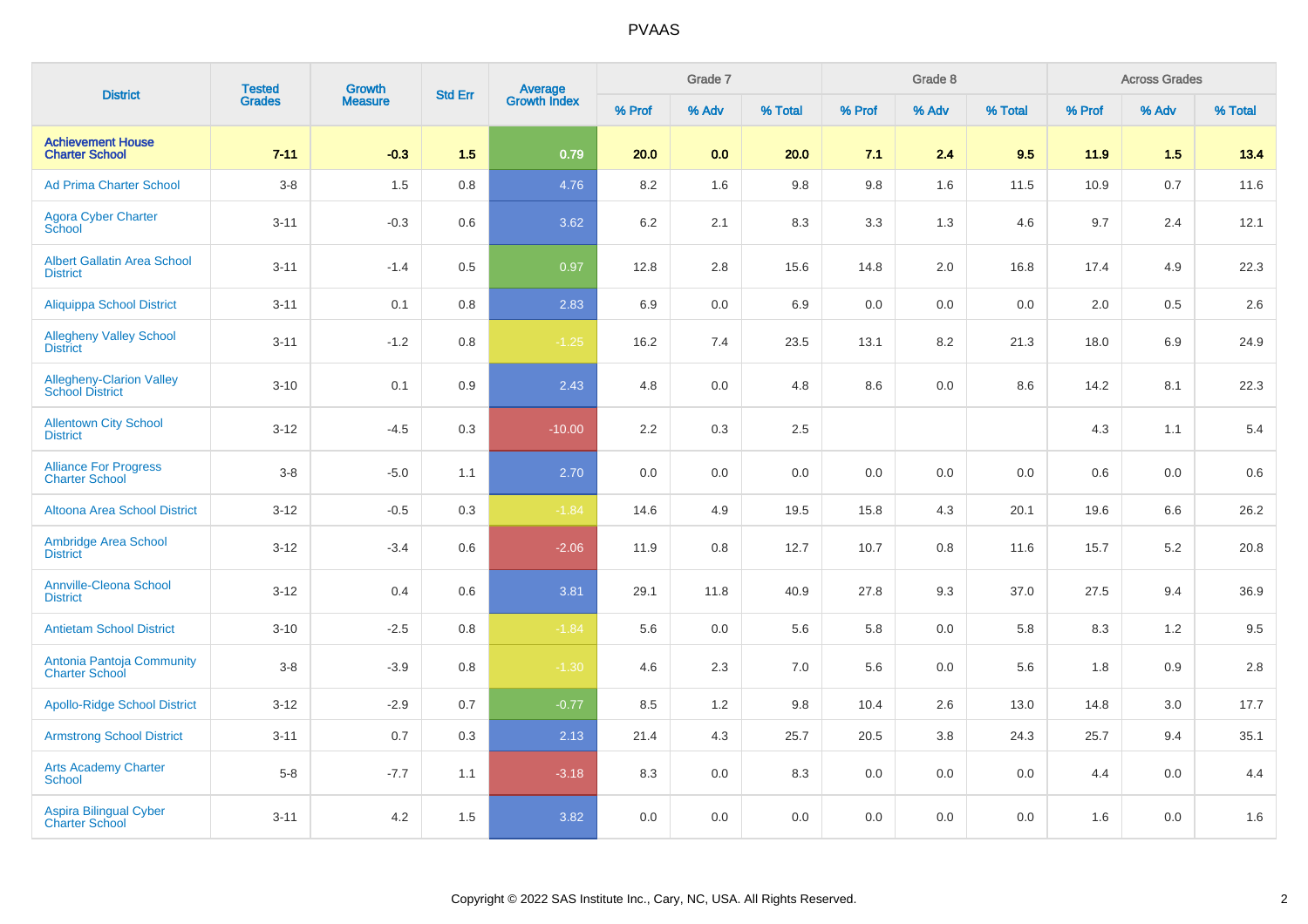# PVAAS

| District | Tested Grades | Growth Measure | Std Err | Average Growth Index | Grade 7 | | | Grade 8 | | | Across Grades | | |
|---|---|---|---|---|---|---|---|---|---|---|---|---|---|
| | | | | | % Prof | % Adv | % Total | % Prof | % Adv | % Total | % Prof | % Adv | % Total |
| **Achievement House Charter School** | **7-11** | **-0.3** | **1.5** | **0.79** | **20.0** | **0.0** | **20.0** | **7.1** | **2.4** | **9.5** | **11.9** | **1.5** | **13.4** |
| Ad Prima Charter School | 3-8 | 1.5 | 0.8 | 4.76 | 8.2 | 1.6 | 9.8 | 9.8 | 1.6 | 11.5 | 10.9 | 0.7 | 11.6 |
| Agora Cyber Charter School | 3-11 | -0.3 | 0.6 | 3.62 | 6.2 | 2.1 | 8.3 | 3.3 | 1.3 | 4.6 | 9.7 | 2.4 | 12.1 |
| Albert Gallatin Area School District | 3-11 | -1.4 | 0.5 | 0.97 | 12.8 | 2.8 | 15.6 | 14.8 | 2.0 | 16.8 | 17.4 | 4.9 | 22.3 |
| Aliquippa School District | 3-11 | 0.1 | 0.8 | 2.83 | 6.9 | 0.0 | 6.9 | 0.0 | 0.0 | 0.0 | 2.0 | 0.5 | 2.6 |
| Allegheny Valley School District | 3-11 | -1.2 | 0.8 | -1.25 | 16.2 | 7.4 | 23.5 | 13.1 | 8.2 | 21.3 | 18.0 | 6.9 | 24.9 |
| Allegheny-Clarion Valley School District | 3-10 | 0.1 | 0.9 | 2.43 | 4.8 | 0.0 | 4.8 | 8.6 | 0.0 | 8.6 | 14.2 | 8.1 | 22.3 |
| Allentown City School District | 3-12 | -4.5 | 0.3 | -10.00 | 2.2 | 0.3 | 2.5 | | | | 4.3 | 1.1 | 5.4 |
| Alliance For Progress Charter School | 3-8 | -5.0 | 1.1 | 2.70 | 0.0 | 0.0 | 0.0 | 0.0 | 0.0 | 0.0 | 0.6 | 0.0 | 0.6 |
| Altoona Area School District | 3-12 | -0.5 | 0.3 | -1.84 | 14.6 | 4.9 | 19.5 | 15.8 | 4.3 | 20.1 | 19.6 | 6.6 | 26.2 |
| Ambridge Area School District | 3-12 | -3.4 | 0.6 | -2.06 | 11.9 | 0.8 | 12.7 | 10.7 | 0.8 | 11.6 | 15.7 | 5.2 | 20.8 |
| Annville-Cleona School District | 3-12 | 0.4 | 0.6 | 3.81 | 29.1 | 11.8 | 40.9 | 27.8 | 9.3 | 37.0 | 27.5 | 9.4 | 36.9 |
| Antietam School District | 3-10 | -2.5 | 0.8 | -1.84 | 5.6 | 0.0 | 5.6 | 5.8 | 0.0 | 5.8 | 8.3 | 1.2 | 9.5 |
| Antonia Pantoja Community Charter School | 3-8 | -3.9 | 0.8 | -1.30 | 4.6 | 2.3 | 7.0 | 5.6 | 0.0 | 5.6 | 1.8 | 0.9 | 2.8 |
| Apollo-Ridge School District | 3-12 | -2.9 | 0.7 | -0.77 | 8.5 | 1.2 | 9.8 | 10.4 | 2.6 | 13.0 | 14.8 | 3.0 | 17.7 |
| Armstrong School District | 3-11 | 0.7 | 0.3 | 2.13 | 21.4 | 4.3 | 25.7 | 20.5 | 3.8 | 24.3 | 25.7 | 9.4 | 35.1 |
| Arts Academy Charter School | 5-8 | -7.7 | 1.1 | -3.18 | 8.3 | 0.0 | 8.3 | 0.0 | 0.0 | 0.0 | 4.4 | 0.0 | 4.4 |
| Aspira Bilingual Cyber Charter School | 3-11 | 4.2 | 1.5 | 3.82 | 0.0 | 0.0 | 0.0 | 0.0 | 0.0 | 0.0 | 1.6 | 0.0 | 1.6 |

Copyright © 2022 SAS Institute Inc., Cary, NC, USA. All Rights Reserved.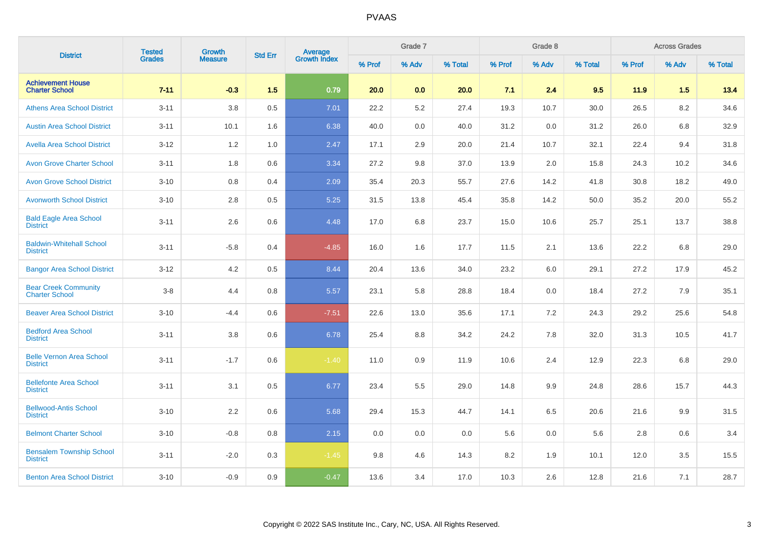# PVAAS

| District | Tested Grades | Growth Measure | Std Err | Average Growth Index | Grade 7 | | | Grade 8 | | | Across Grades | | |
|---|---|---|---|---|---|---|---|---|---|---|---|---|---|
| | | | | | % Prof | % Adv | % Total | % Prof | % Adv | % Total | % Prof | % Adv | % Total |
| **Achievement House Charter School** | **7-11** | **-0.3** | **1.5** | **0.79** | **20.0** | **0.0** | **20.0** | **7.1** | **2.4** | **9.5** | **11.9** | **1.5** | **13.4** |
| Athens Area School District | 3-11 | 3.8 | 0.5 | 7.01 | 22.2 | 5.2 | 27.4 | 19.3 | 10.7 | 30.0 | 26.5 | 8.2 | 34.6 |
| Austin Area School District | 3-11 | 10.1 | 1.6 | 6.38 | 40.0 | 0.0 | 40.0 | 31.2 | 0.0 | 31.2 | 26.0 | 6.8 | 32.9 |
| Avella Area School District | 3-12 | 1.2 | 1.0 | 2.47 | 17.1 | 2.9 | 20.0 | 21.4 | 10.7 | 32.1 | 22.4 | 9.4 | 31.8 |
| Avon Grove Charter School | 3-11 | 1.8 | 0.6 | 3.34 | 27.2 | 9.8 | 37.0 | 13.9 | 2.0 | 15.8 | 24.3 | 10.2 | 34.6 |
| Avon Grove School District | 3-10 | 0.8 | 0.4 | 2.09 | 35.4 | 20.3 | 55.7 | 27.6 | 14.2 | 41.8 | 30.8 | 18.2 | 49.0 |
| Avonworth School District | 3-10 | 2.8 | 0.5 | 5.25 | 31.5 | 13.8 | 45.4 | 35.8 | 14.2 | 50.0 | 35.2 | 20.0 | 55.2 |
| Bald Eagle Area School District | 3-11 | 2.6 | 0.6 | 4.48 | 17.0 | 6.8 | 23.7 | 15.0 | 10.6 | 25.7 | 25.1 | 13.7 | 38.8 |
| Baldwin-Whitehall School District | 3-11 | -5.8 | 0.4 | -4.85 | 16.0 | 1.6 | 17.7 | 11.5 | 2.1 | 13.6 | 22.2 | 6.8 | 29.0 |
| Bangor Area School District | 3-12 | 4.2 | 0.5 | 8.44 | 20.4 | 13.6 | 34.0 | 23.2 | 6.0 | 29.1 | 27.2 | 17.9 | 45.2 |
| Bear Creek Community Charter School | 3-8 | 4.4 | 0.8 | 5.57 | 23.1 | 5.8 | 28.8 | 18.4 | 0.0 | 18.4 | 27.2 | 7.9 | 35.1 |
| Beaver Area School District | 3-10 | -4.4 | 0.6 | -7.51 | 22.6 | 13.0 | 35.6 | 17.1 | 7.2 | 24.3 | 29.2 | 25.6 | 54.8 |
| Bedford Area School District | 3-11 | 3.8 | 0.6 | 6.78 | 25.4 | 8.8 | 34.2 | 24.2 | 7.8 | 32.0 | 31.3 | 10.5 | 41.7 |
| Belle Vernon Area School District | 3-11 | -1.7 | 0.6 | -1.40 | 11.0 | 0.9 | 11.9 | 10.6 | 2.4 | 12.9 | 22.3 | 6.8 | 29.0 |
| Bellefonte Area School District | 3-11 | 3.1 | 0.5 | 6.77 | 23.4 | 5.5 | 29.0 | 14.8 | 9.9 | 24.8 | 28.6 | 15.7 | 44.3 |
| Bellwood-Antis School District | 3-10 | 2.2 | 0.6 | 5.68 | 29.4 | 15.3 | 44.7 | 14.1 | 6.5 | 20.6 | 21.6 | 9.9 | 31.5 |
| Belmont Charter School | 3-10 | -0.8 | 0.8 | 2.15 | 0.0 | 0.0 | 0.0 | 5.6 | 0.0 | 5.6 | 2.8 | 0.6 | 3.4 |
| Bensalem Township School District | 3-11 | -2.0 | 0.3 | -1.45 | 9.8 | 4.6 | 14.3 | 8.2 | 1.9 | 10.1 | 12.0 | 3.5 | 15.5 |
| Benton Area School District | 3-10 | -0.9 | 0.9 | -0.47 | 13.6 | 3.4 | 17.0 | 10.3 | 2.6 | 12.8 | 21.6 | 7.1 | 28.7 |

Copyright © 2022 SAS Institute Inc., Cary, NC, USA. All Rights Reserved.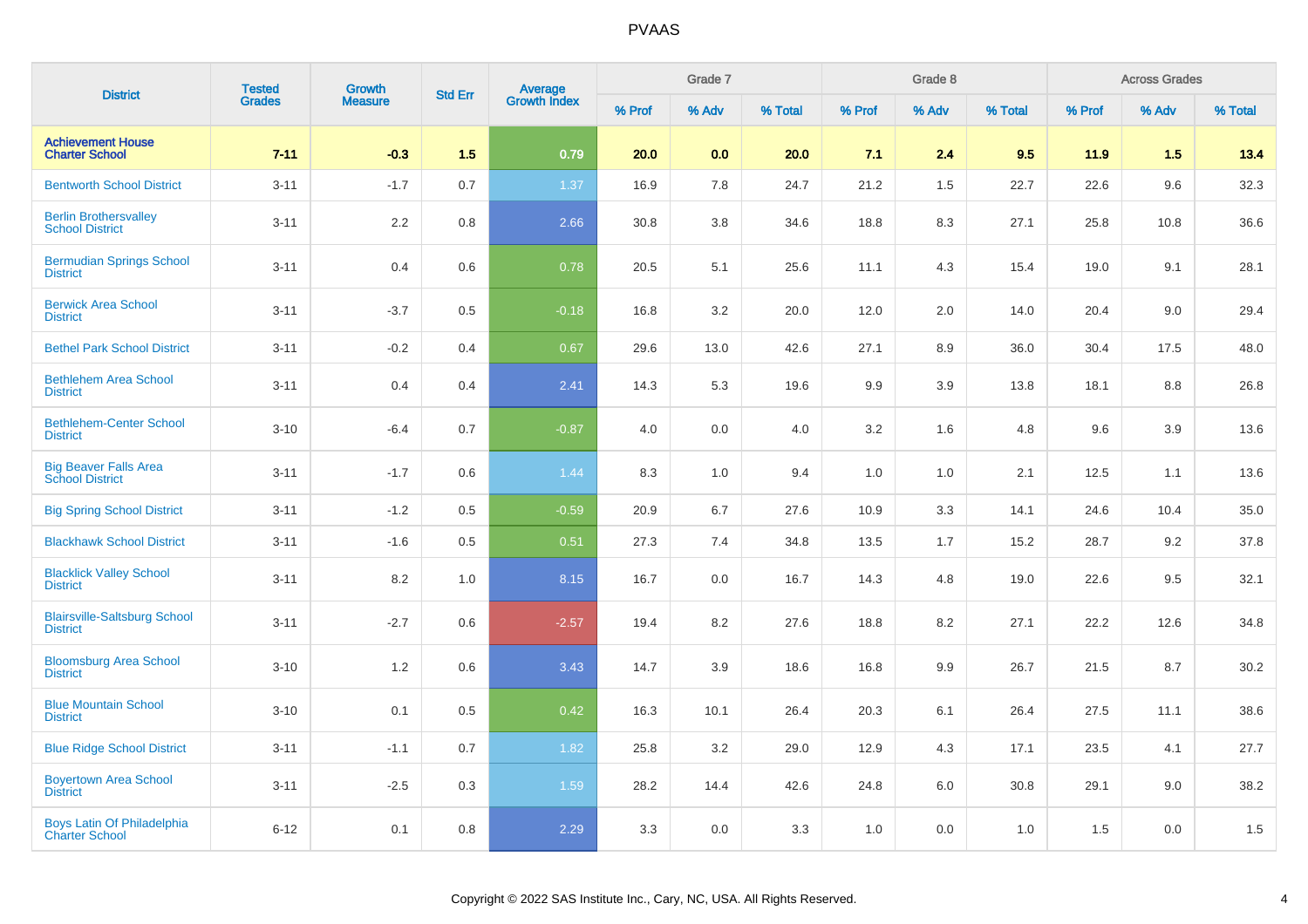# PVAAS

| District | Tested Grades | Growth Measure | Std Err | Average Growth Index | Grade 7 | | | Grade 8 | | | Across Grades | | |
|---|---|---|---|---|---|---|---|---|---|---|---|---|---|
| | | | | | % Prof | % Adv | % Total | % Prof | % Adv | % Total | % Prof | % Adv | % Total |
| **Achievement House Charter School** | **7-11** | **-0.3** | **1.5** | **0.79** | **20.0** | **0.0** | **20.0** | **7.1** | **2.4** | **9.5** | **11.9** | **1.5** | **13.4** |
| Bentworth School District | 3-11 | -1.7 | 0.7 | 1.37 | 16.9 | 7.8 | 24.7 | 21.2 | 1.5 | 22.7 | 22.6 | 9.6 | 32.3 |
| Berlin Brothersvalley School District | 3-11 | 2.2 | 0.8 | 2.66 | 30.8 | 3.8 | 34.6 | 18.8 | 8.3 | 27.1 | 25.8 | 10.8 | 36.6 |
| Bermudian Springs School District | 3-11 | 0.4 | 0.6 | 0.78 | 20.5 | 5.1 | 25.6 | 11.1 | 4.3 | 15.4 | 19.0 | 9.1 | 28.1 |
| Berwick Area School District | 3-11 | -3.7 | 0.5 | -0.18 | 16.8 | 3.2 | 20.0 | 12.0 | 2.0 | 14.0 | 20.4 | 9.0 | 29.4 |
| Bethel Park School District | 3-11 | -0.2 | 0.4 | 0.67 | 29.6 | 13.0 | 42.6 | 27.1 | 8.9 | 36.0 | 30.4 | 17.5 | 48.0 |
| Bethlehem Area School District | 3-11 | 0.4 | 0.4 | 2.41 | 14.3 | 5.3 | 19.6 | 9.9 | 3.9 | 13.8 | 18.1 | 8.8 | 26.8 |
| Bethlehem-Center School District | 3-10 | -6.4 | 0.7 | -0.87 | 4.0 | 0.0 | 4.0 | 3.2 | 1.6 | 4.8 | 9.6 | 3.9 | 13.6 |
| Big Beaver Falls Area School District | 3-11 | -1.7 | 0.6 | 1.44 | 8.3 | 1.0 | 9.4 | 1.0 | 1.0 | 2.1 | 12.5 | 1.1 | 13.6 |
| Big Spring School District | 3-11 | -1.2 | 0.5 | -0.59 | 20.9 | 6.7 | 27.6 | 10.9 | 3.3 | 14.1 | 24.6 | 10.4 | 35.0 |
| Blackhawk School District | 3-11 | -1.6 | 0.5 | 0.51 | 27.3 | 7.4 | 34.8 | 13.5 | 1.7 | 15.2 | 28.7 | 9.2 | 37.8 |
| Blacklick Valley School District | 3-11 | 8.2 | 1.0 | 8.15 | 16.7 | 0.0 | 16.7 | 14.3 | 4.8 | 19.0 | 22.6 | 9.5 | 32.1 |
| Blairsville-Saltsburg School District | 3-11 | -2.7 | 0.6 | -2.57 | 19.4 | 8.2 | 27.6 | 18.8 | 8.2 | 27.1 | 22.2 | 12.6 | 34.8 |
| Bloomsburg Area School District | 3-10 | 1.2 | 0.6 | 3.43 | 14.7 | 3.9 | 18.6 | 16.8 | 9.9 | 26.7 | 21.5 | 8.7 | 30.2 |
| Blue Mountain School District | 3-10 | 0.1 | 0.5 | 0.42 | 16.3 | 10.1 | 26.4 | 20.3 | 6.1 | 26.4 | 27.5 | 11.1 | 38.6 |
| Blue Ridge School District | 3-11 | -1.1 | 0.7 | 1.82 | 25.8 | 3.2 | 29.0 | 12.9 | 4.3 | 17.1 | 23.5 | 4.1 | 27.7 |
| Boyertown Area School District | 3-11 | -2.5 | 0.3 | 1.59 | 28.2 | 14.4 | 42.6 | 24.8 | 6.0 | 30.8 | 29.1 | 9.0 | 38.2 |
| Boys Latin Of Philadelphia Charter School | 6-12 | 0.1 | 0.8 | 2.29 | 3.3 | 0.0 | 3.3 | 1.0 | 0.0 | 1.0 | 1.5 | 0.0 | 1.5 |

Copyright © 2022 SAS Institute Inc., Cary, NC, USA. All Rights Reserved.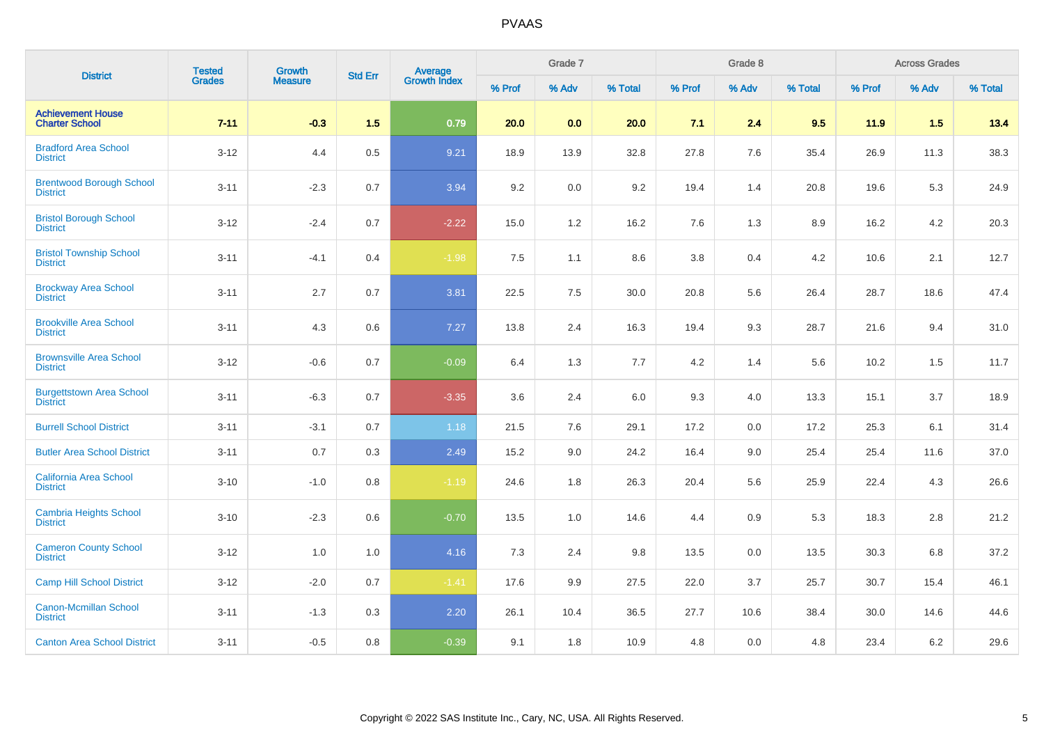| District | Tested Grades | Growth Measure | Std Err | Average Growth Index | Grade 7 | | | Grade 8 | | | Across Grades | | |
|---|---|---|---|---|---|---|---|---|---|---|---|---|---|
| | | | | | % Prof | % Adv | % Total | % Prof | % Adv | % Total | % Prof | % Adv | % Total |
| **Achievement House Charter School** | **7-11** | **-0.3** | **1.5** | **0.79** | **20.0** | **0.0** | **20.0** | **7.1** | **2.4** | **9.5** | **11.9** | **1.5** | **13.4** |
| Bradford Area School District | 3-12 | 4.4 | 0.5 | 9.21 | 18.9 | 13.9 | 32.8 | 27.8 | 7.6 | 35.4 | 26.9 | 11.3 | 38.3 |
| Brentwood Borough School District | 3-11 | -2.3 | 0.7 | 3.94 | 9.2 | 0.0 | 9.2 | 19.4 | 1.4 | 20.8 | 19.6 | 5.3 | 24.9 |
| Bristol Borough School District | 3-12 | -2.4 | 0.7 | -2.22 | 15.0 | 1.2 | 16.2 | 7.6 | 1.3 | 8.9 | 16.2 | 4.2 | 20.3 |
| Bristol Township School District | 3-11 | -4.1 | 0.4 | -1.98 | 7.5 | 1.1 | 8.6 | 3.8 | 0.4 | 4.2 | 10.6 | 2.1 | 12.7 |
| Brockway Area School District | 3-11 | 2.7 | 0.7 | 3.81 | 22.5 | 7.5 | 30.0 | 20.8 | 5.6 | 26.4 | 28.7 | 18.6 | 47.4 |
| Brookville Area School District | 3-11 | 4.3 | 0.6 | 7.27 | 13.8 | 2.4 | 16.3 | 19.4 | 9.3 | 28.7 | 21.6 | 9.4 | 31.0 |
| Brownsville Area School District | 3-12 | -0.6 | 0.7 | -0.09 | 6.4 | 1.3 | 7.7 | 4.2 | 1.4 | 5.6 | 10.2 | 1.5 | 11.7 |
| Burgettstown Area School District | 3-11 | -6.3 | 0.7 | -3.35 | 3.6 | 2.4 | 6.0 | 9.3 | 4.0 | 13.3 | 15.1 | 3.7 | 18.9 |
| Burrell School District | 3-11 | -3.1 | 0.7 | 1.18 | 21.5 | 7.6 | 29.1 | 17.2 | 0.0 | 17.2 | 25.3 | 6.1 | 31.4 |
| Butler Area School District | 3-11 | 0.7 | 0.3 | 2.49 | 15.2 | 9.0 | 24.2 | 16.4 | 9.0 | 25.4 | 25.4 | 11.6 | 37.0 |
| California Area School District | 3-10 | -1.0 | 0.8 | -1.19 | 24.6 | 1.8 | 26.3 | 20.4 | 5.6 | 25.9 | 22.4 | 4.3 | 26.6 |
| Cambria Heights School District | 3-10 | -2.3 | 0.6 | -0.70 | 13.5 | 1.0 | 14.6 | 4.4 | 0.9 | 5.3 | 18.3 | 2.8 | 21.2 |
| Cameron County School District | 3-12 | 1.0 | 1.0 | 4.16 | 7.3 | 2.4 | 9.8 | 13.5 | 0.0 | 13.5 | 30.3 | 6.8 | 37.2 |
| Camp Hill School District | 3-12 | -2.0 | 0.7 | -1.41 | 17.6 | 9.9 | 27.5 | 22.0 | 3.7 | 25.7 | 30.7 | 15.4 | 46.1 |
| Canon-Mcmillan School District | 3-11 | -1.3 | 0.3 | 2.20 | 26.1 | 10.4 | 36.5 | 27.7 | 10.6 | 38.4 | 30.0 | 14.6 | 44.6 |
| Canton Area School District | 3-11 | -0.5 | 0.8 | -0.39 | 9.1 | 1.8 | 10.9 | 4.8 | 0.0 | 4.8 | 23.4 | 6.2 | 29.6 |

Copyright © 2022 SAS Institute Inc., Cary, NC, USA. All Rights Reserved.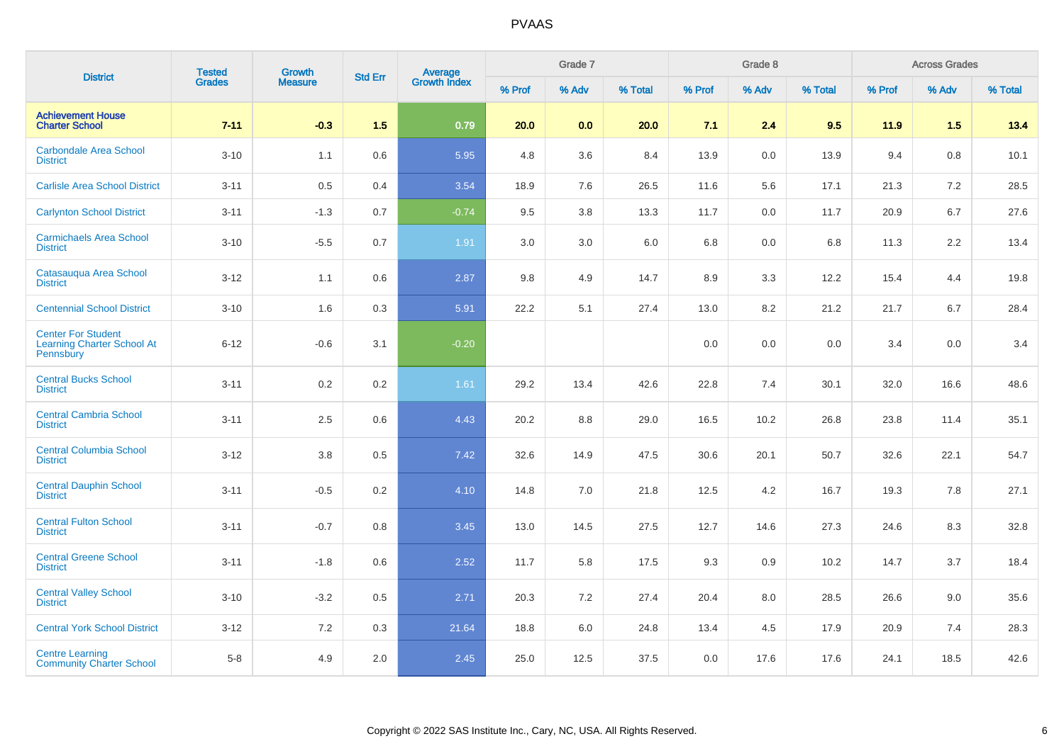# PVAAS

| District | Tested Grades | Growth Measure | Std Err | Average Growth Index | Grade 7 | | | Grade 8 | | | Across Grades | | |
|---|---|---|---|---|---|---|---|---|---|---|---|---|---|
| | | | | | % Prof | % Adv | % Total | % Prof | % Adv | % Total | % Prof | % Adv | % Total |
| **Achievement House Charter School** | **7-11** | **-0.3** | **1.5** | **0.79** | **20.0** | **0.0** | **20.0** | **7.1** | **2.4** | **9.5** | **11.9** | **1.5** | **13.4** |
| Carbondale Area School District | 3-10 | 1.1 | 0.6 | 5.95 | 4.8 | 3.6 | 8.4 | 13.9 | 0.0 | 13.9 | 9.4 | 0.8 | 10.1 |
| Carlisle Area School District | 3-11 | 0.5 | 0.4 | 3.54 | 18.9 | 7.6 | 26.5 | 11.6 | 5.6 | 17.1 | 21.3 | 7.2 | 28.5 |
| Carlynton School District | 3-11 | -1.3 | 0.7 | -0.74 | 9.5 | 3.8 | 13.3 | 11.7 | 0.0 | 11.7 | 20.9 | 6.7 | 27.6 |
| Carmichaels Area School District | 3-10 | -5.5 | 0.7 | 1.91 | 3.0 | 3.0 | 6.0 | 6.8 | 0.0 | 6.8 | 11.3 | 2.2 | 13.4 |
| Catasauqua Area School District | 3-12 | 1.1 | 0.6 | 2.87 | 9.8 | 4.9 | 14.7 | 8.9 | 3.3 | 12.2 | 15.4 | 4.4 | 19.8 |
| Centennial School District | 3-10 | 1.6 | 0.3 | 5.91 | 22.2 | 5.1 | 27.4 | 13.0 | 8.2 | 21.2 | 21.7 | 6.7 | 28.4 |
| Center For Student Learning Charter School At Pennsbury | 6-12 | -0.6 | 3.1 | -0.20 | | | | 0.0 | 0.0 | 0.0 | 3.4 | 0.0 | 3.4 |
| Central Bucks School District | 3-11 | 0.2 | 0.2 | 1.61 | 29.2 | 13.4 | 42.6 | 22.8 | 7.4 | 30.1 | 32.0 | 16.6 | 48.6 |
| Central Cambria School District | 3-11 | 2.5 | 0.6 | 4.43 | 20.2 | 8.8 | 29.0 | 16.5 | 10.2 | 26.8 | 23.8 | 11.4 | 35.1 |
| Central Columbia School District | 3-12 | 3.8 | 0.5 | 7.42 | 32.6 | 14.9 | 47.5 | 30.6 | 20.1 | 50.7 | 32.6 | 22.1 | 54.7 |
| Central Dauphin School District | 3-11 | -0.5 | 0.2 | 4.10 | 14.8 | 7.0 | 21.8 | 12.5 | 4.2 | 16.7 | 19.3 | 7.8 | 27.1 |
| Central Fulton School District | 3-11 | -0.7 | 0.8 | 3.45 | 13.0 | 14.5 | 27.5 | 12.7 | 14.6 | 27.3 | 24.6 | 8.3 | 32.8 |
| Central Greene School District | 3-11 | -1.8 | 0.6 | 2.52 | 11.7 | 5.8 | 17.5 | 9.3 | 0.9 | 10.2 | 14.7 | 3.7 | 18.4 |
| Central Valley School District | 3-10 | -3.2 | 0.5 | 2.71 | 20.3 | 7.2 | 27.4 | 20.4 | 8.0 | 28.5 | 26.6 | 9.0 | 35.6 |
| Central York School District | 3-12 | 7.2 | 0.3 | 21.64 | 18.8 | 6.0 | 24.8 | 13.4 | 4.5 | 17.9 | 20.9 | 7.4 | 28.3 |
| Centre Learning Community Charter School | 5-8 | 4.9 | 2.0 | 2.45 | 25.0 | 12.5 | 37.5 | 0.0 | 17.6 | 17.6 | 24.1 | 18.5 | 42.6 |

Copyright © 2022 SAS Institute Inc., Cary, NC, USA. All Rights Reserved.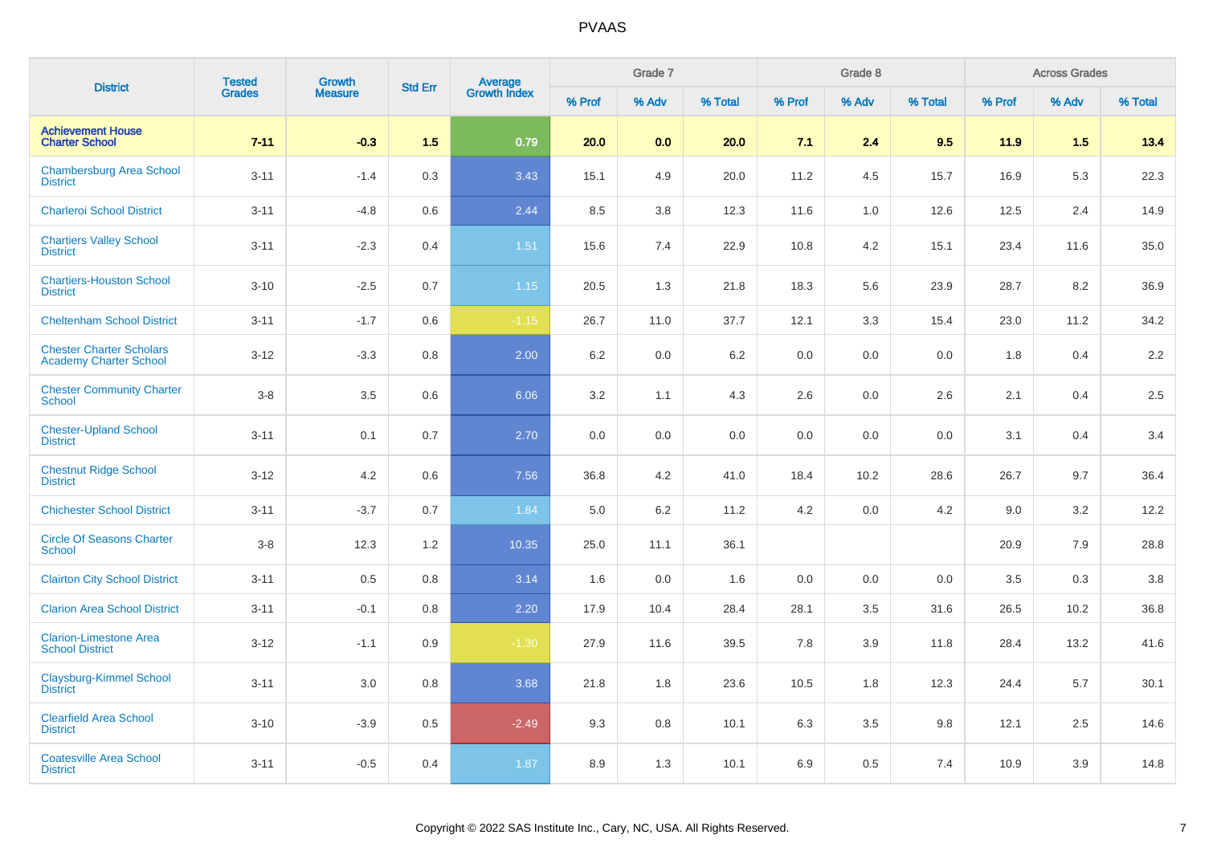# PVAAS

| District | Tested Grades | Growth Measure | Std Err | Average Growth Index | Grade 7 | | | Grade 8 | | | Across Grades | | |
|---|---|---|---|---|---|---|---|---|---|---|---|---|---|
| | | | | | % Prof | % Adv | % Total | % Prof | % Adv | % Total | % Prof | % Adv | % Total |
| **Achievement House Charter School** | **7-11** | **-0.3** | **1.5** | **0.79** | **20.0** | **0.0** | **20.0** | **7.1** | **2.4** | **9.5** | **11.9** | **1.5** | **13.4** |
| Chambersburg Area School District | 3-11 | -1.4 | 0.3 | 3.43 | 15.1 | 4.9 | 20.0 | 11.2 | 4.5 | 15.7 | 16.9 | 5.3 | 22.3 |
| Charleroi School District | 3-11 | -4.8 | 0.6 | 2.44 | 8.5 | 3.8 | 12.3 | 11.6 | 1.0 | 12.6 | 12.5 | 2.4 | 14.9 |
| Chartiers Valley School District | 3-11 | -2.3 | 0.4 | 1.51 | 15.6 | 7.4 | 22.9 | 10.8 | 4.2 | 15.1 | 23.4 | 11.6 | 35.0 |
| Chartiers-Houston School District | 3-10 | -2.5 | 0.7 | 1.15 | 20.5 | 1.3 | 21.8 | 18.3 | 5.6 | 23.9 | 28.7 | 8.2 | 36.9 |
| Cheltenham School District | 3-11 | -1.7 | 0.6 | -1.15 | 26.7 | 11.0 | 37.7 | 12.1 | 3.3 | 15.4 | 23.0 | 11.2 | 34.2 |
| Chester Charter Scholars Academy Charter School | 3-12 | -3.3 | 0.8 | 2.00 | 6.2 | 0.0 | 6.2 | 0.0 | 0.0 | 0.0 | 1.8 | 0.4 | 2.2 |
| Chester Community Charter School | 3-8 | 3.5 | 0.6 | 6.06 | 3.2 | 1.1 | 4.3 | 2.6 | 0.0 | 2.6 | 2.1 | 0.4 | 2.5 |
| Chester-Upland School District | 3-11 | 0.1 | 0.7 | 2.70 | 0.0 | 0.0 | 0.0 | 0.0 | 0.0 | 0.0 | 3.1 | 0.4 | 3.4 |
| Chestnut Ridge School District | 3-12 | 4.2 | 0.6 | 7.56 | 36.8 | 4.2 | 41.0 | 18.4 | 10.2 | 28.6 | 26.7 | 9.7 | 36.4 |
| Chichester School District | 3-11 | -3.7 | 0.7 | 1.84 | 5.0 | 6.2 | 11.2 | 4.2 | 0.0 | 4.2 | 9.0 | 3.2 | 12.2 |
| Circle Of Seasons Charter School | 3-8 | 12.3 | 1.2 | 10.35 | 25.0 | 11.1 | 36.1 | | | | 20.9 | 7.9 | 28.8 |
| Clairton City School District | 3-11 | 0.5 | 0.8 | 3.14 | 1.6 | 0.0 | 1.6 | 0.0 | 0.0 | 0.0 | 3.5 | 0.3 | 3.8 |
| Clarion Area School District | 3-11 | -0.1 | 0.8 | 2.20 | 17.9 | 10.4 | 28.4 | 28.1 | 3.5 | 31.6 | 26.5 | 10.2 | 36.8 |
| Clarion-Limestone Area School District | 3-12 | -1.1 | 0.9 | -1.30 | 27.9 | 11.6 | 39.5 | 7.8 | 3.9 | 11.8 | 28.4 | 13.2 | 41.6 |
| Claysburg-Kimmel School District | 3-11 | 3.0 | 0.8 | 3.68 | 21.8 | 1.8 | 23.6 | 10.5 | 1.8 | 12.3 | 24.4 | 5.7 | 30.1 |
| Clearfield Area School District | 3-10 | -3.9 | 0.5 | -2.49 | 9.3 | 0.8 | 10.1 | 6.3 | 3.5 | 9.8 | 12.1 | 2.5 | 14.6 |
| Coatesville Area School District | 3-11 | -0.5 | 0.4 | 1.87 | 8.9 | 1.3 | 10.1 | 6.9 | 0.5 | 7.4 | 10.9 | 3.9 | 14.8 |

Copyright © 2022 SAS Institute Inc., Cary, NC, USA. All Rights Reserved.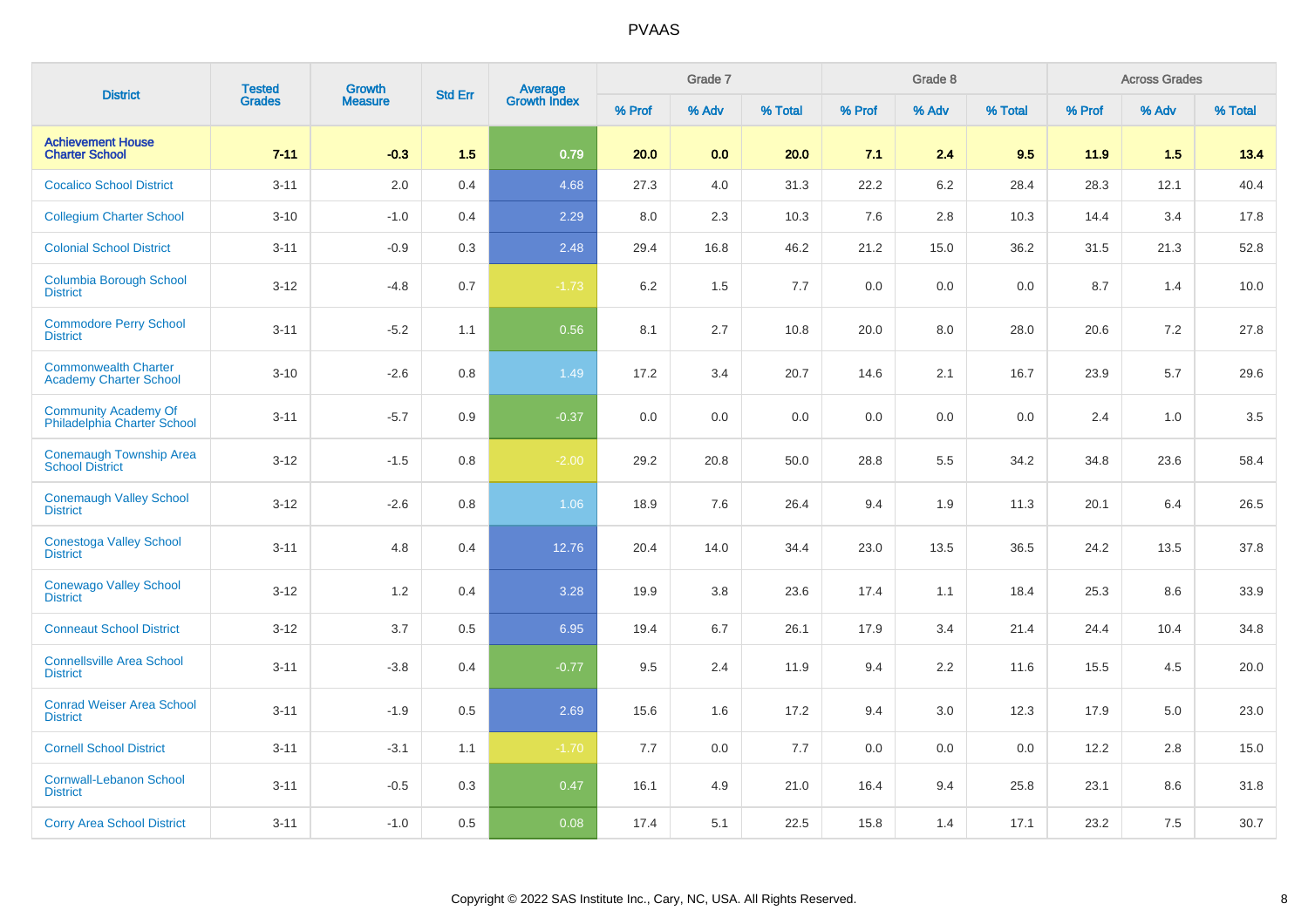# PVAAS

| District | Tested Grades | Growth Measure | Std Err | Average Growth Index | Grade 7 | | | Grade 8 | | | Across Grades | | |
|---|---|---|---|---|---|---|---|---|---|---|---|---|---|
| | | | | | % Prof | % Adv | % Total | % Prof | % Adv | % Total | % Prof | % Adv | % Total |
| **Achievement House Charter School** | **7-11** | **-0.3** | **1.5** | **0.79** | **20.0** | **0.0** | **20.0** | **7.1** | **2.4** | **9.5** | **11.9** | **1.5** | **13.4** |
| Cocalico School District | 3-11 | 2.0 | 0.4 | 4.68 | 27.3 | 4.0 | 31.3 | 22.2 | 6.2 | 28.4 | 28.3 | 12.1 | 40.4 |
| Collegium Charter School | 3-10 | -1.0 | 0.4 | 2.29 | 8.0 | 2.3 | 10.3 | 7.6 | 2.8 | 10.3 | 14.4 | 3.4 | 17.8 |
| Colonial School District | 3-11 | -0.9 | 0.3 | 2.48 | 29.4 | 16.8 | 46.2 | 21.2 | 15.0 | 36.2 | 31.5 | 21.3 | 52.8 |
| Columbia Borough School District | 3-12 | -4.8 | 0.7 | -1.73 | 6.2 | 1.5 | 7.7 | 0.0 | 0.0 | 0.0 | 8.7 | 1.4 | 10.0 |
| Commodore Perry School District | 3-11 | -5.2 | 1.1 | 0.56 | 8.1 | 2.7 | 10.8 | 20.0 | 8.0 | 28.0 | 20.6 | 7.2 | 27.8 |
| Commonwealth Charter Academy Charter School | 3-10 | -2.6 | 0.8 | 1.49 | 17.2 | 3.4 | 20.7 | 14.6 | 2.1 | 16.7 | 23.9 | 5.7 | 29.6 |
| Community Academy Of Philadelphia Charter School | 3-11 | -5.7 | 0.9 | -0.37 | 0.0 | 0.0 | 0.0 | 0.0 | 0.0 | 0.0 | 2.4 | 1.0 | 3.5 |
| Conemaugh Township Area School District | 3-12 | -1.5 | 0.8 | -2.00 | 29.2 | 20.8 | 50.0 | 28.8 | 5.5 | 34.2 | 34.8 | 23.6 | 58.4 |
| Conemaugh Valley School District | 3-12 | -2.6 | 0.8 | 1.06 | 18.9 | 7.6 | 26.4 | 9.4 | 1.9 | 11.3 | 20.1 | 6.4 | 26.5 |
| Conestoga Valley School District | 3-11 | 4.8 | 0.4 | 12.76 | 20.4 | 14.0 | 34.4 | 23.0 | 13.5 | 36.5 | 24.2 | 13.5 | 37.8 |
| Conewago Valley School District | 3-12 | 1.2 | 0.4 | 3.28 | 19.9 | 3.8 | 23.6 | 17.4 | 1.1 | 18.4 | 25.3 | 8.6 | 33.9 |
| Conneaut School District | 3-12 | 3.7 | 0.5 | 6.95 | 19.4 | 6.7 | 26.1 | 17.9 | 3.4 | 21.4 | 24.4 | 10.4 | 34.8 |
| Connellsville Area School District | 3-11 | -3.8 | 0.4 | -0.77 | 9.5 | 2.4 | 11.9 | 9.4 | 2.2 | 11.6 | 15.5 | 4.5 | 20.0 |
| Conrad Weiser Area School District | 3-11 | -1.9 | 0.5 | 2.69 | 15.6 | 1.6 | 17.2 | 9.4 | 3.0 | 12.3 | 17.9 | 5.0 | 23.0 |
| Cornell School District | 3-11 | -3.1 | 1.1 | -1.70 | 7.7 | 0.0 | 7.7 | 0.0 | 0.0 | 0.0 | 12.2 | 2.8 | 15.0 |
| Cornwall-Lebanon School District | 3-11 | -0.5 | 0.3 | 0.47 | 16.1 | 4.9 | 21.0 | 16.4 | 9.4 | 25.8 | 23.1 | 8.6 | 31.8 |
| Corry Area School District | 3-11 | -1.0 | 0.5 | 0.08 | 17.4 | 5.1 | 22.5 | 15.8 | 1.4 | 17.1 | 23.2 | 7.5 | 30.7 |

Copyright © 2022 SAS Institute Inc., Cary, NC, USA. All Rights Reserved.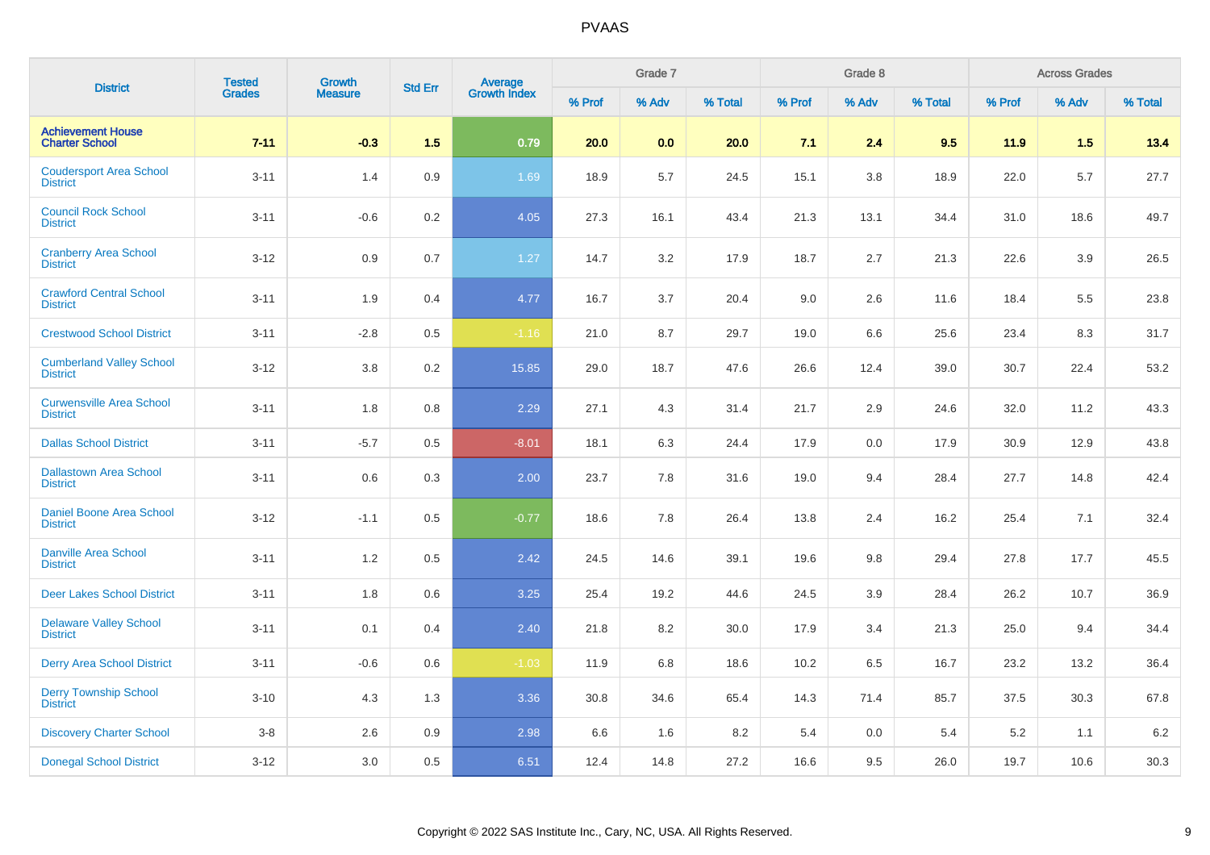# PVAAS

| District | Tested Grades | Growth Measure | Std Err | Average Growth Index | Grade 7 | | | Grade 8 | | | Across Grades | | |
|---|---|---|---|---|---|---|---|---|---|---|---|---|---|
| | | | | | % Prof | % Adv | % Total | % Prof | % Adv | % Total | % Prof | % Adv | % Total |
| **Achievement House Charter School** | **7-11** | **-0.3** | **1.5** | **0.79** | **20.0** | **0.0** | **20.0** | **7.1** | **2.4** | **9.5** | **11.9** | **1.5** | **13.4** |
| Coudersport Area School District | 3-11 | 1.4 | 0.9 | 1.69 | 18.9 | 5.7 | 24.5 | 15.1 | 3.8 | 18.9 | 22.0 | 5.7 | 27.7 |
| Council Rock School District | 3-11 | -0.6 | 0.2 | 4.05 | 27.3 | 16.1 | 43.4 | 21.3 | 13.1 | 34.4 | 31.0 | 18.6 | 49.7 |
| Cranberry Area School District | 3-12 | 0.9 | 0.7 | 1.27 | 14.7 | 3.2 | 17.9 | 18.7 | 2.7 | 21.3 | 22.6 | 3.9 | 26.5 |
| Crawford Central School District | 3-11 | 1.9 | 0.4 | 4.77 | 16.7 | 3.7 | 20.4 | 9.0 | 2.6 | 11.6 | 18.4 | 5.5 | 23.8 |
| Crestwood School District | 3-11 | -2.8 | 0.5 | -1.16 | 21.0 | 8.7 | 29.7 | 19.0 | 6.6 | 25.6 | 23.4 | 8.3 | 31.7 |
| Cumberland Valley School District | 3-12 | 3.8 | 0.2 | 15.85 | 29.0 | 18.7 | 47.6 | 26.6 | 12.4 | 39.0 | 30.7 | 22.4 | 53.2 |
| Curwensville Area School District | 3-11 | 1.8 | 0.8 | 2.29 | 27.1 | 4.3 | 31.4 | 21.7 | 2.9 | 24.6 | 32.0 | 11.2 | 43.3 |
| Dallas School District | 3-11 | -5.7 | 0.5 | -8.01 | 18.1 | 6.3 | 24.4 | 17.9 | 0.0 | 17.9 | 30.9 | 12.9 | 43.8 |
| Dallastown Area School District | 3-11 | 0.6 | 0.3 | 2.00 | 23.7 | 7.8 | 31.6 | 19.0 | 9.4 | 28.4 | 27.7 | 14.8 | 42.4 |
| Daniel Boone Area School District | 3-12 | -1.1 | 0.5 | -0.77 | 18.6 | 7.8 | 26.4 | 13.8 | 2.4 | 16.2 | 25.4 | 7.1 | 32.4 |
| Danville Area School District | 3-11 | 1.2 | 0.5 | 2.42 | 24.5 | 14.6 | 39.1 | 19.6 | 9.8 | 29.4 | 27.8 | 17.7 | 45.5 |
| Deer Lakes School District | 3-11 | 1.8 | 0.6 | 3.25 | 25.4 | 19.2 | 44.6 | 24.5 | 3.9 | 28.4 | 26.2 | 10.7 | 36.9 |
| Delaware Valley School District | 3-11 | 0.1 | 0.4 | 2.40 | 21.8 | 8.2 | 30.0 | 17.9 | 3.4 | 21.3 | 25.0 | 9.4 | 34.4 |
| Derry Area School District | 3-11 | -0.6 | 0.6 | -1.03 | 11.9 | 6.8 | 18.6 | 10.2 | 6.5 | 16.7 | 23.2 | 13.2 | 36.4 |
| Derry Township School District | 3-10 | 4.3 | 1.3 | 3.36 | 30.8 | 34.6 | 65.4 | 14.3 | 71.4 | 85.7 | 37.5 | 30.3 | 67.8 |
| Discovery Charter School | 3-8 | 2.6 | 0.9 | 2.98 | 6.6 | 1.6 | 8.2 | 5.4 | 0.0 | 5.4 | 5.2 | 1.1 | 6.2 |
| Donegal School District | 3-12 | 3.0 | 0.5 | 6.51 | 12.4 | 14.8 | 27.2 | 16.6 | 9.5 | 26.0 | 19.7 | 10.6 | 30.3 |

Copyright © 2022 SAS Institute Inc., Cary, NC, USA. All Rights Reserved.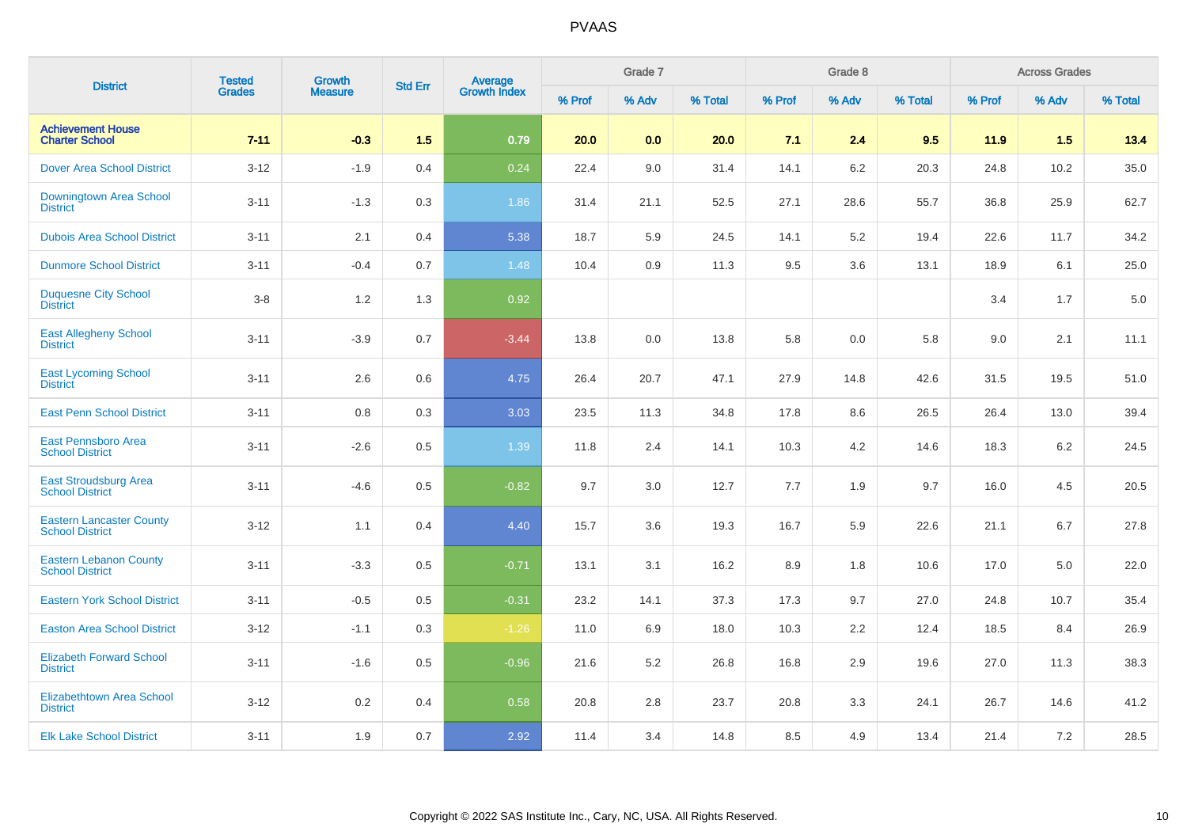# PVAAS

| District | Tested Grades | Growth Measure | Std Err | Average Growth Index | Grade 7 | | | Grade 8 | | | Across Grades | | |
|---|---|---|---|---|---|---|---|---|---|---|---|---|---|
| | | | | | % Prof | % Adv | % Total | % Prof | % Adv | % Total | % Prof | % Adv | % Total |
| **Achievement House Charter School** | **7-11** | **-0.3** | **1.5** | **0.79** | **20.0** | **0.0** | **20.0** | **7.1** | **2.4** | **9.5** | **11.9** | **1.5** | **13.4** |
| Dover Area School District | 3-12 | -1.9 | 0.4 | 0.24 | 22.4 | 9.0 | 31.4 | 14.1 | 6.2 | 20.3 | 24.8 | 10.2 | 35.0 |
| Downingtown Area School District | 3-11 | -1.3 | 0.3 | 1.86 | 31.4 | 21.1 | 52.5 | 27.1 | 28.6 | 55.7 | 36.8 | 25.9 | 62.7 |
| Dubois Area School District | 3-11 | 2.1 | 0.4 | 5.38 | 18.7 | 5.9 | 24.5 | 14.1 | 5.2 | 19.4 | 22.6 | 11.7 | 34.2 |
| Dunmore School District | 3-11 | -0.4 | 0.7 | 1.48 | 10.4 | 0.9 | 11.3 | 9.5 | 3.6 | 13.1 | 18.9 | 6.1 | 25.0 |
| Duquesne City School District | 3-8 | 1.2 | 1.3 | 0.92 | | | | | | | 3.4 | 1.7 | 5.0 |
| East Allegheny School District | 3-11 | -3.9 | 0.7 | -3.44 | 13.8 | 0.0 | 13.8 | 5.8 | 0.0 | 5.8 | 9.0 | 2.1 | 11.1 |
| East Lycoming School District | 3-11 | 2.6 | 0.6 | 4.75 | 26.4 | 20.7 | 47.1 | 27.9 | 14.8 | 42.6 | 31.5 | 19.5 | 51.0 |
| East Penn School District | 3-11 | 0.8 | 0.3 | 3.03 | 23.5 | 11.3 | 34.8 | 17.8 | 8.6 | 26.5 | 26.4 | 13.0 | 39.4 |
| East Pennsboro Area School District | 3-11 | -2.6 | 0.5 | 1.39 | 11.8 | 2.4 | 14.1 | 10.3 | 4.2 | 14.6 | 18.3 | 6.2 | 24.5 |
| East Stroudsburg Area School District | 3-11 | -4.6 | 0.5 | -0.82 | 9.7 | 3.0 | 12.7 | 7.7 | 1.9 | 9.7 | 16.0 | 4.5 | 20.5 |
| Eastern Lancaster County School District | 3-12 | 1.1 | 0.4 | 4.40 | 15.7 | 3.6 | 19.3 | 16.7 | 5.9 | 22.6 | 21.1 | 6.7 | 27.8 |
| Eastern Lebanon County School District | 3-11 | -3.3 | 0.5 | -0.71 | 13.1 | 3.1 | 16.2 | 8.9 | 1.8 | 10.6 | 17.0 | 5.0 | 22.0 |
| Eastern York School District | 3-11 | -0.5 | 0.5 | -0.31 | 23.2 | 14.1 | 37.3 | 17.3 | 9.7 | 27.0 | 24.8 | 10.7 | 35.4 |
| Easton Area School District | 3-12 | -1.1 | 0.3 | -1.26 | 11.0 | 6.9 | 18.0 | 10.3 | 2.2 | 12.4 | 18.5 | 8.4 | 26.9 |
| Elizabeth Forward School District | 3-11 | -1.6 | 0.5 | -0.96 | 21.6 | 5.2 | 26.8 | 16.8 | 2.9 | 19.6 | 27.0 | 11.3 | 38.3 |
| Elizabethtown Area School District | 3-12 | 0.2 | 0.4 | 0.58 | 20.8 | 2.8 | 23.7 | 20.8 | 3.3 | 24.1 | 26.7 | 14.6 | 41.2 |
| Elk Lake School District | 3-11 | 1.9 | 0.7 | 2.92 | 11.4 | 3.4 | 14.8 | 8.5 | 4.9 | 13.4 | 21.4 | 7.2 | 28.5 |

Copyright © 2022 SAS Institute Inc., Cary, NC, USA. All Rights Reserved.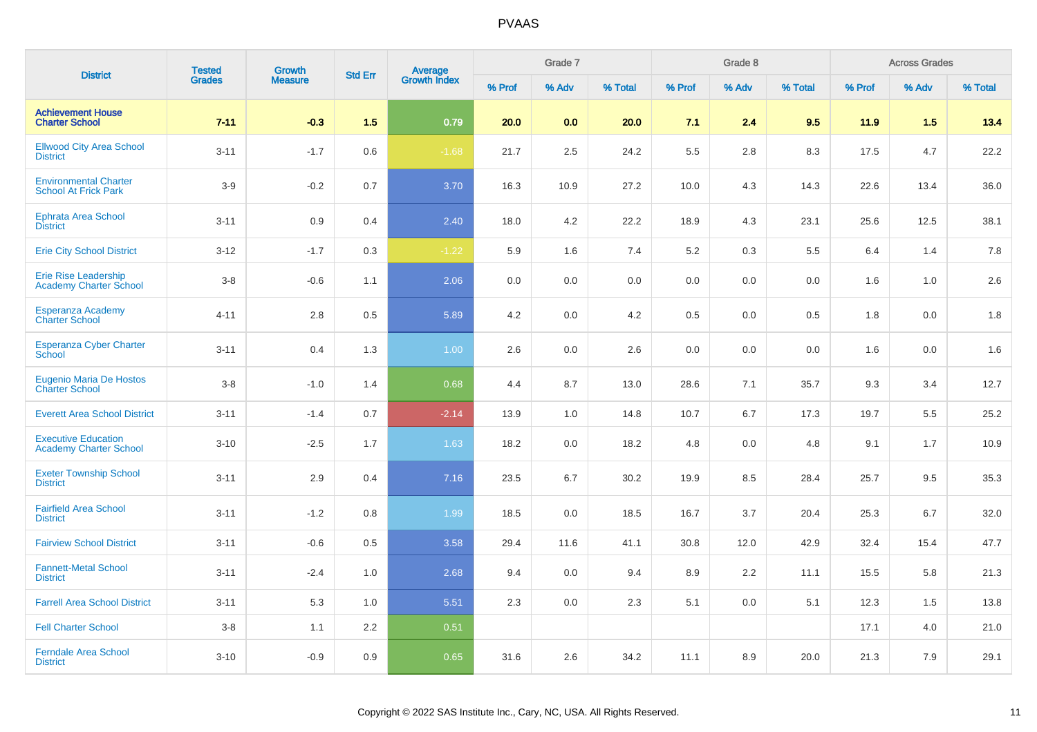| District | Tested Grades | Growth Measure | Std Err | Average Growth Index | Grade 7 | | | Grade 8 | | | Across Grades | | |
|---|---|---|---|---|---|---|---|---|---|---|---|---|---|
| | | | | | % Prof | % Adv | % Total | % Prof | % Adv | % Total | % Prof | % Adv | % Total |
| **Achievement House Charter School** | **7-11** | **-0.3** | **1.5** | **0.79** | **20.0** | **0.0** | **20.0** | **7.1** | **2.4** | **9.5** | **11.9** | **1.5** | **13.4** |
| Ellwood City Area School District | 3-11 | -1.7 | 0.6 | -1.68 | 21.7 | 2.5 | 24.2 | 5.5 | 2.8 | 8.3 | 17.5 | 4.7 | 22.2 |
| Environmental Charter School At Frick Park | 3-9 | -0.2 | 0.7 | 3.70 | 16.3 | 10.9 | 27.2 | 10.0 | 4.3 | 14.3 | 22.6 | 13.4 | 36.0 |
| Ephrata Area School District | 3-11 | 0.9 | 0.4 | 2.40 | 18.0 | 4.2 | 22.2 | 18.9 | 4.3 | 23.1 | 25.6 | 12.5 | 38.1 |
| Erie City School District | 3-12 | -1.7 | 0.3 | -1.22 | 5.9 | 1.6 | 7.4 | 5.2 | 0.3 | 5.5 | 6.4 | 1.4 | 7.8 |
| Erie Rise Leadership Academy Charter School | 3-8 | -0.6 | 1.1 | 2.06 | 0.0 | 0.0 | 0.0 | 0.0 | 0.0 | 0.0 | 1.6 | 1.0 | 2.6 |
| Esperanza Academy Charter School | 4-11 | 2.8 | 0.5 | 5.89 | 4.2 | 0.0 | 4.2 | 0.5 | 0.0 | 0.5 | 1.8 | 0.0 | 1.8 |
| Esperanza Cyber Charter School | 3-11 | 0.4 | 1.3 | 1.00 | 2.6 | 0.0 | 2.6 | 0.0 | 0.0 | 0.0 | 1.6 | 0.0 | 1.6 |
| Eugenio Maria De Hostos Charter School | 3-8 | -1.0 | 1.4 | 0.68 | 4.4 | 8.7 | 13.0 | 28.6 | 7.1 | 35.7 | 9.3 | 3.4 | 12.7 |
| Everett Area School District | 3-11 | -1.4 | 0.7 | -2.14 | 13.9 | 1.0 | 14.8 | 10.7 | 6.7 | 17.3 | 19.7 | 5.5 | 25.2 |
| Executive Education Academy Charter School | 3-10 | -2.5 | 1.7 | 1.63 | 18.2 | 0.0 | 18.2 | 4.8 | 0.0 | 4.8 | 9.1 | 1.7 | 10.9 |
| Exeter Township School District | 3-11 | 2.9 | 0.4 | 7.16 | 23.5 | 6.7 | 30.2 | 19.9 | 8.5 | 28.4 | 25.7 | 9.5 | 35.3 |
| Fairfield Area School District | 3-11 | -1.2 | 0.8 | 1.99 | 18.5 | 0.0 | 18.5 | 16.7 | 3.7 | 20.4 | 25.3 | 6.7 | 32.0 |
| Fairview School District | 3-11 | -0.6 | 0.5 | 3.58 | 29.4 | 11.6 | 41.1 | 30.8 | 12.0 | 42.9 | 32.4 | 15.4 | 47.7 |
| Fannett-Metal School District | 3-11 | -2.4 | 1.0 | 2.68 | 9.4 | 0.0 | 9.4 | 8.9 | 2.2 | 11.1 | 15.5 | 5.8 | 21.3 |
| Farrell Area School District | 3-11 | 5.3 | 1.0 | 5.51 | 2.3 | 0.0 | 2.3 | 5.1 | 0.0 | 5.1 | 12.3 | 1.5 | 13.8 |
| Fell Charter School | 3-8 | 1.1 | 2.2 | 0.51 | | | | | | | 17.1 | 4.0 | 21.0 |
| Ferndale Area School District | 3-10 | -0.9 | 0.9 | 0.65 | 31.6 | 2.6 | 34.2 | 11.1 | 8.9 | 20.0 | 21.3 | 7.9 | 29.1 |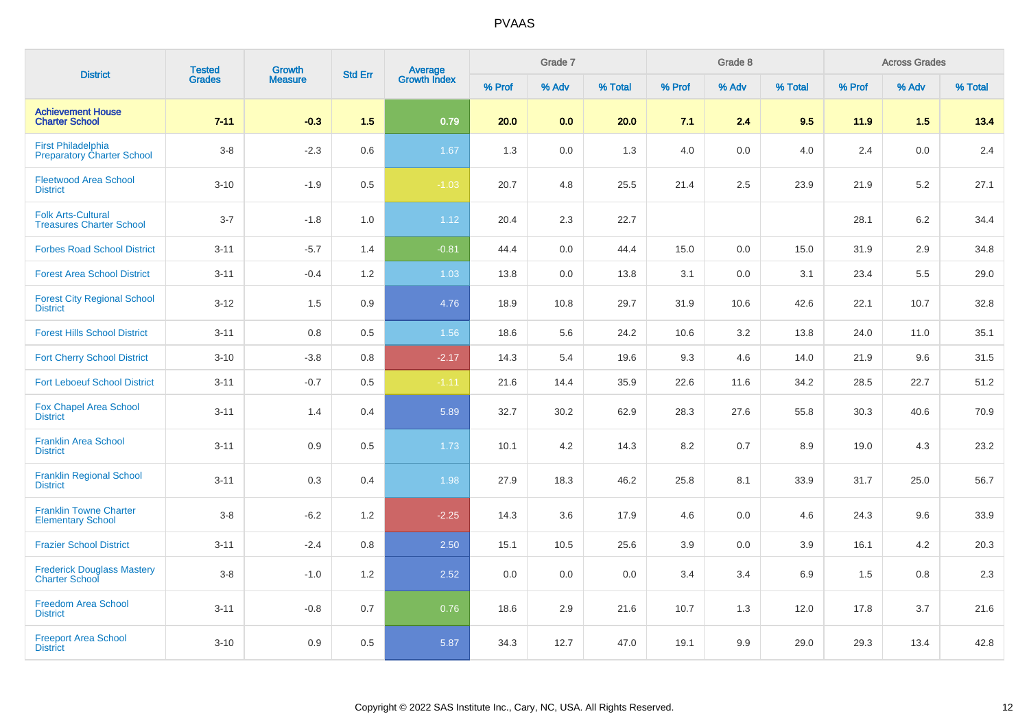# PVAAS

| District | Tested Grades | Growth Measure | Std Err | Average Growth Index | Grade 7 | | | Grade 8 | | | Across Grades | | |
|---|---|---|---|---|---|---|---|---|---|---|---|---|---|
| | | | | | % Prof | % Adv | % Total | % Prof | % Adv | % Total | % Prof | % Adv | % Total |
| **Achievement House Charter School** | **7-11** | **-0.3** | **1.5** | **0.79** | **20.0** | **0.0** | **20.0** | **7.1** | **2.4** | **9.5** | **11.9** | **1.5** | **13.4** |
| First Philadelphia Preparatory Charter School | 3-8 | -2.3 | 0.6 | 1.67 | 1.3 | 0.0 | 1.3 | 4.0 | 0.0 | 4.0 | 2.4 | 0.0 | 2.4 |
| Fleetwood Area School District | 3-10 | -1.9 | 0.5 | -1.03 | 20.7 | 4.8 | 25.5 | 21.4 | 2.5 | 23.9 | 21.9 | 5.2 | 27.1 |
| Folk Arts-Cultural Treasures Charter School | 3-7 | -1.8 | 1.0 | 1.12 | 20.4 | 2.3 | 22.7 | | | | 28.1 | 6.2 | 34.4 |
| Forbes Road School District | 3-11 | -5.7 | 1.4 | -0.81 | 44.4 | 0.0 | 44.4 | 15.0 | 0.0 | 15.0 | 31.9 | 2.9 | 34.8 |
| Forest Area School District | 3-11 | -0.4 | 1.2 | 1.03 | 13.8 | 0.0 | 13.8 | 3.1 | 0.0 | 3.1 | 23.4 | 5.5 | 29.0 |
| Forest City Regional School District | 3-12 | 1.5 | 0.9 | 4.76 | 18.9 | 10.8 | 29.7 | 31.9 | 10.6 | 42.6 | 22.1 | 10.7 | 32.8 |
| Forest Hills School District | 3-11 | 0.8 | 0.5 | 1.56 | 18.6 | 5.6 | 24.2 | 10.6 | 3.2 | 13.8 | 24.0 | 11.0 | 35.1 |
| Fort Cherry School District | 3-10 | -3.8 | 0.8 | -2.17 | 14.3 | 5.4 | 19.6 | 9.3 | 4.6 | 14.0 | 21.9 | 9.6 | 31.5 |
| Fort Leboeuf School District | 3-11 | -0.7 | 0.5 | -1.11 | 21.6 | 14.4 | 35.9 | 22.6 | 11.6 | 34.2 | 28.5 | 22.7 | 51.2 |
| Fox Chapel Area School District | 3-11 | 1.4 | 0.4 | 5.89 | 32.7 | 30.2 | 62.9 | 28.3 | 27.6 | 55.8 | 30.3 | 40.6 | 70.9 |
| Franklin Area School District | 3-11 | 0.9 | 0.5 | 1.73 | 10.1 | 4.2 | 14.3 | 8.2 | 0.7 | 8.9 | 19.0 | 4.3 | 23.2 |
| Franklin Regional School District | 3-11 | 0.3 | 0.4 | 1.98 | 27.9 | 18.3 | 46.2 | 25.8 | 8.1 | 33.9 | 31.7 | 25.0 | 56.7 |
| Franklin Towne Charter Elementary School | 3-8 | -6.2 | 1.2 | -2.25 | 14.3 | 3.6 | 17.9 | 4.6 | 0.0 | 4.6 | 24.3 | 9.6 | 33.9 |
| Frazier School District | 3-11 | -2.4 | 0.8 | 2.50 | 15.1 | 10.5 | 25.6 | 3.9 | 0.0 | 3.9 | 16.1 | 4.2 | 20.3 |
| Frederick Douglass Mastery Charter School | 3-8 | -1.0 | 1.2 | 2.52 | 0.0 | 0.0 | 0.0 | 3.4 | 3.4 | 6.9 | 1.5 | 0.8 | 2.3 |
| Freedom Area School District | 3-11 | -0.8 | 0.7 | 0.76 | 18.6 | 2.9 | 21.6 | 10.7 | 1.3 | 12.0 | 17.8 | 3.7 | 21.6 |
| Freeport Area School District | 3-10 | 0.9 | 0.5 | 5.87 | 34.3 | 12.7 | 47.0 | 19.1 | 9.9 | 29.0 | 29.3 | 13.4 | 42.8 |

Copyright © 2022 SAS Institute Inc., Cary, NC, USA. All Rights Reserved.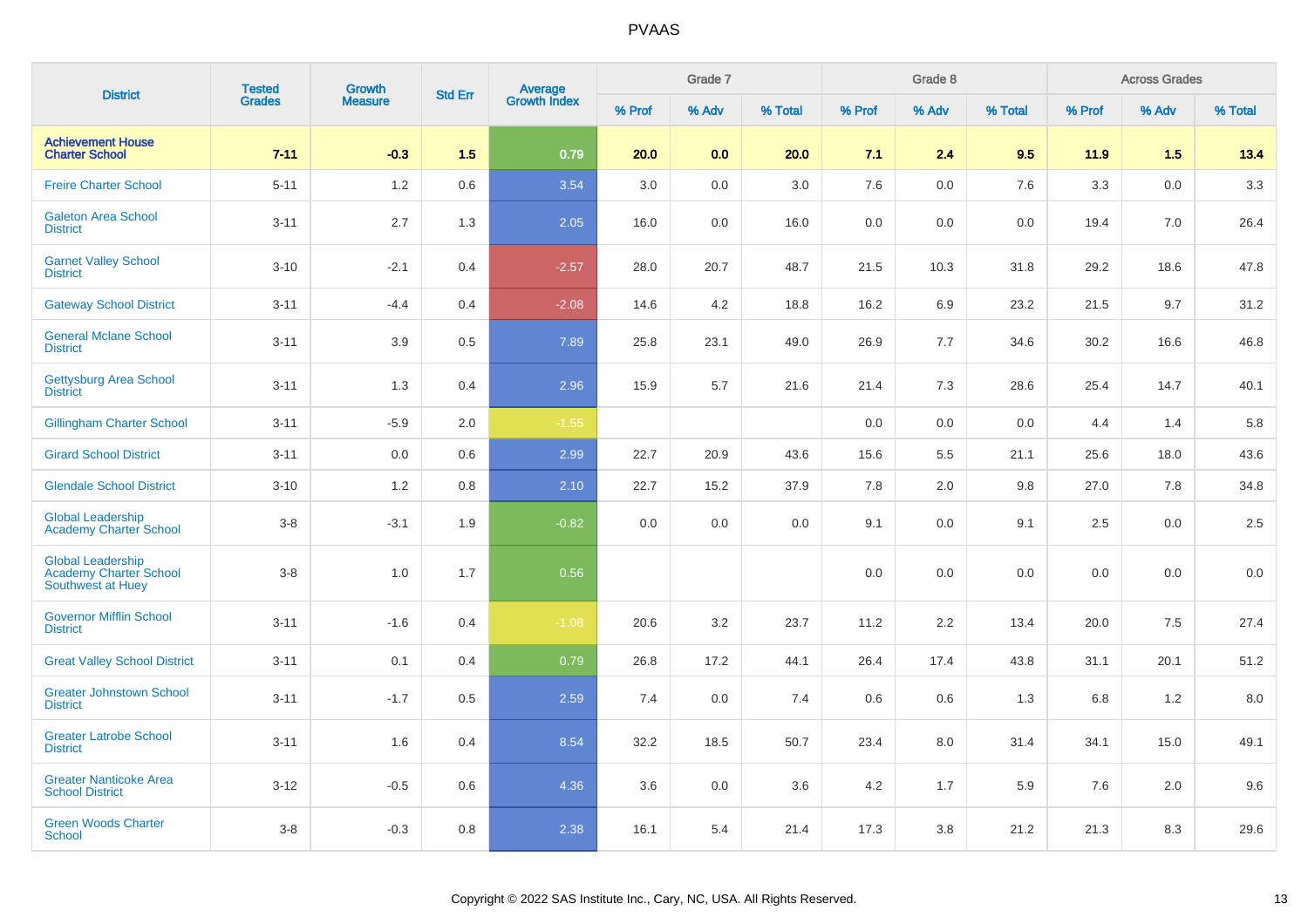| District | Tested Grades | Growth Measure | Std Err | Average Growth Index | Grade 7 | | | Grade 8 | | | Across Grades | | |
|---|---|---|---|---|---|---|---|---|---|---|---|---|---|
| | | | | | % Prof | % Adv | % Total | % Prof | % Adv | % Total | % Prof | % Adv | % Total |
| **Achievement House Charter School** | **7-11** | **-0.3** | **1.5** | **0.79** | **20.0** | **0.0** | **20.0** | **7.1** | **2.4** | **9.5** | **11.9** | **1.5** | **13.4** |
| Freire Charter School | 5-11 | 1.2 | 0.6 | 3.54 | 3.0 | 0.0 | 3.0 | 7.6 | 0.0 | 7.6 | 3.3 | 0.0 | 3.3 |
| Galeton Area School District | 3-11 | 2.7 | 1.3 | 2.05 | 16.0 | 0.0 | 16.0 | 0.0 | 0.0 | 0.0 | 19.4 | 7.0 | 26.4 |
| Garnet Valley School District | 3-10 | -2.1 | 0.4 | -2.57 | 28.0 | 20.7 | 48.7 | 21.5 | 10.3 | 31.8 | 29.2 | 18.6 | 47.8 |
| Gateway School District | 3-11 | -4.4 | 0.4 | -2.08 | 14.6 | 4.2 | 18.8 | 16.2 | 6.9 | 23.2 | 21.5 | 9.7 | 31.2 |
| General Mclane School District | 3-11 | 3.9 | 0.5 | 7.89 | 25.8 | 23.1 | 49.0 | 26.9 | 7.7 | 34.6 | 30.2 | 16.6 | 46.8 |
| Gettysburg Area School District | 3-11 | 1.3 | 0.4 | 2.96 | 15.9 | 5.7 | 21.6 | 21.4 | 7.3 | 28.6 | 25.4 | 14.7 | 40.1 |
| Gillingham Charter School | 3-11 | -5.9 | 2.0 | -1.55 | | | | 0.0 | 0.0 | 0.0 | 4.4 | 1.4 | 5.8 |
| Girard School District | 3-11 | 0.0 | 0.6 | 2.99 | 22.7 | 20.9 | 43.6 | 15.6 | 5.5 | 21.1 | 25.6 | 18.0 | 43.6 |
| Glendale School District | 3-10 | 1.2 | 0.8 | 2.10 | 22.7 | 15.2 | 37.9 | 7.8 | 2.0 | 9.8 | 27.0 | 7.8 | 34.8 |
| Global Leadership Academy Charter School | 3-8 | -3.1 | 1.9 | -0.82 | 0.0 | 0.0 | 0.0 | 9.1 | 0.0 | 9.1 | 2.5 | 0.0 | 2.5 |
| Global Leadership Academy Charter School Southwest at Huey | 3-8 | 1.0 | 1.7 | 0.56 | | | | 0.0 | 0.0 | 0.0 | 0.0 | 0.0 | 0.0 |
| Governor Mifflin School District | 3-11 | -1.6 | 0.4 | -1.08 | 20.6 | 3.2 | 23.7 | 11.2 | 2.2 | 13.4 | 20.0 | 7.5 | 27.4 |
| Great Valley School District | 3-11 | 0.1 | 0.4 | 0.79 | 26.8 | 17.2 | 44.1 | 26.4 | 17.4 | 43.8 | 31.1 | 20.1 | 51.2 |
| Greater Johnstown School District | 3-11 | -1.7 | 0.5 | 2.59 | 7.4 | 0.0 | 7.4 | 0.6 | 0.6 | 1.3 | 6.8 | 1.2 | 8.0 |
| Greater Latrobe School District | 3-11 | 1.6 | 0.4 | 8.54 | 32.2 | 18.5 | 50.7 | 23.4 | 8.0 | 31.4 | 34.1 | 15.0 | 49.1 |
| Greater Nanticoke Area School District | 3-12 | -0.5 | 0.6 | 4.36 | 3.6 | 0.0 | 3.6 | 4.2 | 1.7 | 5.9 | 7.6 | 2.0 | 9.6 |
| Green Woods Charter School | 3-8 | -0.3 | 0.8 | 2.38 | 16.1 | 5.4 | 21.4 | 17.3 | 3.8 | 21.2 | 21.3 | 8.3 | 29.6 |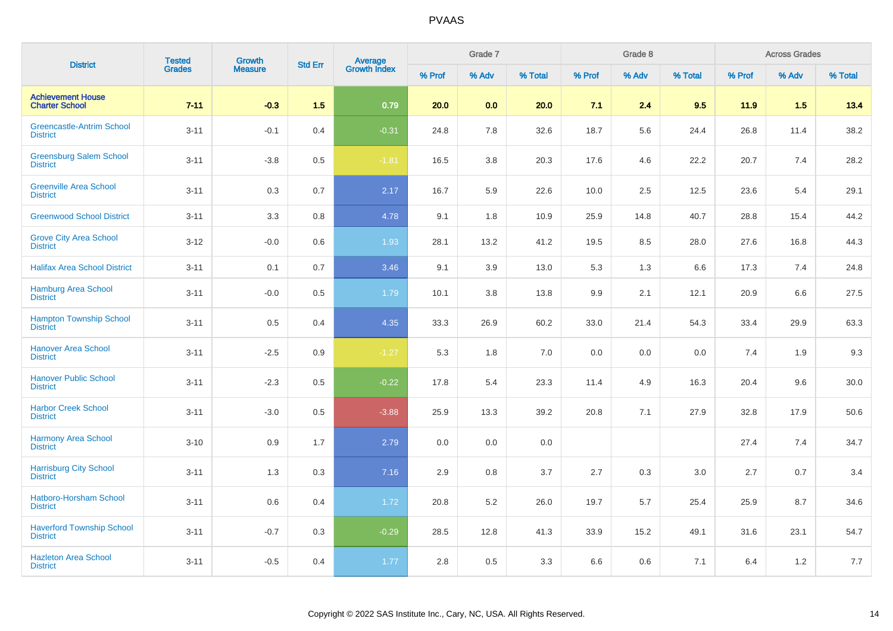# PVAAS

| District | Tested Grades | Growth Measure | Std Err | Average Growth Index | Grade 7 | | | Grade 8 | | | Across Grades | | |
|---|---|---|---|---|---|---|---|---|---|---|---|---|---|
| | | | | | % Prof | % Adv | % Total | % Prof | % Adv | % Total | % Prof | % Adv | % Total |
| **Achievement House Charter School** | **7-11** | **-0.3** | **1.5** | **0.79** | **20.0** | **0.0** | **20.0** | **7.1** | **2.4** | **9.5** | **11.9** | **1.5** | **13.4** |
| Greencastle-Antrim School District | 3-11 | -0.1 | 0.4 | -0.31 | 24.8 | 7.8 | 32.6 | 18.7 | 5.6 | 24.4 | 26.8 | 11.4 | 38.2 |
| Greensburg Salem School District | 3-11 | -3.8 | 0.5 | -1.81 | 16.5 | 3.8 | 20.3 | 17.6 | 4.6 | 22.2 | 20.7 | 7.4 | 28.2 |
| Greenville Area School District | 3-11 | 0.3 | 0.7 | 2.17 | 16.7 | 5.9 | 22.6 | 10.0 | 2.5 | 12.5 | 23.6 | 5.4 | 29.1 |
| Greenwood School District | 3-11 | 3.3 | 0.8 | 4.78 | 9.1 | 1.8 | 10.9 | 25.9 | 14.8 | 40.7 | 28.8 | 15.4 | 44.2 |
| Grove City Area School District | 3-12 | -0.0 | 0.6 | 1.93 | 28.1 | 13.2 | 41.2 | 19.5 | 8.5 | 28.0 | 27.6 | 16.8 | 44.3 |
| Halifax Area School District | 3-11 | 0.1 | 0.7 | 3.46 | 9.1 | 3.9 | 13.0 | 5.3 | 1.3 | 6.6 | 17.3 | 7.4 | 24.8 |
| Hamburg Area School District | 3-11 | -0.0 | 0.5 | 1.79 | 10.1 | 3.8 | 13.8 | 9.9 | 2.1 | 12.1 | 20.9 | 6.6 | 27.5 |
| Hampton Township School District | 3-11 | 0.5 | 0.4 | 4.35 | 33.3 | 26.9 | 60.2 | 33.0 | 21.4 | 54.3 | 33.4 | 29.9 | 63.3 |
| Hanover Area School District | 3-11 | -2.5 | 0.9 | -1.27 | 5.3 | 1.8 | 7.0 | 0.0 | 0.0 | 0.0 | 7.4 | 1.9 | 9.3 |
| Hanover Public School District | 3-11 | -2.3 | 0.5 | -0.22 | 17.8 | 5.4 | 23.3 | 11.4 | 4.9 | 16.3 | 20.4 | 9.6 | 30.0 |
| Harbor Creek School District | 3-11 | -3.0 | 0.5 | -3.88 | 25.9 | 13.3 | 39.2 | 20.8 | 7.1 | 27.9 | 32.8 | 17.9 | 50.6 |
| Harmony Area School District | 3-10 | 0.9 | 1.7 | 2.79 | 0.0 | 0.0 | 0.0 | | | | 27.4 | 7.4 | 34.7 |
| Harrisburg City School District | 3-11 | 1.3 | 0.3 | 7.16 | 2.9 | 0.8 | 3.7 | 2.7 | 0.3 | 3.0 | 2.7 | 0.7 | 3.4 |
| Hatboro-Horsham School District | 3-11 | 0.6 | 0.4 | 1.72 | 20.8 | 5.2 | 26.0 | 19.7 | 5.7 | 25.4 | 25.9 | 8.7 | 34.6 |
| Haverford Township School District | 3-11 | -0.7 | 0.3 | -0.29 | 28.5 | 12.8 | 41.3 | 33.9 | 15.2 | 49.1 | 31.6 | 23.1 | 54.7 |
| Hazleton Area School District | 3-11 | -0.5 | 0.4 | 1.77 | 2.8 | 0.5 | 3.3 | 6.6 | 0.6 | 7.1 | 6.4 | 1.2 | 7.7 |

Copyright © 2022 SAS Institute Inc., Cary, NC, USA. All Rights Reserved.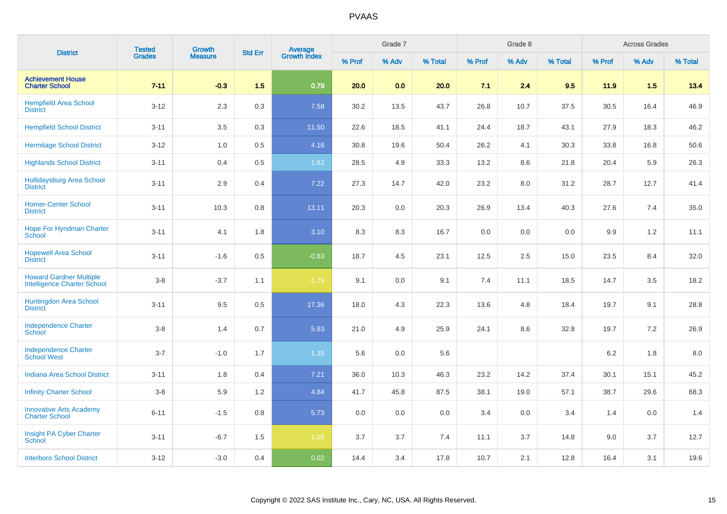| District | Tested Grades | Growth Measure | Std Err | Average Growth Index | Grade 7 | | | Grade 8 | | | Across Grades | | |
|---|---|---|---|---|---|---|---|---|---|---|---|---|---|
| | | | | | % Prof | % Adv | % Total | % Prof | % Adv | % Total | % Prof | % Adv | % Total |
| **Achievement House Charter School** | **7-11** | **-0.3** | **1.5** | **0.79** | **20.0** | **0.0** | **20.0** | **7.1** | **2.4** | **9.5** | **11.9** | **1.5** | **13.4** |
| Hempfield Area School District | 3-12 | 2.3 | 0.3 | 7.58 | 30.2 | 13.5 | 43.7 | 26.8 | 10.7 | 37.5 | 30.5 | 16.4 | 46.9 |
| Hempfield School District | 3-11 | 3.5 | 0.3 | 11.50 | 22.6 | 18.5 | 41.1 | 24.4 | 18.7 | 43.1 | 27.9 | 18.3 | 46.2 |
| Hermitage School District | 3-12 | 1.0 | 0.5 | 4.16 | 30.8 | 19.6 | 50.4 | 26.2 | 4.1 | 30.3 | 33.8 | 16.8 | 50.6 |
| Highlands School District | 3-11 | 0.4 | 0.5 | 1.62 | 28.5 | 4.9 | 33.3 | 13.2 | 8.6 | 21.8 | 20.4 | 5.9 | 26.3 |
| Hollidaysburg Area School District | 3-11 | 2.9 | 0.4 | 7.22 | 27.3 | 14.7 | 42.0 | 23.2 | 8.0 | 31.2 | 28.7 | 12.7 | 41.4 |
| Homer-Center School District | 3-11 | 10.3 | 0.8 | 13.11 | 20.3 | 0.0 | 20.3 | 26.9 | 13.4 | 40.3 | 27.6 | 7.4 | 35.0 |
| Hope For Hyndman Charter School | 3-11 | 4.1 | 1.8 | 3.10 | 8.3 | 8.3 | 16.7 | 0.0 | 0.0 | 0.0 | 9.9 | 1.2 | 11.1 |
| Hopewell Area School District | 3-11 | -1.6 | 0.5 | -0.83 | 18.7 | 4.5 | 23.1 | 12.5 | 2.5 | 15.0 | 23.5 | 8.4 | 32.0 |
| Howard Gardner Multiple Intelligence Charter School | 3-8 | -3.7 | 1.1 | -1.75 | 9.1 | 0.0 | 9.1 | 7.4 | 11.1 | 18.5 | 14.7 | 3.5 | 18.2 |
| Huntingdon Area School District | 3-11 | 9.5 | 0.5 | 17.36 | 18.0 | 4.3 | 22.3 | 13.6 | 4.8 | 18.4 | 19.7 | 9.1 | 28.8 |
| Independence Charter School | 3-8 | 1.4 | 0.7 | 5.93 | 21.0 | 4.9 | 25.9 | 24.1 | 8.6 | 32.8 | 19.7 | 7.2 | 26.9 |
| Independence Charter School West | 3-7 | -1.0 | 1.7 | 1.35 | 5.6 | 0.0 | 5.6 | | | | 6.2 | 1.8 | 8.0 |
| Indiana Area School District | 3-11 | 1.8 | 0.4 | 7.21 | 36.0 | 10.3 | 46.3 | 23.2 | 14.2 | 37.4 | 30.1 | 15.1 | 45.2 |
| Infinity Charter School | 3-8 | 5.9 | 1.2 | 4.84 | 41.7 | 45.8 | 87.5 | 38.1 | 19.0 | 57.1 | 38.7 | 29.6 | 68.3 |
| Innovative Arts Academy Charter School | 6-11 | -1.5 | 0.8 | 5.73 | 0.0 | 0.0 | 0.0 | 3.4 | 0.0 | 3.4 | 1.4 | 0.0 | 1.4 |
| Insight PA Cyber Charter School | 3-11 | -6.7 | 1.5 | -1.06 | 3.7 | 3.7 | 7.4 | 11.1 | 3.7 | 14.8 | 9.0 | 3.7 | 12.7 |
| Interboro School District | 3-12 | -3.0 | 0.4 | 0.02 | 14.4 | 3.4 | 17.8 | 10.7 | 2.1 | 12.8 | 16.4 | 3.1 | 19.6 |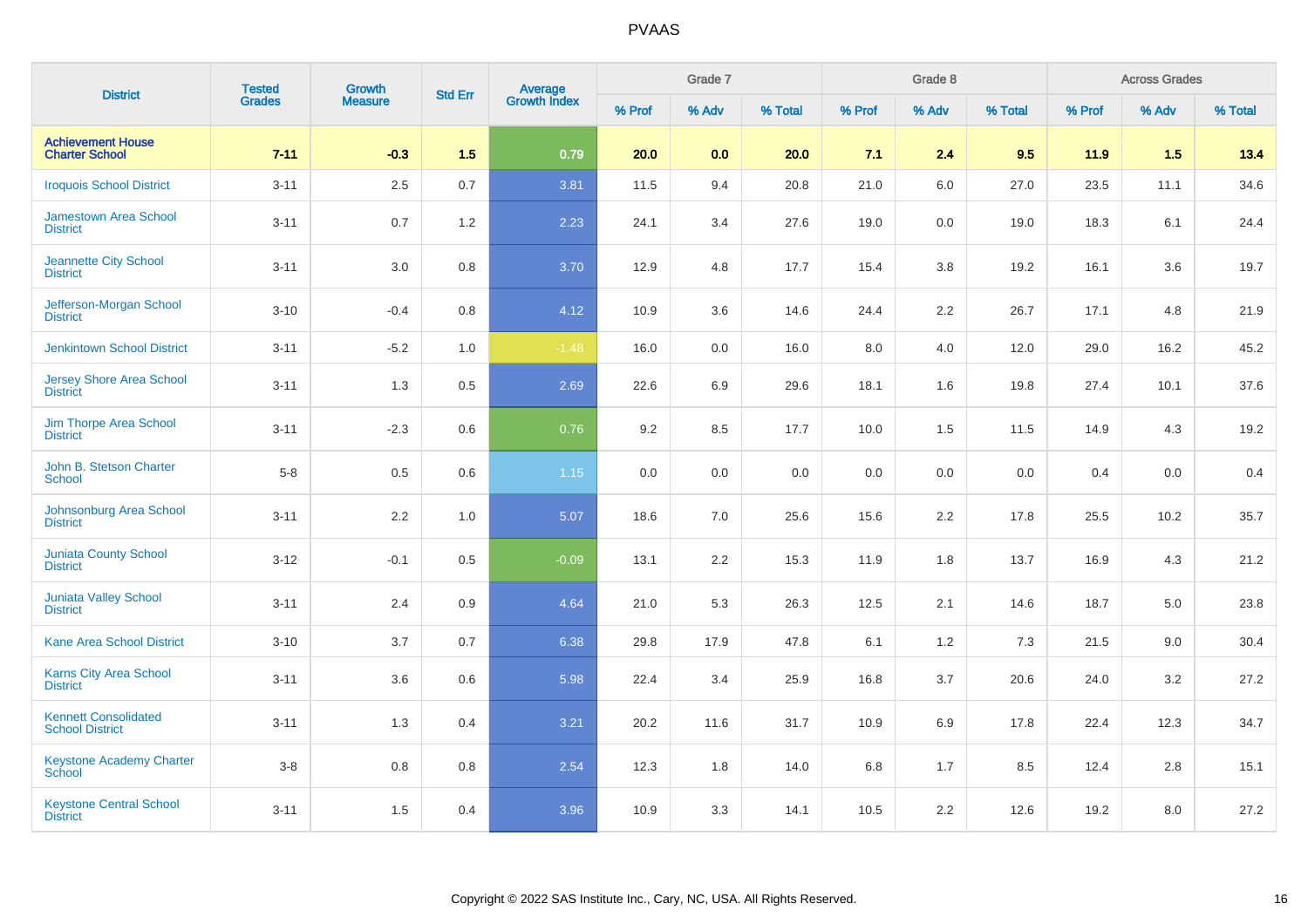# PVAAS

| District | Tested Grades | Growth Measure | Std Err | Average Growth Index | Grade 7 | | | Grade 8 | | | Across Grades | | |
|---|---|---|---|---|---|---|---|---|---|---|---|---|---|
| | | | | | % Prof | % Adv | % Total | % Prof | % Adv | % Total | % Prof | % Adv | % Total |
| **Achievement House Charter School** | **7-11** | **-0.3** | **1.5** | **0.79** | **20.0** | **0.0** | **20.0** | **7.1** | **2.4** | **9.5** | **11.9** | **1.5** | **13.4** |
| Iroquois School District | 3-11 | 2.5 | 0.7 | 3.81 | 11.5 | 9.4 | 20.8 | 21.0 | 6.0 | 27.0 | 23.5 | 11.1 | 34.6 |
| Jamestown Area School District | 3-11 | 0.7 | 1.2 | 2.23 | 24.1 | 3.4 | 27.6 | 19.0 | 0.0 | 19.0 | 18.3 | 6.1 | 24.4 |
| Jeannette City School District | 3-11 | 3.0 | 0.8 | 3.70 | 12.9 | 4.8 | 17.7 | 15.4 | 3.8 | 19.2 | 16.1 | 3.6 | 19.7 |
| Jefferson-Morgan School District | 3-10 | -0.4 | 0.8 | 4.12 | 10.9 | 3.6 | 14.6 | 24.4 | 2.2 | 26.7 | 17.1 | 4.8 | 21.9 |
| Jenkintown School District | 3-11 | -5.2 | 1.0 | -1.48 | 16.0 | 0.0 | 16.0 | 8.0 | 4.0 | 12.0 | 29.0 | 16.2 | 45.2 |
| Jersey Shore Area School District | 3-11 | 1.3 | 0.5 | 2.69 | 22.6 | 6.9 | 29.6 | 18.1 | 1.6 | 19.8 | 27.4 | 10.1 | 37.6 |
| Jim Thorpe Area School District | 3-11 | -2.3 | 0.6 | 0.76 | 9.2 | 8.5 | 17.7 | 10.0 | 1.5 | 11.5 | 14.9 | 4.3 | 19.2 |
| John B. Stetson Charter School | 5-8 | 0.5 | 0.6 | 1.15 | 0.0 | 0.0 | 0.0 | 0.0 | 0.0 | 0.0 | 0.4 | 0.0 | 0.4 |
| Johnsonburg Area School District | 3-11 | 2.2 | 1.0 | 5.07 | 18.6 | 7.0 | 25.6 | 15.6 | 2.2 | 17.8 | 25.5 | 10.2 | 35.7 |
| Juniata County School District | 3-12 | -0.1 | 0.5 | -0.09 | 13.1 | 2.2 | 15.3 | 11.9 | 1.8 | 13.7 | 16.9 | 4.3 | 21.2 |
| Juniata Valley School District | 3-11 | 2.4 | 0.9 | 4.64 | 21.0 | 5.3 | 26.3 | 12.5 | 2.1 | 14.6 | 18.7 | 5.0 | 23.8 |
| Kane Area School District | 3-10 | 3.7 | 0.7 | 6.38 | 29.8 | 17.9 | 47.8 | 6.1 | 1.2 | 7.3 | 21.5 | 9.0 | 30.4 |
| Karns City Area School District | 3-11 | 3.6 | 0.6 | 5.98 | 22.4 | 3.4 | 25.9 | 16.8 | 3.7 | 20.6 | 24.0 | 3.2 | 27.2 |
| Kennett Consolidated School District | 3-11 | 1.3 | 0.4 | 3.21 | 20.2 | 11.6 | 31.7 | 10.9 | 6.9 | 17.8 | 22.4 | 12.3 | 34.7 |
| Keystone Academy Charter School | 3-8 | 0.8 | 0.8 | 2.54 | 12.3 | 1.8 | 14.0 | 6.8 | 1.7 | 8.5 | 12.4 | 2.8 | 15.1 |
| Keystone Central School District | 3-11 | 1.5 | 0.4 | 3.96 | 10.9 | 3.3 | 14.1 | 10.5 | 2.2 | 12.6 | 19.2 | 8.0 | 27.2 |

Copyright © 2022 SAS Institute Inc., Cary, NC, USA. All Rights Reserved.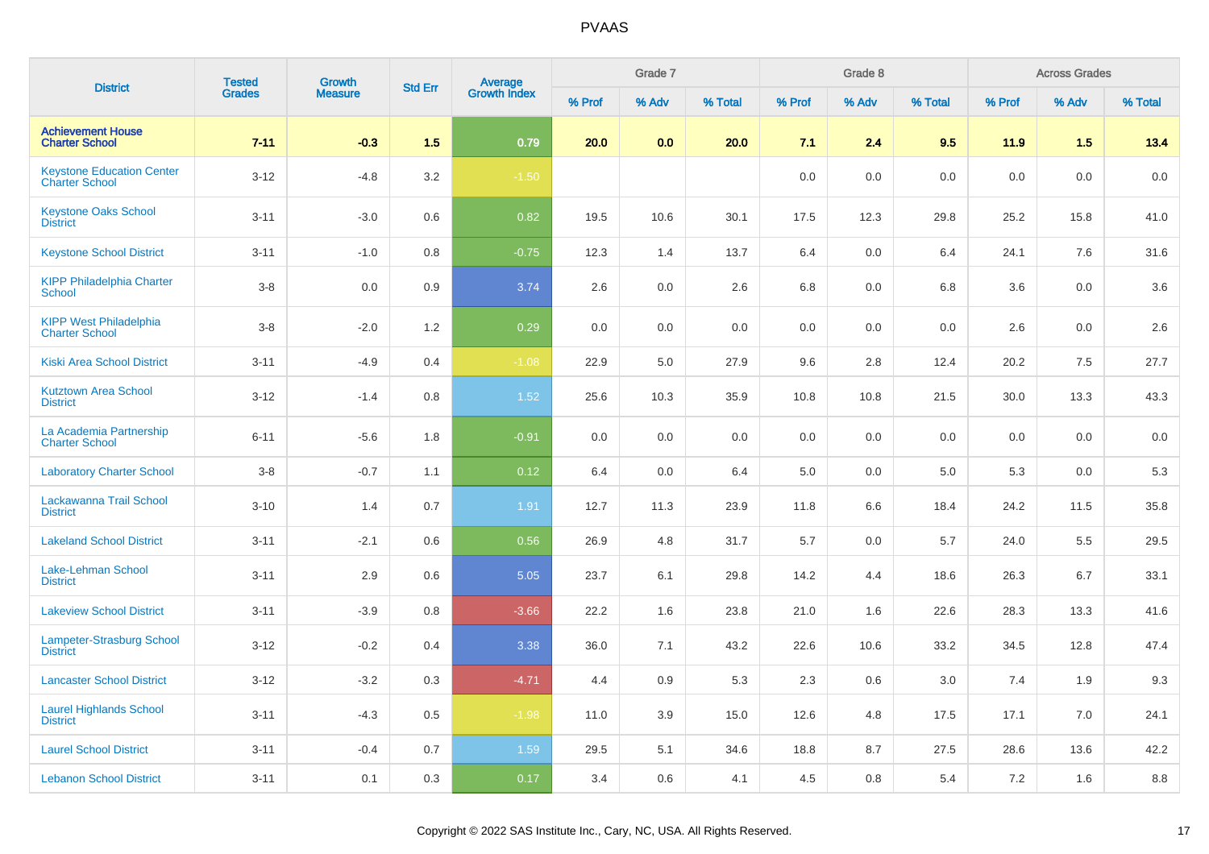# PVAAS

| District | Tested Grades | Growth Measure | Std Err | Average Growth Index | Grade 7 | | | Grade 8 | | | Across Grades | | |
|---|---|---|---|---|---|---|---|---|---|---|---|---|---|
| | | | | | % Prof | % Adv | % Total | % Prof | % Adv | % Total | % Prof | % Adv | % Total |
| **Achievement House Charter School** | **7-11** | **-0.3** | **1.5** | **0.79** | **20.0** | **0.0** | **20.0** | **7.1** | **2.4** | **9.5** | **11.9** | **1.5** | **13.4** |
| Keystone Education Center Charter School | 3-12 | -4.8 | 3.2 | -1.50 | | | | 0.0 | 0.0 | 0.0 | 0.0 | 0.0 | 0.0 |
| Keystone Oaks School District | 3-11 | -3.0 | 0.6 | 0.82 | 19.5 | 10.6 | 30.1 | 17.5 | 12.3 | 29.8 | 25.2 | 15.8 | 41.0 |
| Keystone School District | 3-11 | -1.0 | 0.8 | -0.75 | 12.3 | 1.4 | 13.7 | 6.4 | 0.0 | 6.4 | 24.1 | 7.6 | 31.6 |
| KIPP Philadelphia Charter School | 3-8 | 0.0 | 0.9 | 3.74 | 2.6 | 0.0 | 2.6 | 6.8 | 0.0 | 6.8 | 3.6 | 0.0 | 3.6 |
| KIPP West Philadelphia Charter School | 3-8 | -2.0 | 1.2 | 0.29 | 0.0 | 0.0 | 0.0 | 0.0 | 0.0 | 0.0 | 2.6 | 0.0 | 2.6 |
| Kiski Area School District | 3-11 | -4.9 | 0.4 | -1.08 | 22.9 | 5.0 | 27.9 | 9.6 | 2.8 | 12.4 | 20.2 | 7.5 | 27.7 |
| Kutztown Area School District | 3-12 | -1.4 | 0.8 | 1.52 | 25.6 | 10.3 | 35.9 | 10.8 | 10.8 | 21.5 | 30.0 | 13.3 | 43.3 |
| La Academia Partnership Charter School | 6-11 | -5.6 | 1.8 | -0.91 | 0.0 | 0.0 | 0.0 | 0.0 | 0.0 | 0.0 | 0.0 | 0.0 | 0.0 |
| Laboratory Charter School | 3-8 | -0.7 | 1.1 | 0.12 | 6.4 | 0.0 | 6.4 | 5.0 | 0.0 | 5.0 | 5.3 | 0.0 | 5.3 |
| Lackawanna Trail School District | 3-10 | 1.4 | 0.7 | 1.91 | 12.7 | 11.3 | 23.9 | 11.8 | 6.6 | 18.4 | 24.2 | 11.5 | 35.8 |
| Lakeland School District | 3-11 | -2.1 | 0.6 | 0.56 | 26.9 | 4.8 | 31.7 | 5.7 | 0.0 | 5.7 | 24.0 | 5.5 | 29.5 |
| Lake-Lehman School District | 3-11 | 2.9 | 0.6 | 5.05 | 23.7 | 6.1 | 29.8 | 14.2 | 4.4 | 18.6 | 26.3 | 6.7 | 33.1 |
| Lakeview School District | 3-11 | -3.9 | 0.8 | -3.66 | 22.2 | 1.6 | 23.8 | 21.0 | 1.6 | 22.6 | 28.3 | 13.3 | 41.6 |
| Lampeter-Strasburg School District | 3-12 | -0.2 | 0.4 | 3.38 | 36.0 | 7.1 | 43.2 | 22.6 | 10.6 | 33.2 | 34.5 | 12.8 | 47.4 |
| Lancaster School District | 3-12 | -3.2 | 0.3 | -4.71 | 4.4 | 0.9 | 5.3 | 2.3 | 0.6 | 3.0 | 7.4 | 1.9 | 9.3 |
| Laurel Highlands School District | 3-11 | -4.3 | 0.5 | -1.98 | 11.0 | 3.9 | 15.0 | 12.6 | 4.8 | 17.5 | 17.1 | 7.0 | 24.1 |
| Laurel School District | 3-11 | -0.4 | 0.7 | 1.59 | 29.5 | 5.1 | 34.6 | 18.8 | 8.7 | 27.5 | 28.6 | 13.6 | 42.2 |
| Lebanon School District | 3-11 | 0.1 | 0.3 | 0.17 | 3.4 | 0.6 | 4.1 | 4.5 | 0.8 | 5.4 | 7.2 | 1.6 | 8.8 |

Copyright © 2022 SAS Institute Inc., Cary, NC, USA. All Rights Reserved.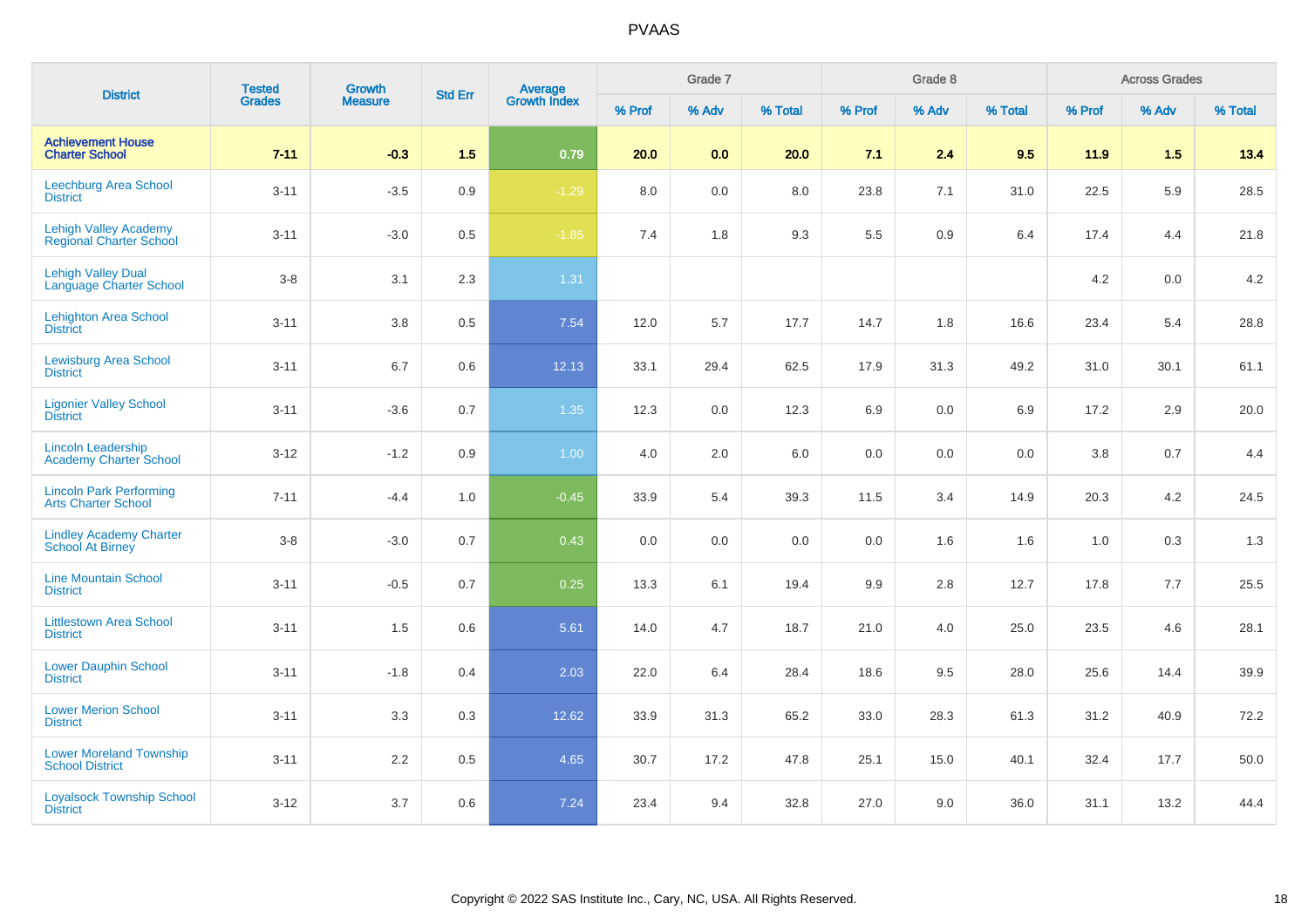# PVAAS

| District | Tested Grades | Growth Measure | Std Err | Average Growth Index | Grade 7 | | | Grade 8 | | | Across Grades | | |
|---|---|---|---|---|---|---|---|---|---|---|---|---|---|
| | | | | | % Prof | % Adv | % Total | % Prof | % Adv | % Total | % Prof | % Adv | % Total |
| **Achievement House Charter School** | **7-11** | **-0.3** | **1.5** | **0.79** | **20.0** | **0.0** | **20.0** | **7.1** | **2.4** | **9.5** | **11.9** | **1.5** | **13.4** |
| Leechburg Area School District | 3-11 | -3.5 | 0.9 | -1.29 | 8.0 | 0.0 | 8.0 | 23.8 | 7.1 | 31.0 | 22.5 | 5.9 | 28.5 |
| Lehigh Valley Academy Regional Charter School | 3-11 | -3.0 | 0.5 | -1.85 | 7.4 | 1.8 | 9.3 | 5.5 | 0.9 | 6.4 | 17.4 | 4.4 | 21.8 |
| Lehigh Valley Dual Language Charter School | 3-8 | 3.1 | 2.3 | 1.31 | | | | | | | 4.2 | 0.0 | 4.2 |
| Lehighton Area School District | 3-11 | 3.8 | 0.5 | 7.54 | 12.0 | 5.7 | 17.7 | 14.7 | 1.8 | 16.6 | 23.4 | 5.4 | 28.8 |
| Lewisburg Area School District | 3-11 | 6.7 | 0.6 | 12.13 | 33.1 | 29.4 | 62.5 | 17.9 | 31.3 | 49.2 | 31.0 | 30.1 | 61.1 |
| Ligonier Valley School District | 3-11 | -3.6 | 0.7 | 1.35 | 12.3 | 0.0 | 12.3 | 6.9 | 0.0 | 6.9 | 17.2 | 2.9 | 20.0 |
| Lincoln Leadership Academy Charter School | 3-12 | -1.2 | 0.9 | 1.00 | 4.0 | 2.0 | 6.0 | 0.0 | 0.0 | 0.0 | 3.8 | 0.7 | 4.4 |
| Lincoln Park Performing Arts Charter School | 7-11 | -4.4 | 1.0 | -0.45 | 33.9 | 5.4 | 39.3 | 11.5 | 3.4 | 14.9 | 20.3 | 4.2 | 24.5 |
| Lindley Academy Charter School At Birney | 3-8 | -3.0 | 0.7 | 0.43 | 0.0 | 0.0 | 0.0 | 0.0 | 1.6 | 1.6 | 1.0 | 0.3 | 1.3 |
| Line Mountain School District | 3-11 | -0.5 | 0.7 | 0.25 | 13.3 | 6.1 | 19.4 | 9.9 | 2.8 | 12.7 | 17.8 | 7.7 | 25.5 |
| Littlestown Area School District | 3-11 | 1.5 | 0.6 | 5.61 | 14.0 | 4.7 | 18.7 | 21.0 | 4.0 | 25.0 | 23.5 | 4.6 | 28.1 |
| Lower Dauphin School District | 3-11 | -1.8 | 0.4 | 2.03 | 22.0 | 6.4 | 28.4 | 18.6 | 9.5 | 28.0 | 25.6 | 14.4 | 39.9 |
| Lower Merion School District | 3-11 | 3.3 | 0.3 | 12.62 | 33.9 | 31.3 | 65.2 | 33.0 | 28.3 | 61.3 | 31.2 | 40.9 | 72.2 |
| Lower Moreland Township School District | 3-11 | 2.2 | 0.5 | 4.65 | 30.7 | 17.2 | 47.8 | 25.1 | 15.0 | 40.1 | 32.4 | 17.7 | 50.0 |
| Loyalsock Township School District | 3-12 | 3.7 | 0.6 | 7.24 | 23.4 | 9.4 | 32.8 | 27.0 | 9.0 | 36.0 | 31.1 | 13.2 | 44.4 |

Copyright © 2022 SAS Institute Inc., Cary, NC, USA. All Rights Reserved.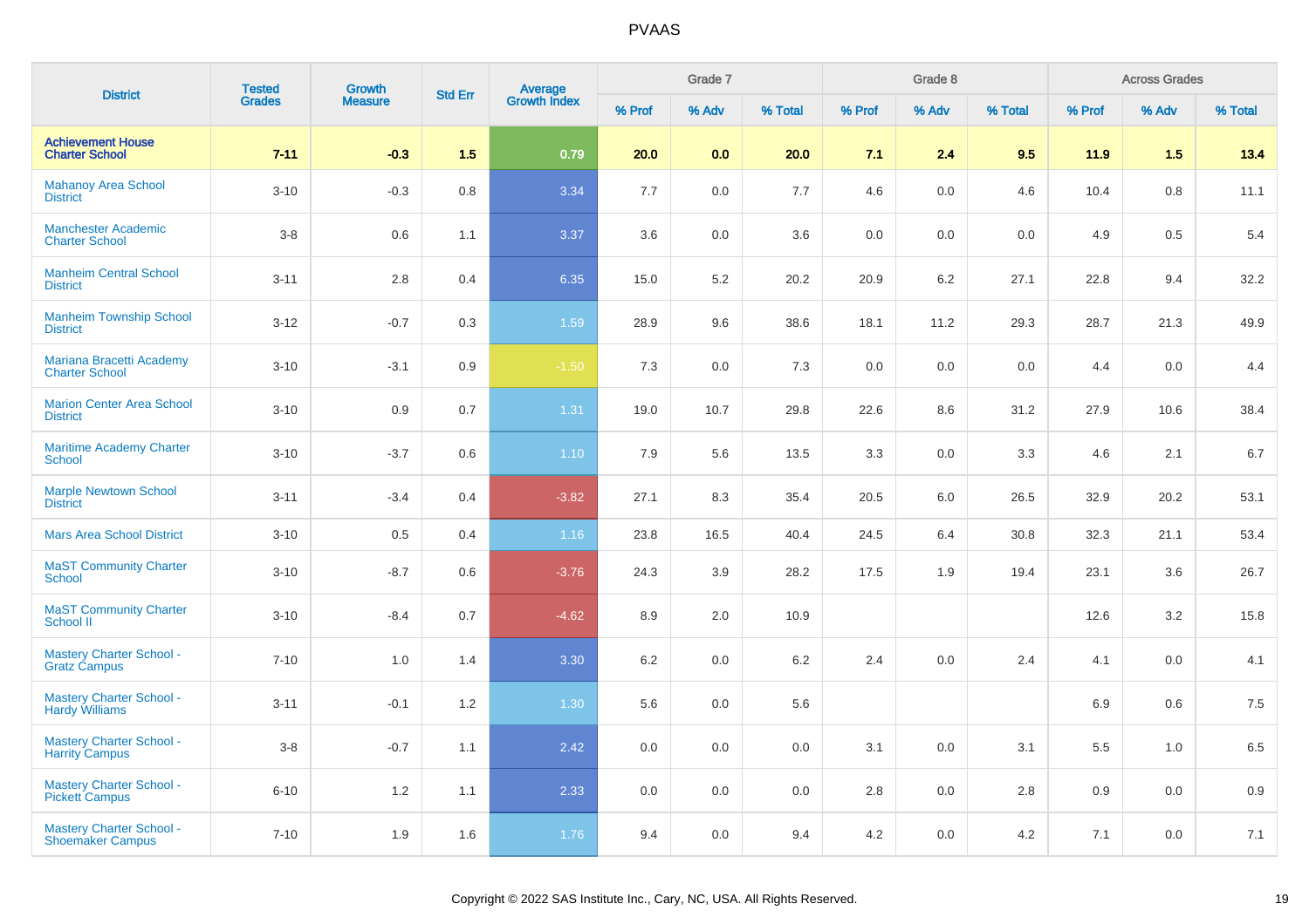| District | Tested Grades | Growth Measure | Std Err | Average Growth Index | Grade 7 | | | Grade 8 | | | Across Grades | | |
|---|---|---|---|---|---|---|---|---|---|---|---|---|---|
| | | | | | % Prof | % Adv | % Total | % Prof | % Adv | % Total | % Prof | % Adv | % Total |
| **Achievement House Charter School** | **7-11** | **-0.3** | **1.5** | **0.79** | **20.0** | **0.0** | **20.0** | **7.1** | **2.4** | **9.5** | **11.9** | **1.5** | **13.4** |
| Mahanoy Area School District | 3-10 | -0.3 | 0.8 | 3.34 | 7.7 | 0.0 | 7.7 | 4.6 | 0.0 | 4.6 | 10.4 | 0.8 | 11.1 |
| Manchester Academic Charter School | 3-8 | 0.6 | 1.1 | 3.37 | 3.6 | 0.0 | 3.6 | 0.0 | 0.0 | 0.0 | 4.9 | 0.5 | 5.4 |
| Manheim Central School District | 3-11 | 2.8 | 0.4 | 6.35 | 15.0 | 5.2 | 20.2 | 20.9 | 6.2 | 27.1 | 22.8 | 9.4 | 32.2 |
| Manheim Township School District | 3-12 | -0.7 | 0.3 | 1.59 | 28.9 | 9.6 | 38.6 | 18.1 | 11.2 | 29.3 | 28.7 | 21.3 | 49.9 |
| Mariana Bracetti Academy Charter School | 3-10 | -3.1 | 0.9 | -1.50 | 7.3 | 0.0 | 7.3 | 0.0 | 0.0 | 0.0 | 4.4 | 0.0 | 4.4 |
| Marion Center Area School District | 3-10 | 0.9 | 0.7 | 1.31 | 19.0 | 10.7 | 29.8 | 22.6 | 8.6 | 31.2 | 27.9 | 10.6 | 38.4 |
| Maritime Academy Charter School | 3-10 | -3.7 | 0.6 | 1.10 | 7.9 | 5.6 | 13.5 | 3.3 | 0.0 | 3.3 | 4.6 | 2.1 | 6.7 |
| Marple Newtown School District | 3-11 | -3.4 | 0.4 | -3.82 | 27.1 | 8.3 | 35.4 | 20.5 | 6.0 | 26.5 | 32.9 | 20.2 | 53.1 |
| Mars Area School District | 3-10 | 0.5 | 0.4 | 1.16 | 23.8 | 16.5 | 40.4 | 24.5 | 6.4 | 30.8 | 32.3 | 21.1 | 53.4 |
| MaST Community Charter School | 3-10 | -8.7 | 0.6 | -3.76 | 24.3 | 3.9 | 28.2 | 17.5 | 1.9 | 19.4 | 23.1 | 3.6 | 26.7 |
| MaST Community Charter School II | 3-10 | -8.4 | 0.7 | -4.62 | 8.9 | 2.0 | 10.9 | | | | 12.6 | 3.2 | 15.8 |
| Mastery Charter School - Gratz Campus | 7-10 | 1.0 | 1.4 | 3.30 | 6.2 | 0.0 | 6.2 | 2.4 | 0.0 | 2.4 | 4.1 | 0.0 | 4.1 |
| Mastery Charter School - Hardy Williams | 3-11 | -0.1 | 1.2 | 1.30 | 5.6 | 0.0 | 5.6 | | | | 6.9 | 0.6 | 7.5 |
| Mastery Charter School - Harrity Campus | 3-8 | -0.7 | 1.1 | 2.42 | 0.0 | 0.0 | 0.0 | 3.1 | 0.0 | 3.1 | 5.5 | 1.0 | 6.5 |
| Mastery Charter School - Pickett Campus | 6-10 | 1.2 | 1.1 | 2.33 | 0.0 | 0.0 | 0.0 | 2.8 | 0.0 | 2.8 | 0.9 | 0.0 | 0.9 |
| Mastery Charter School - Shoemaker Campus | 7-10 | 1.9 | 1.6 | 1.76 | 9.4 | 0.0 | 9.4 | 4.2 | 0.0 | 4.2 | 7.1 | 0.0 | 7.1 |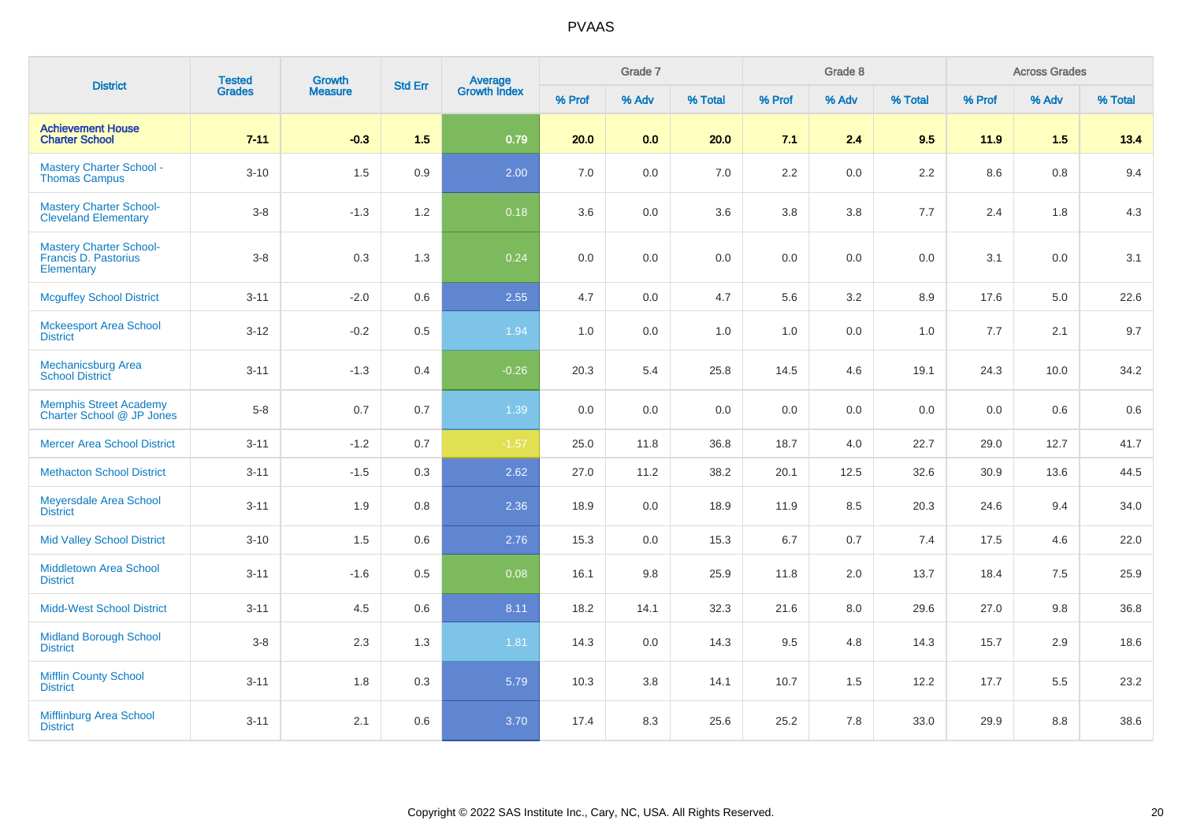# PVAAS

| District | Tested Grades | Growth Measure | Std Err | Average Growth Index | Grade 7 | | | Grade 8 | | | Across Grades | | |
|---|---|---|---|---|---|---|---|---|---|---|---|---|---|
| | | | | | % Prof | % Adv | % Total | % Prof | % Adv | % Total | % Prof | % Adv | % Total |
| **Achievement House Charter School** | **7-11** | **-0.3** | **1.5** | **0.79** | **20.0** | **0.0** | **20.0** | **7.1** | **2.4** | **9.5** | **11.9** | **1.5** | **13.4** |
| Mastery Charter School - Thomas Campus | 3-10 | 1.5 | 0.9 | 2.00 | 7.0 | 0.0 | 7.0 | 2.2 | 0.0 | 2.2 | 8.6 | 0.8 | 9.4 |
| Mastery Charter School-Cleveland Elementary | 3-8 | -1.3 | 1.2 | 0.18 | 3.6 | 0.0 | 3.6 | 3.8 | 3.8 | 7.7 | 2.4 | 1.8 | 4.3 |
| Mastery Charter School-Francis D. Pastorius Elementary | 3-8 | 0.3 | 1.3 | 0.24 | 0.0 | 0.0 | 0.0 | 0.0 | 0.0 | 0.0 | 3.1 | 0.0 | 3.1 |
| Mcguffey School District | 3-11 | -2.0 | 0.6 | 2.55 | 4.7 | 0.0 | 4.7 | 5.6 | 3.2 | 8.9 | 17.6 | 5.0 | 22.6 |
| Mckeesport Area School District | 3-12 | -0.2 | 0.5 | 1.94 | 1.0 | 0.0 | 1.0 | 1.0 | 0.0 | 1.0 | 7.7 | 2.1 | 9.7 |
| Mechanicsburg Area School District | 3-11 | -1.3 | 0.4 | -0.26 | 20.3 | 5.4 | 25.8 | 14.5 | 4.6 | 19.1 | 24.3 | 10.0 | 34.2 |
| Memphis Street Academy Charter School @ JP Jones | 5-8 | 0.7 | 0.7 | 1.39 | 0.0 | 0.0 | 0.0 | 0.0 | 0.0 | 0.0 | 0.0 | 0.6 | 0.6 |
| Mercer Area School District | 3-11 | -1.2 | 0.7 | -1.57 | 25.0 | 11.8 | 36.8 | 18.7 | 4.0 | 22.7 | 29.0 | 12.7 | 41.7 |
| Methacton School District | 3-11 | -1.5 | 0.3 | 2.62 | 27.0 | 11.2 | 38.2 | 20.1 | 12.5 | 32.6 | 30.9 | 13.6 | 44.5 |
| Meyersdale Area School District | 3-11 | 1.9 | 0.8 | 2.36 | 18.9 | 0.0 | 18.9 | 11.9 | 8.5 | 20.3 | 24.6 | 9.4 | 34.0 |
| Mid Valley School District | 3-10 | 1.5 | 0.6 | 2.76 | 15.3 | 0.0 | 15.3 | 6.7 | 0.7 | 7.4 | 17.5 | 4.6 | 22.0 |
| Middletown Area School District | 3-11 | -1.6 | 0.5 | 0.08 | 16.1 | 9.8 | 25.9 | 11.8 | 2.0 | 13.7 | 18.4 | 7.5 | 25.9 |
| Midd-West School District | 3-11 | 4.5 | 0.6 | 8.11 | 18.2 | 14.1 | 32.3 | 21.6 | 8.0 | 29.6 | 27.0 | 9.8 | 36.8 |
| Midland Borough School District | 3-8 | 2.3 | 1.3 | 1.81 | 14.3 | 0.0 | 14.3 | 9.5 | 4.8 | 14.3 | 15.7 | 2.9 | 18.6 |
| Mifflin County School District | 3-11 | 1.8 | 0.3 | 5.79 | 10.3 | 3.8 | 14.1 | 10.7 | 1.5 | 12.2 | 17.7 | 5.5 | 23.2 |
| Mifflinburg Area School District | 3-11 | 2.1 | 0.6 | 3.70 | 17.4 | 8.3 | 25.6 | 25.2 | 7.8 | 33.0 | 29.9 | 8.8 | 38.6 |

Copyright © 2022 SAS Institute Inc., Cary, NC, USA. All Rights Reserved.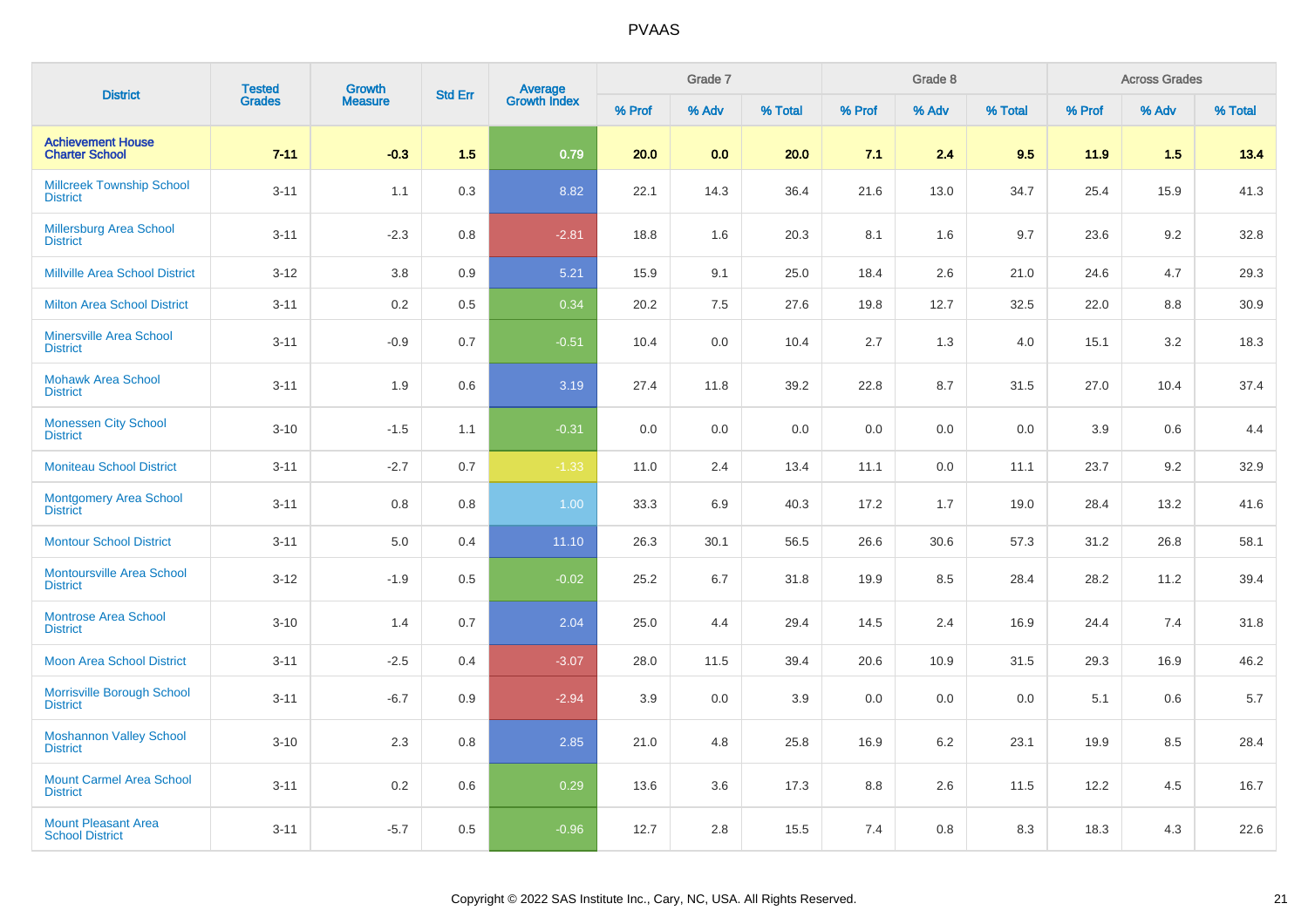# PVAAS

| District | Tested Grades | Growth Measure | Std Err | Average Growth Index | Grade 7 | | | Grade 8 | | | Across Grades | | |
|---|---|---|---|---|---|---|---|---|---|---|---|---|---|
| | | | | | % Prof | % Adv | % Total | % Prof | % Adv | % Total | % Prof | % Adv | % Total |
| **Achievement House Charter School** | **7-11** | **-0.3** | **1.5** | **0.79** | **20.0** | **0.0** | **20.0** | **7.1** | **2.4** | **9.5** | **11.9** | **1.5** | **13.4** |
| Millcreek Township School District | 3-11 | 1.1 | 0.3 | 8.82 | 22.1 | 14.3 | 36.4 | 21.6 | 13.0 | 34.7 | 25.4 | 15.9 | 41.3 |
| Millersburg Area School District | 3-11 | -2.3 | 0.8 | -2.81 | 18.8 | 1.6 | 20.3 | 8.1 | 1.6 | 9.7 | 23.6 | 9.2 | 32.8 |
| Millville Area School District | 3-12 | 3.8 | 0.9 | 5.21 | 15.9 | 9.1 | 25.0 | 18.4 | 2.6 | 21.0 | 24.6 | 4.7 | 29.3 |
| Milton Area School District | 3-11 | 0.2 | 0.5 | 0.34 | 20.2 | 7.5 | 27.6 | 19.8 | 12.7 | 32.5 | 22.0 | 8.8 | 30.9 |
| Minersville Area School District | 3-11 | -0.9 | 0.7 | -0.51 | 10.4 | 0.0 | 10.4 | 2.7 | 1.3 | 4.0 | 15.1 | 3.2 | 18.3 |
| Mohawk Area School District | 3-11 | 1.9 | 0.6 | 3.19 | 27.4 | 11.8 | 39.2 | 22.8 | 8.7 | 31.5 | 27.0 | 10.4 | 37.4 |
| Monessen City School District | 3-10 | -1.5 | 1.1 | -0.31 | 0.0 | 0.0 | 0.0 | 0.0 | 0.0 | 0.0 | 3.9 | 0.6 | 4.4 |
| Moniteau School District | 3-11 | -2.7 | 0.7 | -1.33 | 11.0 | 2.4 | 13.4 | 11.1 | 0.0 | 11.1 | 23.7 | 9.2 | 32.9 |
| Montgomery Area School District | 3-11 | 0.8 | 0.8 | 1.00 | 33.3 | 6.9 | 40.3 | 17.2 | 1.7 | 19.0 | 28.4 | 13.2 | 41.6 |
| Montour School District | 3-11 | 5.0 | 0.4 | 11.10 | 26.3 | 30.1 | 56.5 | 26.6 | 30.6 | 57.3 | 31.2 | 26.8 | 58.1 |
| Montoursville Area School District | 3-12 | -1.9 | 0.5 | -0.02 | 25.2 | 6.7 | 31.8 | 19.9 | 8.5 | 28.4 | 28.2 | 11.2 | 39.4 |
| Montrose Area School District | 3-10 | 1.4 | 0.7 | 2.04 | 25.0 | 4.4 | 29.4 | 14.5 | 2.4 | 16.9 | 24.4 | 7.4 | 31.8 |
| Moon Area School District | 3-11 | -2.5 | 0.4 | -3.07 | 28.0 | 11.5 | 39.4 | 20.6 | 10.9 | 31.5 | 29.3 | 16.9 | 46.2 |
| Morrisville Borough School District | 3-11 | -6.7 | 0.9 | -2.94 | 3.9 | 0.0 | 3.9 | 0.0 | 0.0 | 0.0 | 5.1 | 0.6 | 5.7 |
| Moshannon Valley School District | 3-10 | 2.3 | 0.8 | 2.85 | 21.0 | 4.8 | 25.8 | 16.9 | 6.2 | 23.1 | 19.9 | 8.5 | 28.4 |
| Mount Carmel Area School District | 3-11 | 0.2 | 0.6 | 0.29 | 13.6 | 3.6 | 17.3 | 8.8 | 2.6 | 11.5 | 12.2 | 4.5 | 16.7 |
| Mount Pleasant Area School District | 3-11 | -5.7 | 0.5 | -0.96 | 12.7 | 2.8 | 15.5 | 7.4 | 0.8 | 8.3 | 18.3 | 4.3 | 22.6 |

Copyright © 2022 SAS Institute Inc., Cary, NC, USA. All Rights Reserved.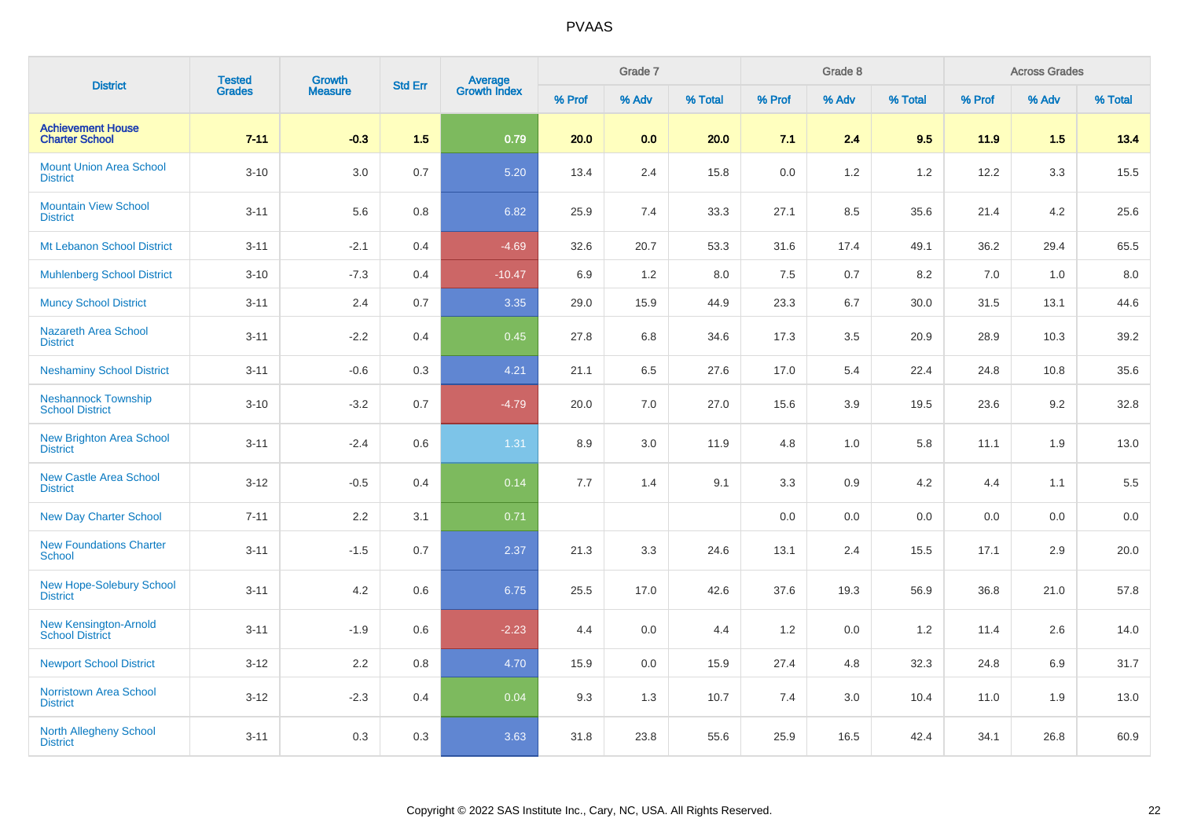# PVAAS

| District | Tested Grades | Growth Measure | Std Err | Average Growth Index | Grade 7 | | | Grade 8 | | | Across Grades | | |
|---|---|---|---|---|---|---|---|---|---|---|---|---|---|
| | | | | | % Prof | % Adv | % Total | % Prof | % Adv | % Total | % Prof | % Adv | % Total |
| **Achievement House Charter School** | **7-11** | **-0.3** | **1.5** | **0.79** | **20.0** | **0.0** | **20.0** | **7.1** | **2.4** | **9.5** | **11.9** | **1.5** | **13.4** |
| Mount Union Area School District | 3-10 | 3.0 | 0.7 | 5.20 | 13.4 | 2.4 | 15.8 | 0.0 | 1.2 | 1.2 | 12.2 | 3.3 | 15.5 |
| Mountain View School District | 3-11 | 5.6 | 0.8 | 6.82 | 25.9 | 7.4 | 33.3 | 27.1 | 8.5 | 35.6 | 21.4 | 4.2 | 25.6 |
| Mt Lebanon School District | 3-11 | -2.1 | 0.4 | -4.69 | 32.6 | 20.7 | 53.3 | 31.6 | 17.4 | 49.1 | 36.2 | 29.4 | 65.5 |
| Muhlenberg School District | 3-10 | -7.3 | 0.4 | -10.47 | 6.9 | 1.2 | 8.0 | 7.5 | 0.7 | 8.2 | 7.0 | 1.0 | 8.0 |
| Muncy School District | 3-11 | 2.4 | 0.7 | 3.35 | 29.0 | 15.9 | 44.9 | 23.3 | 6.7 | 30.0 | 31.5 | 13.1 | 44.6 |
| Nazareth Area School District | 3-11 | -2.2 | 0.4 | 0.45 | 27.8 | 6.8 | 34.6 | 17.3 | 3.5 | 20.9 | 28.9 | 10.3 | 39.2 |
| Neshaminy School District | 3-11 | -0.6 | 0.3 | 4.21 | 21.1 | 6.5 | 27.6 | 17.0 | 5.4 | 22.4 | 24.8 | 10.8 | 35.6 |
| Neshannock Township School District | 3-10 | -3.2 | 0.7 | -4.79 | 20.0 | 7.0 | 27.0 | 15.6 | 3.9 | 19.5 | 23.6 | 9.2 | 32.8 |
| New Brighton Area School District | 3-11 | -2.4 | 0.6 | 1.31 | 8.9 | 3.0 | 11.9 | 4.8 | 1.0 | 5.8 | 11.1 | 1.9 | 13.0 |
| New Castle Area School District | 3-12 | -0.5 | 0.4 | 0.14 | 7.7 | 1.4 | 9.1 | 3.3 | 0.9 | 4.2 | 4.4 | 1.1 | 5.5 |
| New Day Charter School | 7-11 | 2.2 | 3.1 | 0.71 | | | | 0.0 | 0.0 | 0.0 | 0.0 | 0.0 | 0.0 |
| New Foundations Charter School | 3-11 | -1.5 | 0.7 | 2.37 | 21.3 | 3.3 | 24.6 | 13.1 | 2.4 | 15.5 | 17.1 | 2.9 | 20.0 |
| New Hope-Solebury School District | 3-11 | 4.2 | 0.6 | 6.75 | 25.5 | 17.0 | 42.6 | 37.6 | 19.3 | 56.9 | 36.8 | 21.0 | 57.8 |
| New Kensington-Arnold School District | 3-11 | -1.9 | 0.6 | -2.23 | 4.4 | 0.0 | 4.4 | 1.2 | 0.0 | 1.2 | 11.4 | 2.6 | 14.0 |
| Newport School District | 3-12 | 2.2 | 0.8 | 4.70 | 15.9 | 0.0 | 15.9 | 27.4 | 4.8 | 32.3 | 24.8 | 6.9 | 31.7 |
| Norristown Area School District | 3-12 | -2.3 | 0.4 | 0.04 | 9.3 | 1.3 | 10.7 | 7.4 | 3.0 | 10.4 | 11.0 | 1.9 | 13.0 |
| North Allegheny School District | 3-11 | 0.3 | 0.3 | 3.63 | 31.8 | 23.8 | 55.6 | 25.9 | 16.5 | 42.4 | 34.1 | 26.8 | 60.9 |

Copyright © 2022 SAS Institute Inc., Cary, NC, USA. All Rights Reserved.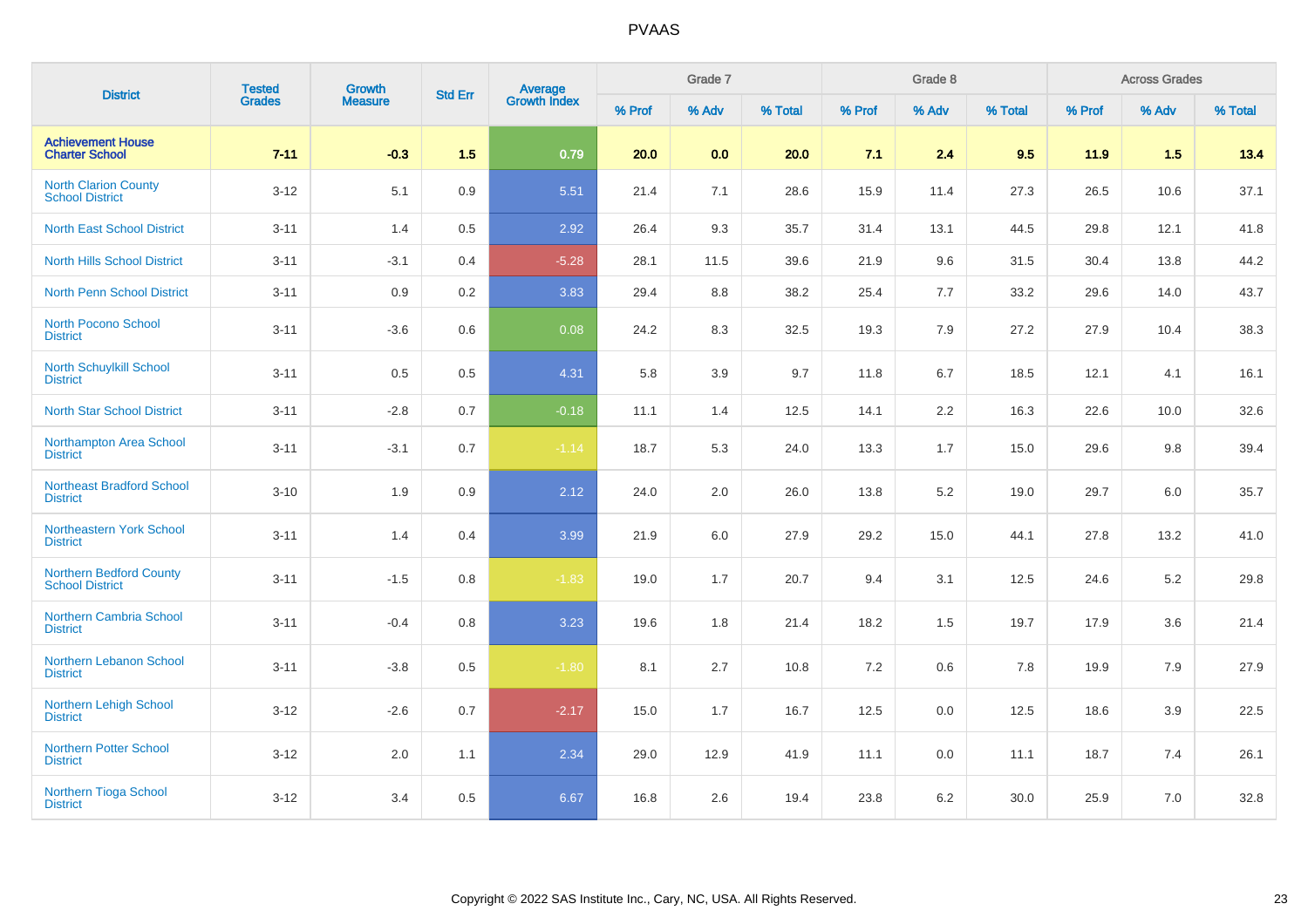# PVAAS

| District | Tested Grades | Growth Measure | Std Err | Average Growth Index | Grade 7 | | | Grade 8 | | | Across Grades | | |
|---|---|---|---|---|---|---|---|---|---|---|---|---|---|
| | | | | | % Prof | % Adv | % Total | % Prof | % Adv | % Total | % Prof | % Adv | % Total |
| **Achievement House Charter School** | **7-11** | **-0.3** | **1.5** | **0.79** | **20.0** | **0.0** | **20.0** | **7.1** | **2.4** | **9.5** | **11.9** | **1.5** | **13.4** |
| North Clarion County School District | 3-12 | 5.1 | 0.9 | 5.51 | 21.4 | 7.1 | 28.6 | 15.9 | 11.4 | 27.3 | 26.5 | 10.6 | 37.1 |
| North East School District | 3-11 | 1.4 | 0.5 | 2.92 | 26.4 | 9.3 | 35.7 | 31.4 | 13.1 | 44.5 | 29.8 | 12.1 | 41.8 |
| North Hills School District | 3-11 | -3.1 | 0.4 | -5.28 | 28.1 | 11.5 | 39.6 | 21.9 | 9.6 | 31.5 | 30.4 | 13.8 | 44.2 |
| North Penn School District | 3-11 | 0.9 | 0.2 | 3.83 | 29.4 | 8.8 | 38.2 | 25.4 | 7.7 | 33.2 | 29.6 | 14.0 | 43.7 |
| North Pocono School District | 3-11 | -3.6 | 0.6 | 0.08 | 24.2 | 8.3 | 32.5 | 19.3 | 7.9 | 27.2 | 27.9 | 10.4 | 38.3 |
| North Schuylkill School District | 3-11 | 0.5 | 0.5 | 4.31 | 5.8 | 3.9 | 9.7 | 11.8 | 6.7 | 18.5 | 12.1 | 4.1 | 16.1 |
| North Star School District | 3-11 | -2.8 | 0.7 | -0.18 | 11.1 | 1.4 | 12.5 | 14.1 | 2.2 | 16.3 | 22.6 | 10.0 | 32.6 |
| Northampton Area School District | 3-11 | -3.1 | 0.7 | -1.14 | 18.7 | 5.3 | 24.0 | 13.3 | 1.7 | 15.0 | 29.6 | 9.8 | 39.4 |
| Northeast Bradford School District | 3-10 | 1.9 | 0.9 | 2.12 | 24.0 | 2.0 | 26.0 | 13.8 | 5.2 | 19.0 | 29.7 | 6.0 | 35.7 |
| Northeastern York School District | 3-11 | 1.4 | 0.4 | 3.99 | 21.9 | 6.0 | 27.9 | 29.2 | 15.0 | 44.1 | 27.8 | 13.2 | 41.0 |
| Northern Bedford County School District | 3-11 | -1.5 | 0.8 | -1.83 | 19.0 | 1.7 | 20.7 | 9.4 | 3.1 | 12.5 | 24.6 | 5.2 | 29.8 |
| Northern Cambria School District | 3-11 | -0.4 | 0.8 | 3.23 | 19.6 | 1.8 | 21.4 | 18.2 | 1.5 | 19.7 | 17.9 | 3.6 | 21.4 |
| Northern Lebanon School District | 3-11 | -3.8 | 0.5 | -1.80 | 8.1 | 2.7 | 10.8 | 7.2 | 0.6 | 7.8 | 19.9 | 7.9 | 27.9 |
| Northern Lehigh School District | 3-12 | -2.6 | 0.7 | -2.17 | 15.0 | 1.7 | 16.7 | 12.5 | 0.0 | 12.5 | 18.6 | 3.9 | 22.5 |
| Northern Potter School District | 3-12 | 2.0 | 1.1 | 2.34 | 29.0 | 12.9 | 41.9 | 11.1 | 0.0 | 11.1 | 18.7 | 7.4 | 26.1 |
| Northern Tioga School District | 3-12 | 3.4 | 0.5 | 6.67 | 16.8 | 2.6 | 19.4 | 23.8 | 6.2 | 30.0 | 25.9 | 7.0 | 32.8 |

Copyright © 2022 SAS Institute Inc., Cary, NC, USA. All Rights Reserved.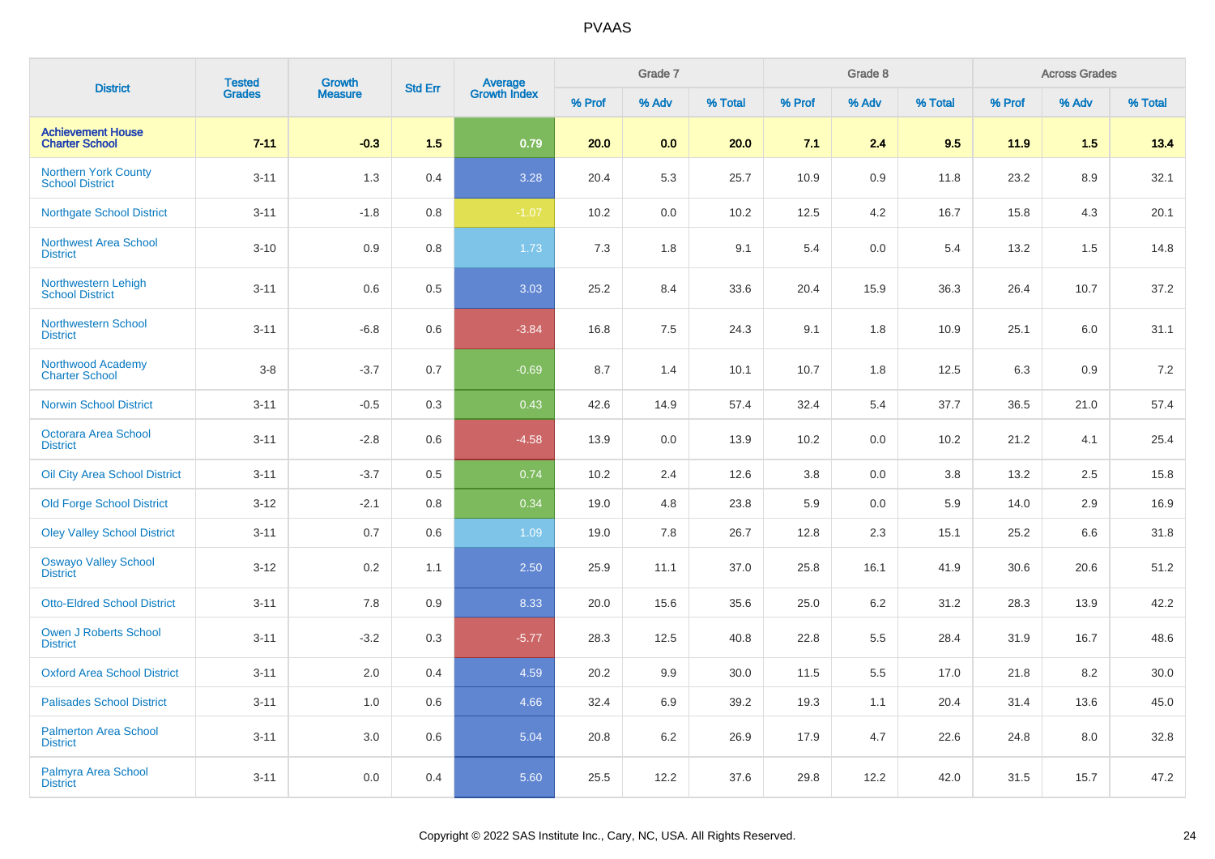# PVAAS

| District | Tested Grades | Growth Measure | Std Err | Average Growth Index | Grade 7 | | | Grade 8 | | | Across Grades | | |
|---|---|---|---|---|---|---|---|---|---|---|---|---|---|
| | | | | | % Prof | % Adv | % Total | % Prof | % Adv | % Total | % Prof | % Adv | % Total |
| **Achievement House Charter School** | **7-11** | **-0.3** | **1.5** | **0.79** | **20.0** | **0.0** | **20.0** | **7.1** | **2.4** | **9.5** | **11.9** | **1.5** | **13.4** |
| Northern York County School District | 3-11 | 1.3 | 0.4 | 3.28 | 20.4 | 5.3 | 25.7 | 10.9 | 0.9 | 11.8 | 23.2 | 8.9 | 32.1 |
| Northgate School District | 3-11 | -1.8 | 0.8 | -1.07 | 10.2 | 0.0 | 10.2 | 12.5 | 4.2 | 16.7 | 15.8 | 4.3 | 20.1 |
| Northwest Area School District | 3-10 | 0.9 | 0.8 | 1.73 | 7.3 | 1.8 | 9.1 | 5.4 | 0.0 | 5.4 | 13.2 | 1.5 | 14.8 |
| Northwestern Lehigh School District | 3-11 | 0.6 | 0.5 | 3.03 | 25.2 | 8.4 | 33.6 | 20.4 | 15.9 | 36.3 | 26.4 | 10.7 | 37.2 |
| Northwestern School District | 3-11 | -6.8 | 0.6 | -3.84 | 16.8 | 7.5 | 24.3 | 9.1 | 1.8 | 10.9 | 25.1 | 6.0 | 31.1 |
| Northwood Academy Charter School | 3-8 | -3.7 | 0.7 | -0.69 | 8.7 | 1.4 | 10.1 | 10.7 | 1.8 | 12.5 | 6.3 | 0.9 | 7.2 |
| Norwin School District | 3-11 | -0.5 | 0.3 | 0.43 | 42.6 | 14.9 | 57.4 | 32.4 | 5.4 | 37.7 | 36.5 | 21.0 | 57.4 |
| Octorara Area School District | 3-11 | -2.8 | 0.6 | -4.58 | 13.9 | 0.0 | 13.9 | 10.2 | 0.0 | 10.2 | 21.2 | 4.1 | 25.4 |
| Oil City Area School District | 3-11 | -3.7 | 0.5 | 0.74 | 10.2 | 2.4 | 12.6 | 3.8 | 0.0 | 3.8 | 13.2 | 2.5 | 15.8 |
| Old Forge School District | 3-12 | -2.1 | 0.8 | 0.34 | 19.0 | 4.8 | 23.8 | 5.9 | 0.0 | 5.9 | 14.0 | 2.9 | 16.9 |
| Oley Valley School District | 3-11 | 0.7 | 0.6 | 1.09 | 19.0 | 7.8 | 26.7 | 12.8 | 2.3 | 15.1 | 25.2 | 6.6 | 31.8 |
| Oswayo Valley School District | 3-12 | 0.2 | 1.1 | 2.50 | 25.9 | 11.1 | 37.0 | 25.8 | 16.1 | 41.9 | 30.6 | 20.6 | 51.2 |
| Otto-Eldred School District | 3-11 | 7.8 | 0.9 | 8.33 | 20.0 | 15.6 | 35.6 | 25.0 | 6.2 | 31.2 | 28.3 | 13.9 | 42.2 |
| Owen J Roberts School District | 3-11 | -3.2 | 0.3 | -5.77 | 28.3 | 12.5 | 40.8 | 22.8 | 5.5 | 28.4 | 31.9 | 16.7 | 48.6 |
| Oxford Area School District | 3-11 | 2.0 | 0.4 | 4.59 | 20.2 | 9.9 | 30.0 | 11.5 | 5.5 | 17.0 | 21.8 | 8.2 | 30.0 |
| Palisades School District | 3-11 | 1.0 | 0.6 | 4.66 | 32.4 | 6.9 | 39.2 | 19.3 | 1.1 | 20.4 | 31.4 | 13.6 | 45.0 |
| Palmerton Area School District | 3-11 | 3.0 | 0.6 | 5.04 | 20.8 | 6.2 | 26.9 | 17.9 | 4.7 | 22.6 | 24.8 | 8.0 | 32.8 |
| Palmyra Area School District | 3-11 | 0.0 | 0.4 | 5.60 | 25.5 | 12.2 | 37.6 | 29.8 | 12.2 | 42.0 | 31.5 | 15.7 | 47.2 |

Copyright © 2022 SAS Institute Inc., Cary, NC, USA. All Rights Reserved.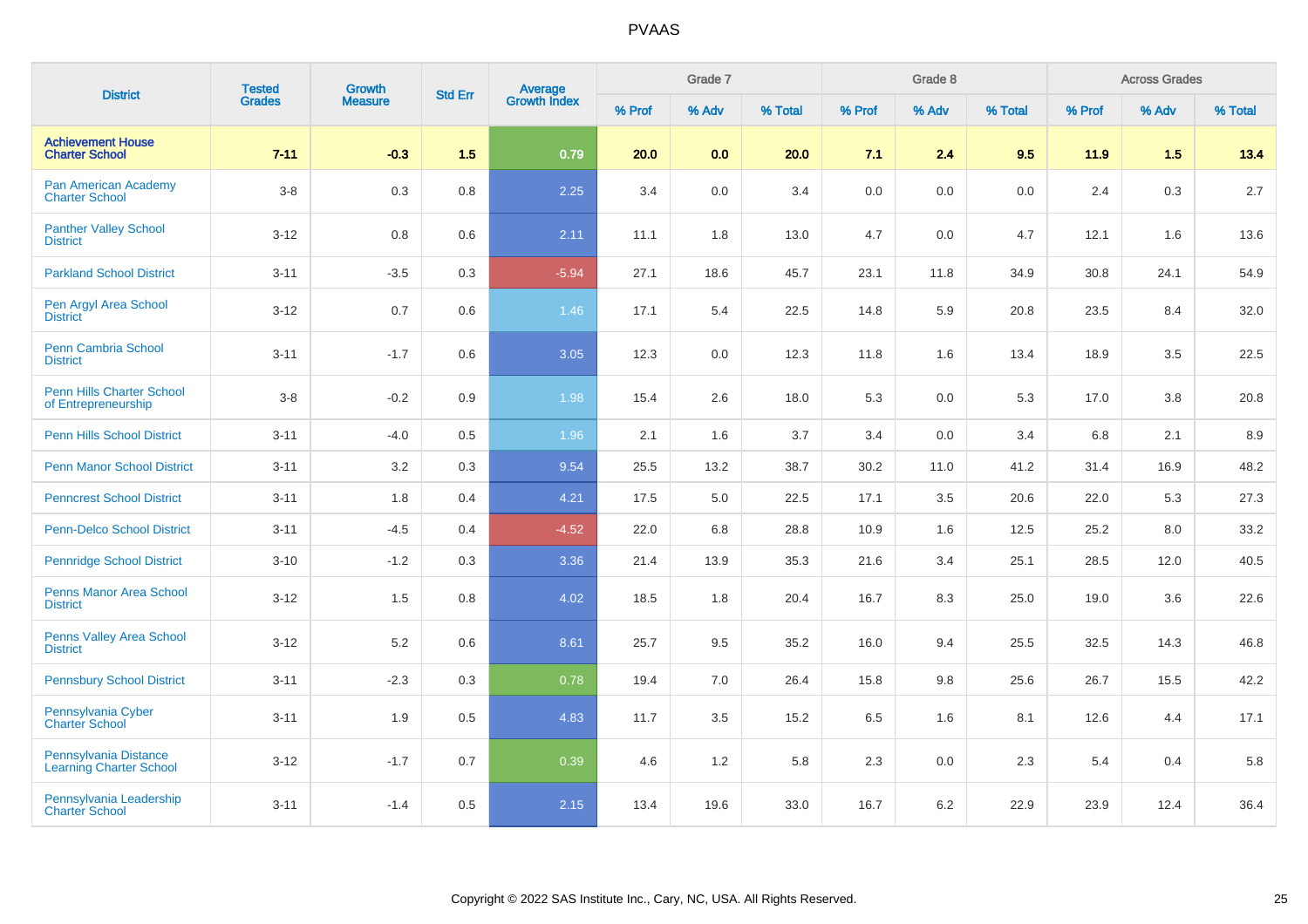# PVAAS

| District | Tested Grades | Growth Measure | Std Err | Average Growth Index | Grade 7 | | | Grade 8 | | | Across Grades | | |
|---|---|---|---|---|---|---|---|---|---|---|---|---|---|
| | | | | | % Prof | % Adv | % Total | % Prof | % Adv | % Total | % Prof | % Adv | % Total |
| **Achievement House Charter School** | **7-11** | **-0.3** | **1.5** | **0.79** | **20.0** | **0.0** | **20.0** | **7.1** | **2.4** | **9.5** | **11.9** | **1.5** | **13.4** |
| Pan American Academy Charter School | 3-8 | 0.3 | 0.8 | 2.25 | 3.4 | 0.0 | 3.4 | 0.0 | 0.0 | 0.0 | 2.4 | 0.3 | 2.7 |
| Panther Valley School District | 3-12 | 0.8 | 0.6 | 2.11 | 11.1 | 1.8 | 13.0 | 4.7 | 0.0 | 4.7 | 12.1 | 1.6 | 13.6 |
| Parkland School District | 3-11 | -3.5 | 0.3 | -5.94 | 27.1 | 18.6 | 45.7 | 23.1 | 11.8 | 34.9 | 30.8 | 24.1 | 54.9 |
| Pen Argyl Area School District | 3-12 | 0.7 | 0.6 | 1.46 | 17.1 | 5.4 | 22.5 | 14.8 | 5.9 | 20.8 | 23.5 | 8.4 | 32.0 |
| Penn Cambria School District | 3-11 | -1.7 | 0.6 | 3.05 | 12.3 | 0.0 | 12.3 | 11.8 | 1.6 | 13.4 | 18.9 | 3.5 | 22.5 |
| Penn Hills Charter School of Entrepreneurship | 3-8 | -0.2 | 0.9 | 1.98 | 15.4 | 2.6 | 18.0 | 5.3 | 0.0 | 5.3 | 17.0 | 3.8 | 20.8 |
| Penn Hills School District | 3-11 | -4.0 | 0.5 | 1.96 | 2.1 | 1.6 | 3.7 | 3.4 | 0.0 | 3.4 | 6.8 | 2.1 | 8.9 |
| Penn Manor School District | 3-11 | 3.2 | 0.3 | 9.54 | 25.5 | 13.2 | 38.7 | 30.2 | 11.0 | 41.2 | 31.4 | 16.9 | 48.2 |
| Penncrest School District | 3-11 | 1.8 | 0.4 | 4.21 | 17.5 | 5.0 | 22.5 | 17.1 | 3.5 | 20.6 | 22.0 | 5.3 | 27.3 |
| Penn-Delco School District | 3-11 | -4.5 | 0.4 | -4.52 | 22.0 | 6.8 | 28.8 | 10.9 | 1.6 | 12.5 | 25.2 | 8.0 | 33.2 |
| Pennridge School District | 3-10 | -1.2 | 0.3 | 3.36 | 21.4 | 13.9 | 35.3 | 21.6 | 3.4 | 25.1 | 28.5 | 12.0 | 40.5 |
| Penns Manor Area School District | 3-12 | 1.5 | 0.8 | 4.02 | 18.5 | 1.8 | 20.4 | 16.7 | 8.3 | 25.0 | 19.0 | 3.6 | 22.6 |
| Penns Valley Area School District | 3-12 | 5.2 | 0.6 | 8.61 | 25.7 | 9.5 | 35.2 | 16.0 | 9.4 | 25.5 | 32.5 | 14.3 | 46.8 |
| Pennsbury School District | 3-11 | -2.3 | 0.3 | 0.78 | 19.4 | 7.0 | 26.4 | 15.8 | 9.8 | 25.6 | 26.7 | 15.5 | 42.2 |
| Pennsylvania Cyber Charter School | 3-11 | 1.9 | 0.5 | 4.83 | 11.7 | 3.5 | 15.2 | 6.5 | 1.6 | 8.1 | 12.6 | 4.4 | 17.1 |
| Pennsylvania Distance Learning Charter School | 3-12 | -1.7 | 0.7 | 0.39 | 4.6 | 1.2 | 5.8 | 2.3 | 0.0 | 2.3 | 5.4 | 0.4 | 5.8 |
| Pennsylvania Leadership Charter School | 3-11 | -1.4 | 0.5 | 2.15 | 13.4 | 19.6 | 33.0 | 16.7 | 6.2 | 22.9 | 23.9 | 12.4 | 36.4 |

Copyright © 2022 SAS Institute Inc., Cary, NC, USA. All Rights Reserved.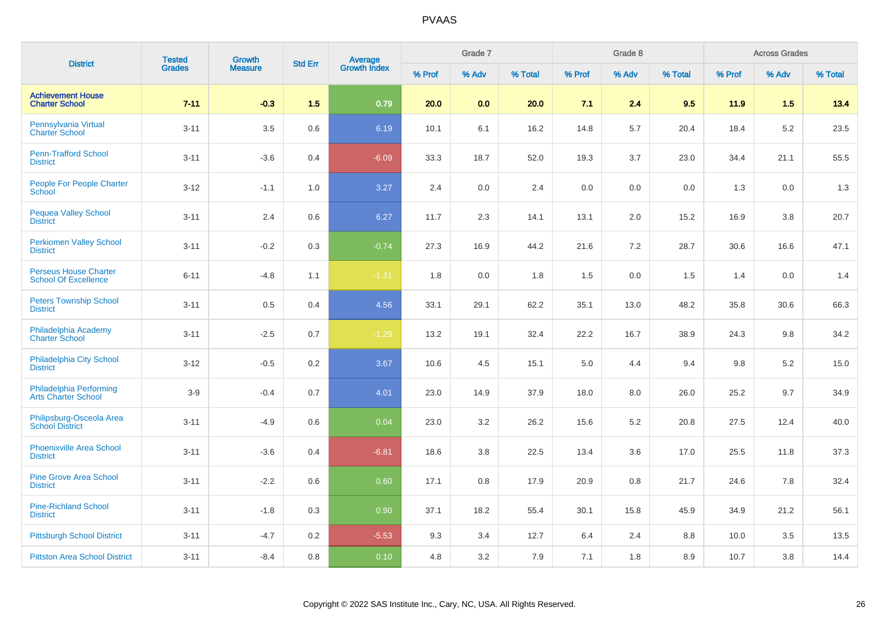# PVAAS

| District | Tested Grades | Growth Measure | Std Err | Average Growth Index | Grade 7 | | | Grade 8 | | | Across Grades | | |
|---|---|---|---|---|---|---|---|---|---|---|---|---|---|
| | | | | | % Prof | % Adv | % Total | % Prof | % Adv | % Total | % Prof | % Adv | % Total |
| **Achievement House Charter School** | **7-11** | **-0.3** | **1.5** | **0.79** | **20.0** | **0.0** | **20.0** | **7.1** | **2.4** | **9.5** | **11.9** | **1.5** | **13.4** |
| Pennsylvania Virtual Charter School | 3-11 | 3.5 | 0.6 | 6.19 | 10.1 | 6.1 | 16.2 | 14.8 | 5.7 | 20.4 | 18.4 | 5.2 | 23.5 |
| Penn-Trafford School District | 3-11 | -3.6 | 0.4 | -6.09 | 33.3 | 18.7 | 52.0 | 19.3 | 3.7 | 23.0 | 34.4 | 21.1 | 55.5 |
| People For People Charter School | 3-12 | -1.1 | 1.0 | 3.27 | 2.4 | 0.0 | 2.4 | 0.0 | 0.0 | 0.0 | 1.3 | 0.0 | 1.3 |
| Pequea Valley School District | 3-11 | 2.4 | 0.6 | 6.27 | 11.7 | 2.3 | 14.1 | 13.1 | 2.0 | 15.2 | 16.9 | 3.8 | 20.7 |
| Perkiomen Valley School District | 3-11 | -0.2 | 0.3 | -0.74 | 27.3 | 16.9 | 44.2 | 21.6 | 7.2 | 28.7 | 30.6 | 16.6 | 47.1 |
| Perseus House Charter School Of Excellence | 6-11 | -4.8 | 1.1 | -1.31 | 1.8 | 0.0 | 1.8 | 1.5 | 0.0 | 1.5 | 1.4 | 0.0 | 1.4 |
| Peters Township School District | 3-11 | 0.5 | 0.4 | 4.56 | 33.1 | 29.1 | 62.2 | 35.1 | 13.0 | 48.2 | 35.8 | 30.6 | 66.3 |
| Philadelphia Academy Charter School | 3-11 | -2.5 | 0.7 | -1.29 | 13.2 | 19.1 | 32.4 | 22.2 | 16.7 | 38.9 | 24.3 | 9.8 | 34.2 |
| Philadelphia City School District | 3-12 | -0.5 | 0.2 | 3.67 | 10.6 | 4.5 | 15.1 | 5.0 | 4.4 | 9.4 | 9.8 | 5.2 | 15.0 |
| Philadelphia Performing Arts Charter School | 3-9 | -0.4 | 0.7 | 4.01 | 23.0 | 14.9 | 37.9 | 18.0 | 8.0 | 26.0 | 25.2 | 9.7 | 34.9 |
| Philipsburg-Osceola Area School District | 3-11 | -4.9 | 0.6 | 0.04 | 23.0 | 3.2 | 26.2 | 15.6 | 5.2 | 20.8 | 27.5 | 12.4 | 40.0 |
| Phoenixville Area School District | 3-11 | -3.6 | 0.4 | -6.81 | 18.6 | 3.8 | 22.5 | 13.4 | 3.6 | 17.0 | 25.5 | 11.8 | 37.3 |
| Pine Grove Area School District | 3-11 | -2.2 | 0.6 | 0.60 | 17.1 | 0.8 | 17.9 | 20.9 | 0.8 | 21.7 | 24.6 | 7.8 | 32.4 |
| Pine-Richland School District | 3-11 | -1.8 | 0.3 | 0.90 | 37.1 | 18.2 | 55.4 | 30.1 | 15.8 | 45.9 | 34.9 | 21.2 | 56.1 |
| Pittsburgh School District | 3-11 | -4.7 | 0.2 | -5.53 | 9.3 | 3.4 | 12.7 | 6.4 | 2.4 | 8.8 | 10.0 | 3.5 | 13.5 |
| Pittston Area School District | 3-11 | -8.4 | 0.8 | 0.10 | 4.8 | 3.2 | 7.9 | 7.1 | 1.8 | 8.9 | 10.7 | 3.8 | 14.4 |

Copyright © 2022 SAS Institute Inc., Cary, NC, USA. All Rights Reserved.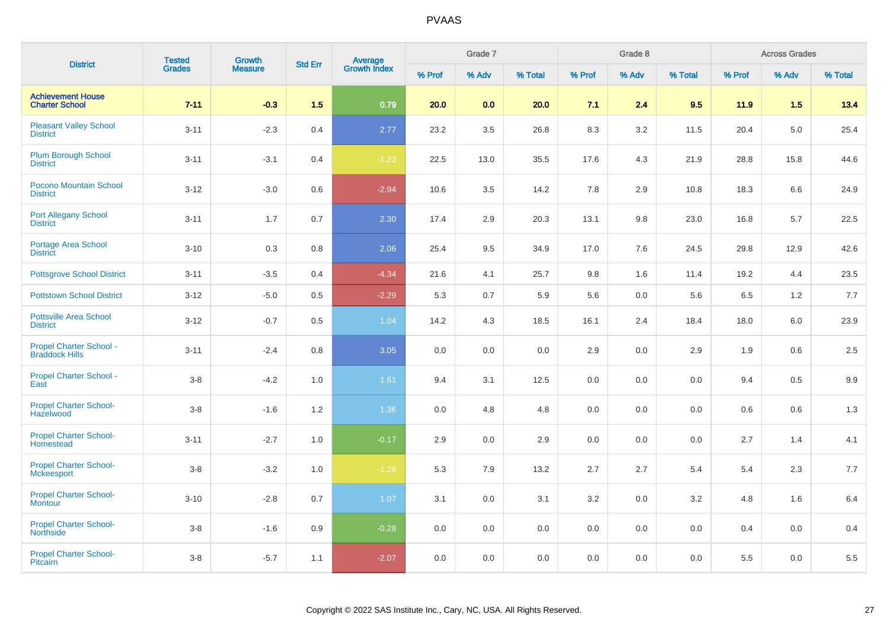| District | Tested Grades | Growth Measure | Std Err | Average Growth Index | Grade 7 | | | Grade 8 | | | Across Grades | | |
|---|---|---|---|---|---|---|---|---|---|---|---|---|---|
| | | | | | % Prof | % Adv | % Total | % Prof | % Adv | % Total | % Prof | % Adv | % Total |
| **Achievement House Charter School** | **7-11** | **-0.3** | **1.5** | **0.79** | **20.0** | **0.0** | **20.0** | **7.1** | **2.4** | **9.5** | **11.9** | **1.5** | **13.4** |
| Pleasant Valley School District | 3-11 | -2.3 | 0.4 | 2.77 | 23.2 | 3.5 | 26.8 | 8.3 | 3.2 | 11.5 | 20.4 | 5.0 | 25.4 |
| Plum Borough School District | 3-11 | -3.1 | 0.4 | -1.23 | 22.5 | 13.0 | 35.5 | 17.6 | 4.3 | 21.9 | 28.8 | 15.8 | 44.6 |
| Pocono Mountain School District | 3-12 | -3.0 | 0.6 | -2.94 | 10.6 | 3.5 | 14.2 | 7.8 | 2.9 | 10.8 | 18.3 | 6.6 | 24.9 |
| Port Allegany School District | 3-11 | 1.7 | 0.7 | 2.30 | 17.4 | 2.9 | 20.3 | 13.1 | 9.8 | 23.0 | 16.8 | 5.7 | 22.5 |
| Portage Area School District | 3-10 | 0.3 | 0.8 | 2.06 | 25.4 | 9.5 | 34.9 | 17.0 | 7.6 | 24.5 | 29.8 | 12.9 | 42.6 |
| Pottsgrove School District | 3-11 | -3.5 | 0.4 | -4.34 | 21.6 | 4.1 | 25.7 | 9.8 | 1.6 | 11.4 | 19.2 | 4.4 | 23.5 |
| Pottstown School District | 3-12 | -5.0 | 0.5 | -2.29 | 5.3 | 0.7 | 5.9 | 5.6 | 0.0 | 5.6 | 6.5 | 1.2 | 7.7 |
| Pottsville Area School District | 3-12 | -0.7 | 0.5 | 1.04 | 14.2 | 4.3 | 18.5 | 16.1 | 2.4 | 18.4 | 18.0 | 6.0 | 23.9 |
| Propel Charter School - Braddock Hills | 3-11 | -2.4 | 0.8 | 3.05 | 0.0 | 0.0 | 0.0 | 2.9 | 0.0 | 2.9 | 1.9 | 0.6 | 2.5 |
| Propel Charter School - East | 3-8 | -4.2 | 1.0 | 1.61 | 9.4 | 3.1 | 12.5 | 0.0 | 0.0 | 0.0 | 9.4 | 0.5 | 9.9 |
| Propel Charter School-Hazelwood | 3-8 | -1.6 | 1.2 | 1.36 | 0.0 | 4.8 | 4.8 | 0.0 | 0.0 | 0.0 | 0.6 | 0.6 | 1.3 |
| Propel Charter School-Homestead | 3-11 | -2.7 | 1.0 | -0.17 | 2.9 | 0.0 | 2.9 | 0.0 | 0.0 | 0.0 | 2.7 | 1.4 | 4.1 |
| Propel Charter School-Mckeesport | 3-8 | -3.2 | 1.0 | -1.28 | 5.3 | 7.9 | 13.2 | 2.7 | 2.7 | 5.4 | 5.4 | 2.3 | 7.7 |
| Propel Charter School-Montour | 3-10 | -2.8 | 0.7 | 1.07 | 3.1 | 0.0 | 3.1 | 3.2 | 0.0 | 3.2 | 4.8 | 1.6 | 6.4 |
| Propel Charter School-Northside | 3-8 | -1.6 | 0.9 | -0.28 | 0.0 | 0.0 | 0.0 | 0.0 | 0.0 | 0.0 | 0.4 | 0.0 | 0.4 |
| Propel Charter School-Pitcairn | 3-8 | -5.7 | 1.1 | -2.07 | 0.0 | 0.0 | 0.0 | 0.0 | 0.0 | 0.0 | 5.5 | 0.0 | 5.5 |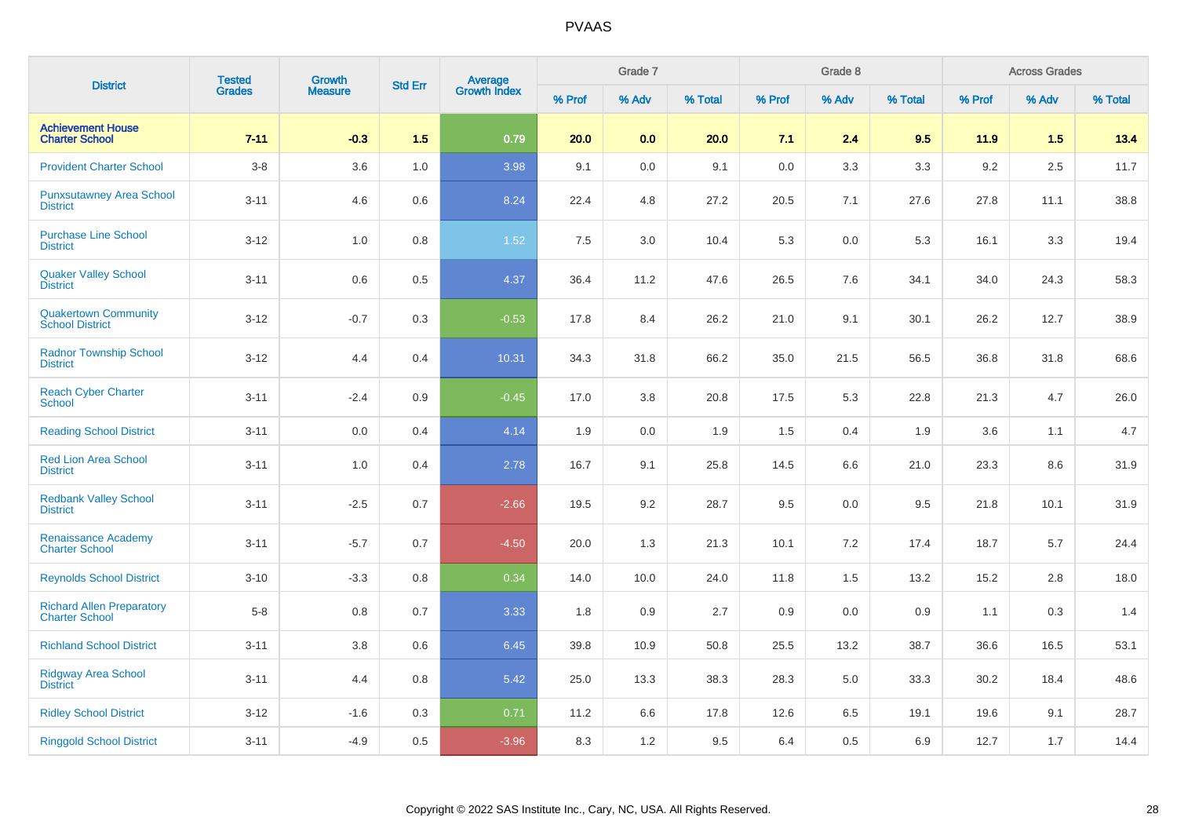# PVAAS

| District | Tested Grades | Growth Measure | Std Err | Average Growth Index | Grade 7 | | | Grade 8 | | | Across Grades | | |
|---|---|---|---|---|---|---|---|---|---|---|---|---|---|
| | | | | | % Prof | % Adv | % Total | % Prof | % Adv | % Total | % Prof | % Adv | % Total |
| **Achievement House Charter School** | **7-11** | **-0.3** | **1.5** | **0.79** | **20.0** | **0.0** | **20.0** | **7.1** | **2.4** | **9.5** | **11.9** | **1.5** | **13.4** |
| Provident Charter School | 3-8 | 3.6 | 1.0 | 3.98 | 9.1 | 0.0 | 9.1 | 0.0 | 3.3 | 3.3 | 9.2 | 2.5 | 11.7 |
| Punxsutawney Area School District | 3-11 | 4.6 | 0.6 | 8.24 | 22.4 | 4.8 | 27.2 | 20.5 | 7.1 | 27.6 | 27.8 | 11.1 | 38.8 |
| Purchase Line School District | 3-12 | 1.0 | 0.8 | 1.52 | 7.5 | 3.0 | 10.4 | 5.3 | 0.0 | 5.3 | 16.1 | 3.3 | 19.4 |
| Quaker Valley School District | 3-11 | 0.6 | 0.5 | 4.37 | 36.4 | 11.2 | 47.6 | 26.5 | 7.6 | 34.1 | 34.0 | 24.3 | 58.3 |
| Quakertown Community School District | 3-12 | -0.7 | 0.3 | -0.53 | 17.8 | 8.4 | 26.2 | 21.0 | 9.1 | 30.1 | 26.2 | 12.7 | 38.9 |
| Radnor Township School District | 3-12 | 4.4 | 0.4 | 10.31 | 34.3 | 31.8 | 66.2 | 35.0 | 21.5 | 56.5 | 36.8 | 31.8 | 68.6 |
| Reach Cyber Charter School | 3-11 | -2.4 | 0.9 | -0.45 | 17.0 | 3.8 | 20.8 | 17.5 | 5.3 | 22.8 | 21.3 | 4.7 | 26.0 |
| Reading School District | 3-11 | 0.0 | 0.4 | 4.14 | 1.9 | 0.0 | 1.9 | 1.5 | 0.4 | 1.9 | 3.6 | 1.1 | 4.7 |
| Red Lion Area School District | 3-11 | 1.0 | 0.4 | 2.78 | 16.7 | 9.1 | 25.8 | 14.5 | 6.6 | 21.0 | 23.3 | 8.6 | 31.9 |
| Redbank Valley School District | 3-11 | -2.5 | 0.7 | -2.66 | 19.5 | 9.2 | 28.7 | 9.5 | 0.0 | 9.5 | 21.8 | 10.1 | 31.9 |
| Renaissance Academy Charter School | 3-11 | -5.7 | 0.7 | -4.50 | 20.0 | 1.3 | 21.3 | 10.1 | 7.2 | 17.4 | 18.7 | 5.7 | 24.4 |
| Reynolds School District | 3-10 | -3.3 | 0.8 | 0.34 | 14.0 | 10.0 | 24.0 | 11.8 | 1.5 | 13.2 | 15.2 | 2.8 | 18.0 |
| Richard Allen Preparatory Charter School | 5-8 | 0.8 | 0.7 | 3.33 | 1.8 | 0.9 | 2.7 | 0.9 | 0.0 | 0.9 | 1.1 | 0.3 | 1.4 |
| Richland School District | 3-11 | 3.8 | 0.6 | 6.45 | 39.8 | 10.9 | 50.8 | 25.5 | 13.2 | 38.7 | 36.6 | 16.5 | 53.1 |
| Ridgway Area School District | 3-11 | 4.4 | 0.8 | 5.42 | 25.0 | 13.3 | 38.3 | 28.3 | 5.0 | 33.3 | 30.2 | 18.4 | 48.6 |
| Ridley School District | 3-12 | -1.6 | 0.3 | 0.71 | 11.2 | 6.6 | 17.8 | 12.6 | 6.5 | 19.1 | 19.6 | 9.1 | 28.7 |
| Ringgold School District | 3-11 | -4.9 | 0.5 | -3.96 | 8.3 | 1.2 | 9.5 | 6.4 | 0.5 | 6.9 | 12.7 | 1.7 | 14.4 |

Copyright © 2022 SAS Institute Inc., Cary, NC, USA. All Rights Reserved.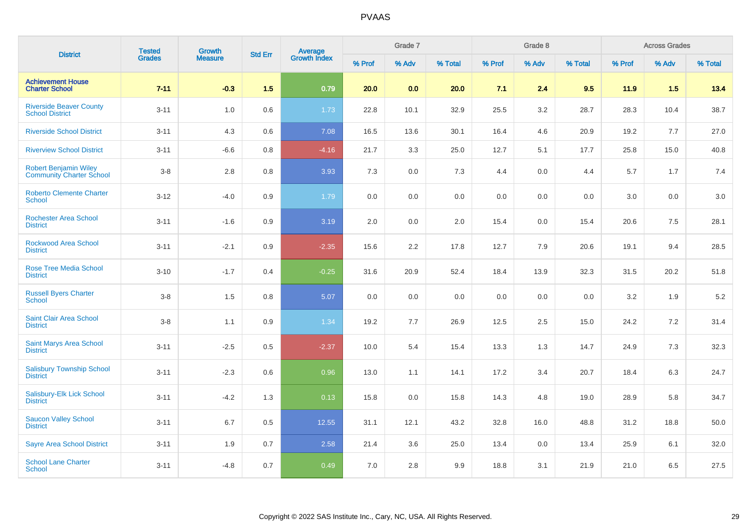# PVAAS

| District | Tested Grades | Growth Measure | Std Err | Average Growth Index | Grade 7 | | | Grade 8 | | | Across Grades | | |
|---|---|---|---|---|---|---|---|---|---|---|---|---|---|
| | | | | | % Prof | % Adv | % Total | % Prof | % Adv | % Total | % Prof | % Adv | % Total |
| **Achievement House Charter School** | **7-11** | **-0.3** | **1.5** | **0.79** | **20.0** | **0.0** | **20.0** | **7.1** | **2.4** | **9.5** | **11.9** | **1.5** | **13.4** |
| Riverside Beaver County School District | 3-11 | 1.0 | 0.6 | 1.73 | 22.8 | 10.1 | 32.9 | 25.5 | 3.2 | 28.7 | 28.3 | 10.4 | 38.7 |
| Riverside School District | 3-11 | 4.3 | 0.6 | 7.08 | 16.5 | 13.6 | 30.1 | 16.4 | 4.6 | 20.9 | 19.2 | 7.7 | 27.0 |
| Riverview School District | 3-11 | -6.6 | 0.8 | -4.16 | 21.7 | 3.3 | 25.0 | 12.7 | 5.1 | 17.7 | 25.8 | 15.0 | 40.8 |
| Robert Benjamin Wiley Community Charter School | 3-8 | 2.8 | 0.8 | 3.93 | 7.3 | 0.0 | 7.3 | 4.4 | 0.0 | 4.4 | 5.7 | 1.7 | 7.4 |
| Roberto Clemente Charter School | 3-12 | -4.0 | 0.9 | 1.79 | 0.0 | 0.0 | 0.0 | 0.0 | 0.0 | 0.0 | 3.0 | 0.0 | 3.0 |
| Rochester Area School District | 3-11 | -1.6 | 0.9 | 3.19 | 2.0 | 0.0 | 2.0 | 15.4 | 0.0 | 15.4 | 20.6 | 7.5 | 28.1 |
| Rockwood Area School District | 3-11 | -2.1 | 0.9 | -2.35 | 15.6 | 2.2 | 17.8 | 12.7 | 7.9 | 20.6 | 19.1 | 9.4 | 28.5 |
| Rose Tree Media School District | 3-10 | -1.7 | 0.4 | -0.25 | 31.6 | 20.9 | 52.4 | 18.4 | 13.9 | 32.3 | 31.5 | 20.2 | 51.8 |
| Russell Byers Charter School | 3-8 | 1.5 | 0.8 | 5.07 | 0.0 | 0.0 | 0.0 | 0.0 | 0.0 | 0.0 | 3.2 | 1.9 | 5.2 |
| Saint Clair Area School District | 3-8 | 1.1 | 0.9 | 1.34 | 19.2 | 7.7 | 26.9 | 12.5 | 2.5 | 15.0 | 24.2 | 7.2 | 31.4 |
| Saint Marys Area School District | 3-11 | -2.5 | 0.5 | -2.37 | 10.0 | 5.4 | 15.4 | 13.3 | 1.3 | 14.7 | 24.9 | 7.3 | 32.3 |
| Salisbury Township School District | 3-11 | -2.3 | 0.6 | 0.96 | 13.0 | 1.1 | 14.1 | 17.2 | 3.4 | 20.7 | 18.4 | 6.3 | 24.7 |
| Salisbury-Elk Lick School District | 3-11 | -4.2 | 1.3 | 0.13 | 15.8 | 0.0 | 15.8 | 14.3 | 4.8 | 19.0 | 28.9 | 5.8 | 34.7 |
| Saucon Valley School District | 3-11 | 6.7 | 0.5 | 12.55 | 31.1 | 12.1 | 43.2 | 32.8 | 16.0 | 48.8 | 31.2 | 18.8 | 50.0 |
| Sayre Area School District | 3-11 | 1.9 | 0.7 | 2.58 | 21.4 | 3.6 | 25.0 | 13.4 | 0.0 | 13.4 | 25.9 | 6.1 | 32.0 |
| School Lane Charter School | 3-11 | -4.8 | 0.7 | 0.49 | 7.0 | 2.8 | 9.9 | 18.8 | 3.1 | 21.9 | 21.0 | 6.5 | 27.5 |

Copyright © 2022 SAS Institute Inc., Cary, NC, USA. All Rights Reserved.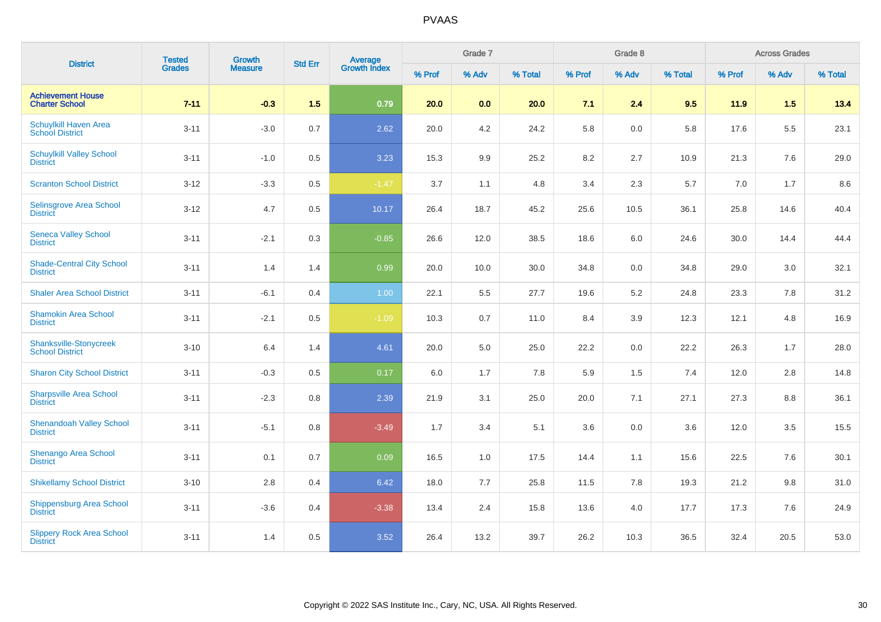# PVAAS

| District | Tested Grades | Growth Measure | Std Err | Average Growth Index | Grade 7 | | | Grade 8 | | | Across Grades | | |
|---|---|---|---|---|---|---|---|---|---|---|---|---|---|
| | | | | | % Prof | % Adv | % Total | % Prof | % Adv | % Total | % Prof | % Adv | % Total |
| **Achievement House Charter School** | **7-11** | **-0.3** | **1.5** | **0.79** | **20.0** | **0.0** | **20.0** | **7.1** | **2.4** | **9.5** | **11.9** | **1.5** | **13.4** |
| Schuylkill Haven Area School District | 3-11 | -3.0 | 0.7 | 2.62 | 20.0 | 4.2 | 24.2 | 5.8 | 0.0 | 5.8 | 17.6 | 5.5 | 23.1 |
| Schuylkill Valley School District | 3-11 | -1.0 | 0.5 | 3.23 | 15.3 | 9.9 | 25.2 | 8.2 | 2.7 | 10.9 | 21.3 | 7.6 | 29.0 |
| Scranton School District | 3-12 | -3.3 | 0.5 | -1.47 | 3.7 | 1.1 | 4.8 | 3.4 | 2.3 | 5.7 | 7.0 | 1.7 | 8.6 |
| Selinsgrove Area School District | 3-12 | 4.7 | 0.5 | 10.17 | 26.4 | 18.7 | 45.2 | 25.6 | 10.5 | 36.1 | 25.8 | 14.6 | 40.4 |
| Seneca Valley School District | 3-11 | -2.1 | 0.3 | -0.85 | 26.6 | 12.0 | 38.5 | 18.6 | 6.0 | 24.6 | 30.0 | 14.4 | 44.4 |
| Shade-Central City School District | 3-11 | 1.4 | 1.4 | 0.99 | 20.0 | 10.0 | 30.0 | 34.8 | 0.0 | 34.8 | 29.0 | 3.0 | 32.1 |
| Shaler Area School District | 3-11 | -6.1 | 0.4 | 1.00 | 22.1 | 5.5 | 27.7 | 19.6 | 5.2 | 24.8 | 23.3 | 7.8 | 31.2 |
| Shamokin Area School District | 3-11 | -2.1 | 0.5 | -1.09 | 10.3 | 0.7 | 11.0 | 8.4 | 3.9 | 12.3 | 12.1 | 4.8 | 16.9 |
| Shanksville-Stonycreek School District | 3-10 | 6.4 | 1.4 | 4.61 | 20.0 | 5.0 | 25.0 | 22.2 | 0.0 | 22.2 | 26.3 | 1.7 | 28.0 |
| Sharon City School District | 3-11 | -0.3 | 0.5 | 0.17 | 6.0 | 1.7 | 7.8 | 5.9 | 1.5 | 7.4 | 12.0 | 2.8 | 14.8 |
| Sharpsville Area School District | 3-11 | -2.3 | 0.8 | 2.39 | 21.9 | 3.1 | 25.0 | 20.0 | 7.1 | 27.1 | 27.3 | 8.8 | 36.1 |
| Shenandoah Valley School District | 3-11 | -5.1 | 0.8 | -3.49 | 1.7 | 3.4 | 5.1 | 3.6 | 0.0 | 3.6 | 12.0 | 3.5 | 15.5 |
| Shenango Area School District | 3-11 | 0.1 | 0.7 | 0.09 | 16.5 | 1.0 | 17.5 | 14.4 | 1.1 | 15.6 | 22.5 | 7.6 | 30.1 |
| Shikellamy School District | 3-10 | 2.8 | 0.4 | 6.42 | 18.0 | 7.7 | 25.8 | 11.5 | 7.8 | 19.3 | 21.2 | 9.8 | 31.0 |
| Shippensburg Area School District | 3-11 | -3.6 | 0.4 | -3.38 | 13.4 | 2.4 | 15.8 | 13.6 | 4.0 | 17.7 | 17.3 | 7.6 | 24.9 |
| Slippery Rock Area School District | 3-11 | 1.4 | 0.5 | 3.52 | 26.4 | 13.2 | 39.7 | 26.2 | 10.3 | 36.5 | 32.4 | 20.5 | 53.0 |

Copyright © 2022 SAS Institute Inc., Cary, NC, USA. All Rights Reserved.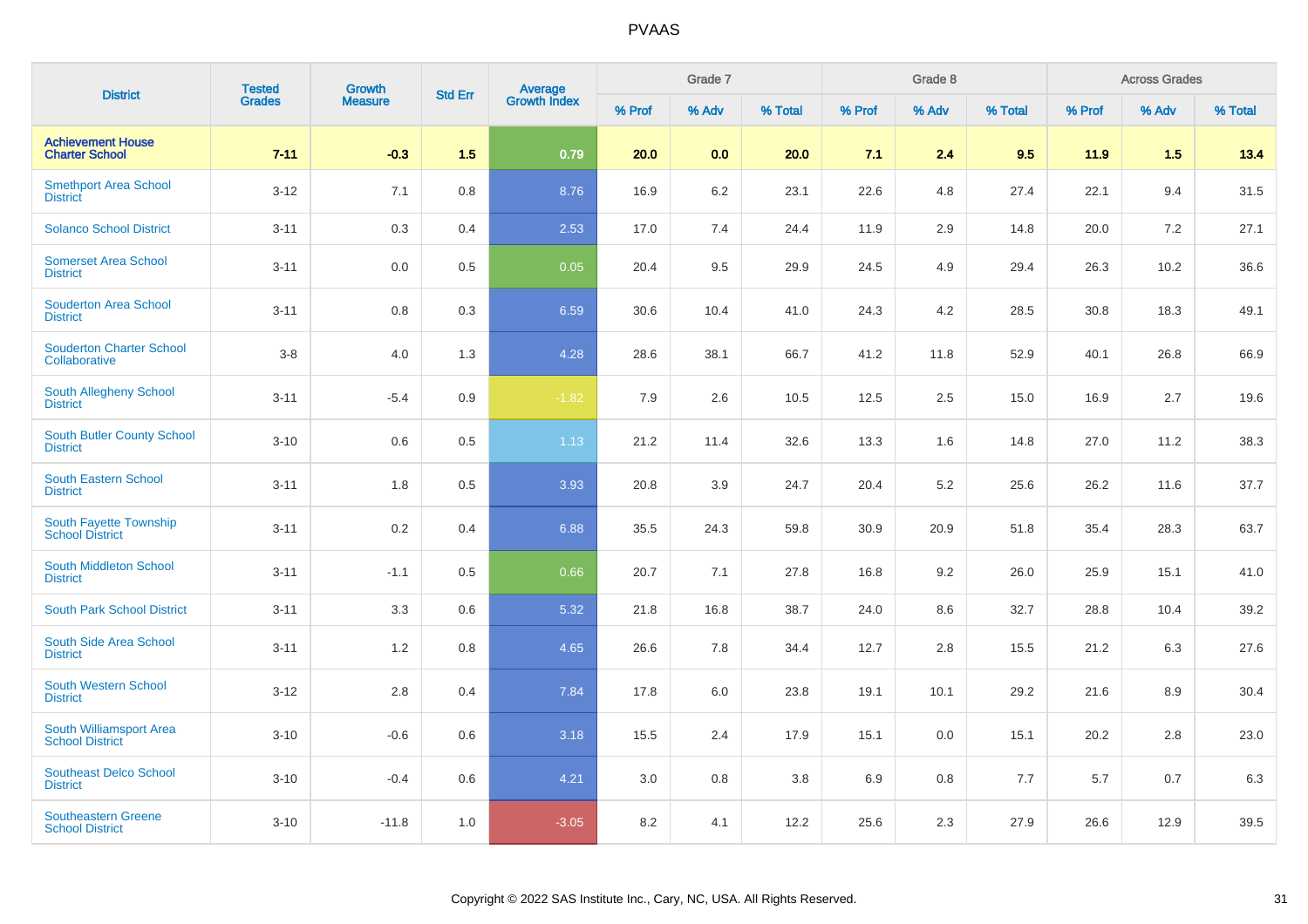# PVAAS

| District | Tested Grades | Growth Measure | Std Err | Average Growth Index | Grade 7 | | | Grade 8 | | | Across Grades | | |
|---|---|---|---|---|---|---|---|---|---|---|---|---|---|
| | | | | | % Prof | % Adv | % Total | % Prof | % Adv | % Total | % Prof | % Adv | % Total |
| **Achievement House Charter School** | **7-11** | **-0.3** | **1.5** | **0.79** | **20.0** | **0.0** | **20.0** | **7.1** | **2.4** | **9.5** | **11.9** | **1.5** | **13.4** |
| Smethport Area School District | 3-12 | 7.1 | 0.8 | 8.76 | 16.9 | 6.2 | 23.1 | 22.6 | 4.8 | 27.4 | 22.1 | 9.4 | 31.5 |
| Solanco School District | 3-11 | 0.3 | 0.4 | 2.53 | 17.0 | 7.4 | 24.4 | 11.9 | 2.9 | 14.8 | 20.0 | 7.2 | 27.1 |
| Somerset Area School District | 3-11 | 0.0 | 0.5 | 0.05 | 20.4 | 9.5 | 29.9 | 24.5 | 4.9 | 29.4 | 26.3 | 10.2 | 36.6 |
| Souderton Area School District | 3-11 | 0.8 | 0.3 | 6.59 | 30.6 | 10.4 | 41.0 | 24.3 | 4.2 | 28.5 | 30.8 | 18.3 | 49.1 |
| Souderton Charter School Collaborative | 3-8 | 4.0 | 1.3 | 4.28 | 28.6 | 38.1 | 66.7 | 41.2 | 11.8 | 52.9 | 40.1 | 26.8 | 66.9 |
| South Allegheny School District | 3-11 | -5.4 | 0.9 | -1.82 | 7.9 | 2.6 | 10.5 | 12.5 | 2.5 | 15.0 | 16.9 | 2.7 | 19.6 |
| South Butler County School District | 3-10 | 0.6 | 0.5 | 1.13 | 21.2 | 11.4 | 32.6 | 13.3 | 1.6 | 14.8 | 27.0 | 11.2 | 38.3 |
| South Eastern School District | 3-11 | 1.8 | 0.5 | 3.93 | 20.8 | 3.9 | 24.7 | 20.4 | 5.2 | 25.6 | 26.2 | 11.6 | 37.7 |
| South Fayette Township School District | 3-11 | 0.2 | 0.4 | 6.88 | 35.5 | 24.3 | 59.8 | 30.9 | 20.9 | 51.8 | 35.4 | 28.3 | 63.7 |
| South Middleton School District | 3-11 | -1.1 | 0.5 | 0.66 | 20.7 | 7.1 | 27.8 | 16.8 | 9.2 | 26.0 | 25.9 | 15.1 | 41.0 |
| South Park School District | 3-11 | 3.3 | 0.6 | 5.32 | 21.8 | 16.8 | 38.7 | 24.0 | 8.6 | 32.7 | 28.8 | 10.4 | 39.2 |
| South Side Area School District | 3-11 | 1.2 | 0.8 | 4.65 | 26.6 | 7.8 | 34.4 | 12.7 | 2.8 | 15.5 | 21.2 | 6.3 | 27.6 |
| South Western School District | 3-12 | 2.8 | 0.4 | 7.84 | 17.8 | 6.0 | 23.8 | 19.1 | 10.1 | 29.2 | 21.6 | 8.9 | 30.4 |
| South Williamsport Area School District | 3-10 | -0.6 | 0.6 | 3.18 | 15.5 | 2.4 | 17.9 | 15.1 | 0.0 | 15.1 | 20.2 | 2.8 | 23.0 |
| Southeast Delco School District | 3-10 | -0.4 | 0.6 | 4.21 | 3.0 | 0.8 | 3.8 | 6.9 | 0.8 | 7.7 | 5.7 | 0.7 | 6.3 |
| Southeastern Greene School District | 3-10 | -11.8 | 1.0 | -3.05 | 8.2 | 4.1 | 12.2 | 25.6 | 2.3 | 27.9 | 26.6 | 12.9 | 39.5 |

Copyright © 2022 SAS Institute Inc., Cary, NC, USA. All Rights Reserved.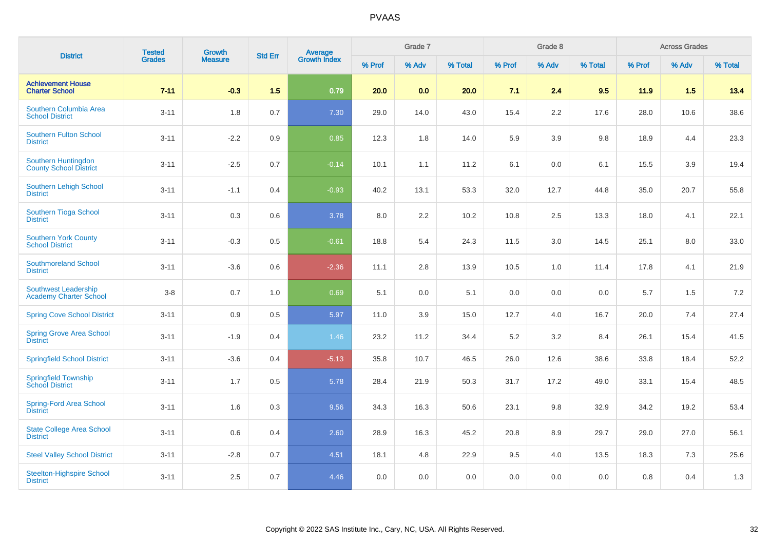# PVAAS

| District | Tested Grades | Growth Measure | Std Err | Average Growth Index | Grade 7 | | | Grade 8 | | | Across Grades | | |
|---|---|---|---|---|---|---|---|---|---|---|---|---|---|
| | | | | | % Prof | % Adv | % Total | % Prof | % Adv | % Total | % Prof | % Adv | % Total |
| **Achievement House Charter School** | **7-11** | **-0.3** | **1.5** | **0.79** | **20.0** | **0.0** | **20.0** | **7.1** | **2.4** | **9.5** | **11.9** | **1.5** | **13.4** |
| Southern Columbia Area School District | 3-11 | 1.8 | 0.7 | 7.30 | 29.0 | 14.0 | 43.0 | 15.4 | 2.2 | 17.6 | 28.0 | 10.6 | 38.6 |
| Southern Fulton School District | 3-11 | -2.2 | 0.9 | 0.85 | 12.3 | 1.8 | 14.0 | 5.9 | 3.9 | 9.8 | 18.9 | 4.4 | 23.3 |
| Southern Huntingdon County School District | 3-11 | -2.5 | 0.7 | -0.14 | 10.1 | 1.1 | 11.2 | 6.1 | 0.0 | 6.1 | 15.5 | 3.9 | 19.4 |
| Southern Lehigh School District | 3-11 | -1.1 | 0.4 | -0.93 | 40.2 | 13.1 | 53.3 | 32.0 | 12.7 | 44.8 | 35.0 | 20.7 | 55.8 |
| Southern Tioga School District | 3-11 | 0.3 | 0.6 | 3.78 | 8.0 | 2.2 | 10.2 | 10.8 | 2.5 | 13.3 | 18.0 | 4.1 | 22.1 |
| Southern York County School District | 3-11 | -0.3 | 0.5 | -0.61 | 18.8 | 5.4 | 24.3 | 11.5 | 3.0 | 14.5 | 25.1 | 8.0 | 33.0 |
| Southmoreland School District | 3-11 | -3.6 | 0.6 | -2.36 | 11.1 | 2.8 | 13.9 | 10.5 | 1.0 | 11.4 | 17.8 | 4.1 | 21.9 |
| Southwest Leadership Academy Charter School | 3-8 | 0.7 | 1.0 | 0.69 | 5.1 | 0.0 | 5.1 | 0.0 | 0.0 | 0.0 | 5.7 | 1.5 | 7.2 |
| Spring Cove School District | 3-11 | 0.9 | 0.5 | 5.97 | 11.0 | 3.9 | 15.0 | 12.7 | 4.0 | 16.7 | 20.0 | 7.4 | 27.4 |
| Spring Grove Area School District | 3-11 | -1.9 | 0.4 | 1.46 | 23.2 | 11.2 | 34.4 | 5.2 | 3.2 | 8.4 | 26.1 | 15.4 | 41.5 |
| Springfield School District | 3-11 | -3.6 | 0.4 | -5.13 | 35.8 | 10.7 | 46.5 | 26.0 | 12.6 | 38.6 | 33.8 | 18.4 | 52.2 |
| Springfield Township School District | 3-11 | 1.7 | 0.5 | 5.78 | 28.4 | 21.9 | 50.3 | 31.7 | 17.2 | 49.0 | 33.1 | 15.4 | 48.5 |
| Spring-Ford Area School District | 3-11 | 1.6 | 0.3 | 9.56 | 34.3 | 16.3 | 50.6 | 23.1 | 9.8 | 32.9 | 34.2 | 19.2 | 53.4 |
| State College Area School District | 3-11 | 0.6 | 0.4 | 2.60 | 28.9 | 16.3 | 45.2 | 20.8 | 8.9 | 29.7 | 29.0 | 27.0 | 56.1 |
| Steel Valley School District | 3-11 | -2.8 | 0.7 | 4.51 | 18.1 | 4.8 | 22.9 | 9.5 | 4.0 | 13.5 | 18.3 | 7.3 | 25.6 |
| Steelton-Highspire School District | 3-11 | 2.5 | 0.7 | 4.46 | 0.0 | 0.0 | 0.0 | 0.0 | 0.0 | 0.0 | 0.8 | 0.4 | 1.3 |

Copyright © 2022 SAS Institute Inc., Cary, NC, USA. All Rights Reserved.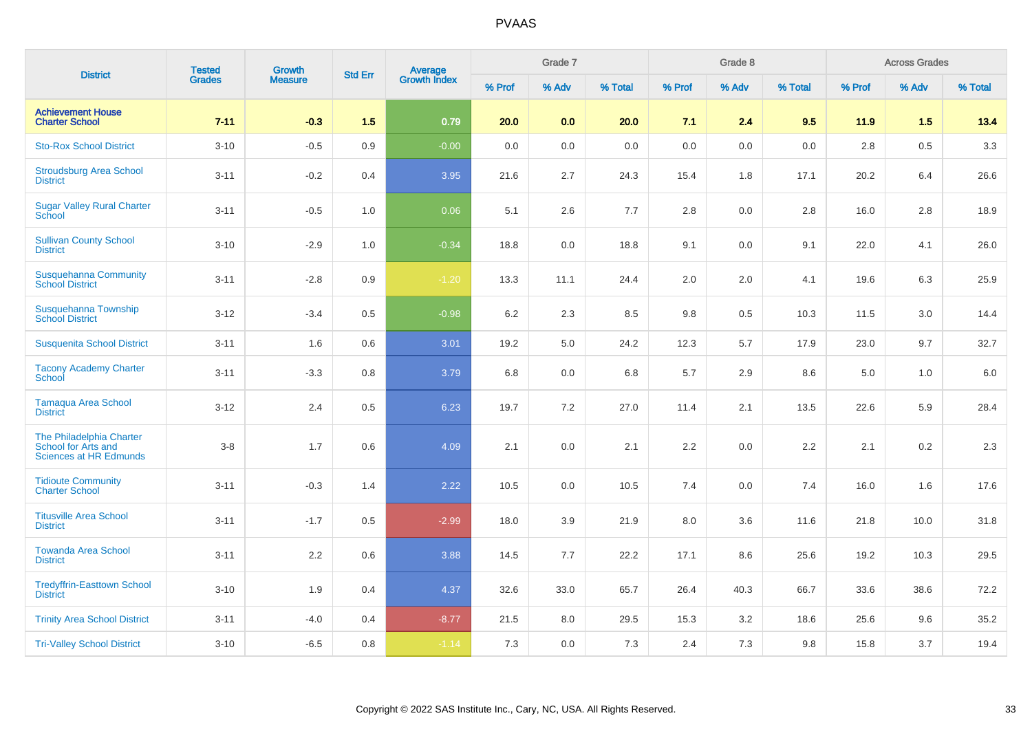# PVAAS

| District | Tested Grades | Growth Measure | Std Err | Average Growth Index | Grade 7 | | | Grade 8 | | | Across Grades | | |
|---|---|---|---|---|---|---|---|---|---|---|---|---|---|
| | | | | | % Prof | % Adv | % Total | % Prof | % Adv | % Total | % Prof | % Adv | % Total |
| **Achievement House Charter School** | **7-11** | **-0.3** | **1.5** | **0.79** | **20.0** | **0.0** | **20.0** | **7.1** | **2.4** | **9.5** | **11.9** | **1.5** | **13.4** |
| Sto-Rox School District | 3-10 | -0.5 | 0.9 | -0.00 | 0.0 | 0.0 | 0.0 | 0.0 | 0.0 | 0.0 | 2.8 | 0.5 | 3.3 |
| Stroudsburg Area School District | 3-11 | -0.2 | 0.4 | 3.95 | 21.6 | 2.7 | 24.3 | 15.4 | 1.8 | 17.1 | 20.2 | 6.4 | 26.6 |
| Sugar Valley Rural Charter School | 3-11 | -0.5 | 1.0 | 0.06 | 5.1 | 2.6 | 7.7 | 2.8 | 0.0 | 2.8 | 16.0 | 2.8 | 18.9 |
| Sullivan County School District | 3-10 | -2.9 | 1.0 | -0.34 | 18.8 | 0.0 | 18.8 | 9.1 | 0.0 | 9.1 | 22.0 | 4.1 | 26.0 |
| Susquehanna Community School District | 3-11 | -2.8 | 0.9 | -1.20 | 13.3 | 11.1 | 24.4 | 2.0 | 2.0 | 4.1 | 19.6 | 6.3 | 25.9 |
| Susquehanna Township School District | 3-12 | -3.4 | 0.5 | -0.98 | 6.2 | 2.3 | 8.5 | 9.8 | 0.5 | 10.3 | 11.5 | 3.0 | 14.4 |
| Susquenita School District | 3-11 | 1.6 | 0.6 | 3.01 | 19.2 | 5.0 | 24.2 | 12.3 | 5.7 | 17.9 | 23.0 | 9.7 | 32.7 |
| Tacony Academy Charter School | 3-11 | -3.3 | 0.8 | 3.79 | 6.8 | 0.0 | 6.8 | 5.7 | 2.9 | 8.6 | 5.0 | 1.0 | 6.0 |
| Tamaqua Area School District | 3-12 | 2.4 | 0.5 | 6.23 | 19.7 | 7.2 | 27.0 | 11.4 | 2.1 | 13.5 | 22.6 | 5.9 | 28.4 |
| The Philadelphia Charter School for Arts and Sciences at HR Edmunds | 3-8 | 1.7 | 0.6 | 4.09 | 2.1 | 0.0 | 2.1 | 2.2 | 0.0 | 2.2 | 2.1 | 0.2 | 2.3 |
| Tidioute Community Charter School | 3-11 | -0.3 | 1.4 | 2.22 | 10.5 | 0.0 | 10.5 | 7.4 | 0.0 | 7.4 | 16.0 | 1.6 | 17.6 |
| Titusville Area School District | 3-11 | -1.7 | 0.5 | -2.99 | 18.0 | 3.9 | 21.9 | 8.0 | 3.6 | 11.6 | 21.8 | 10.0 | 31.8 |
| Towanda Area School District | 3-11 | 2.2 | 0.6 | 3.88 | 14.5 | 7.7 | 22.2 | 17.1 | 8.6 | 25.6 | 19.2 | 10.3 | 29.5 |
| Tredyffrin-Easttown School District | 3-10 | 1.9 | 0.4 | 4.37 | 32.6 | 33.0 | 65.7 | 26.4 | 40.3 | 66.7 | 33.6 | 38.6 | 72.2 |
| Trinity Area School District | 3-11 | -4.0 | 0.4 | -8.77 | 21.5 | 8.0 | 29.5 | 15.3 | 3.2 | 18.6 | 25.6 | 9.6 | 35.2 |
| Tri-Valley School District | 3-10 | -6.5 | 0.8 | -1.14 | 7.3 | 0.0 | 7.3 | 2.4 | 7.3 | 9.8 | 15.8 | 3.7 | 19.4 |

Copyright © 2022 SAS Institute Inc., Cary, NC, USA. All Rights Reserved.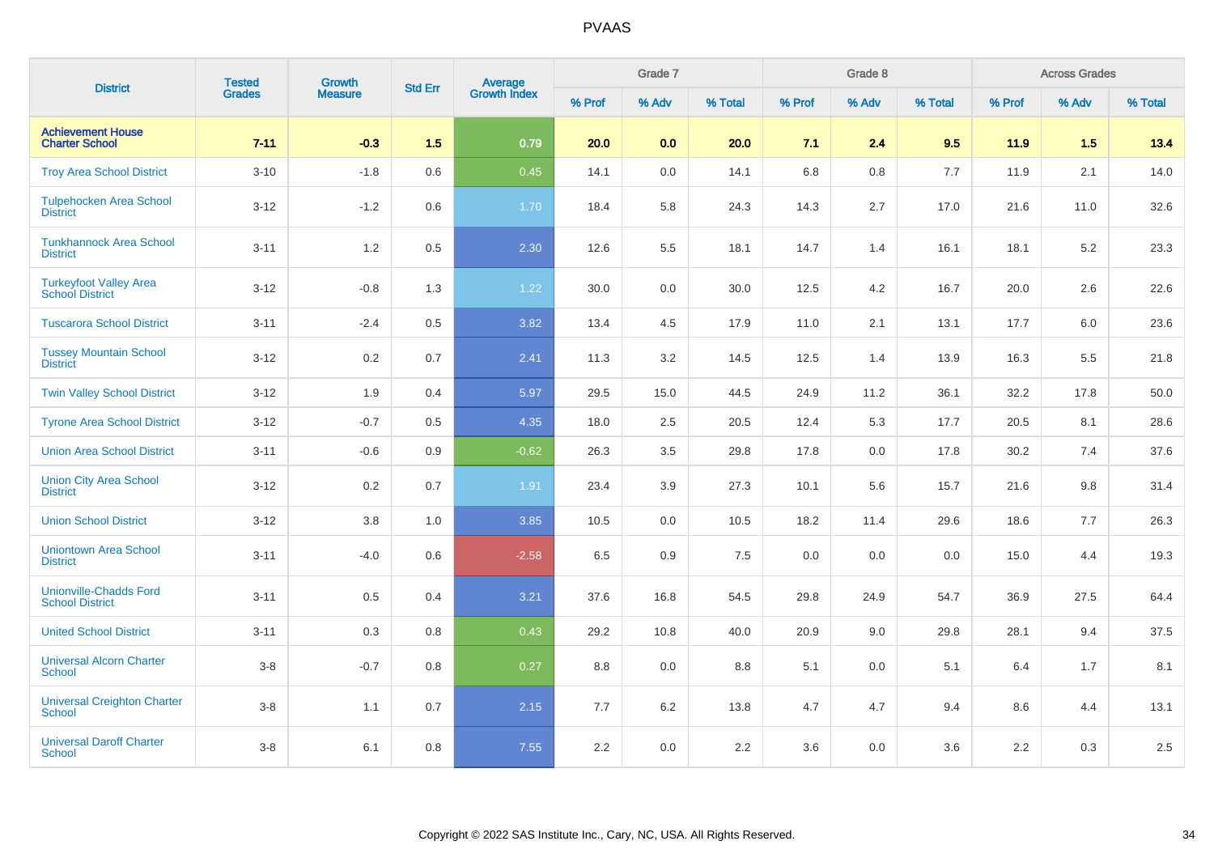# PVAAS

| District | Tested Grades | Growth Measure | Std Err | Average Growth Index | Grade 7 | | | Grade 8 | | | Across Grades | | |
|---|---|---|---|---|---|---|---|---|---|---|---|---|---|
| | | | | | % Prof | % Adv | % Total | % Prof | % Adv | % Total | % Prof | % Adv | % Total |
| **Achievement House Charter School** | **7-11** | **-0.3** | **1.5** | **0.79** | **20.0** | **0.0** | **20.0** | **7.1** | **2.4** | **9.5** | **11.9** | **1.5** | **13.4** |
| Troy Area School District | 3-10 | -1.8 | 0.6 | 0.45 | 14.1 | 0.0 | 14.1 | 6.8 | 0.8 | 7.7 | 11.9 | 2.1 | 14.0 |
| Tulpehocken Area School District | 3-12 | -1.2 | 0.6 | 1.70 | 18.4 | 5.8 | 24.3 | 14.3 | 2.7 | 17.0 | 21.6 | 11.0 | 32.6 |
| Tunkhannock Area School District | 3-11 | 1.2 | 0.5 | 2.30 | 12.6 | 5.5 | 18.1 | 14.7 | 1.4 | 16.1 | 18.1 | 5.2 | 23.3 |
| Turkeyfoot Valley Area School District | 3-12 | -0.8 | 1.3 | 1.22 | 30.0 | 0.0 | 30.0 | 12.5 | 4.2 | 16.7 | 20.0 | 2.6 | 22.6 |
| Tuscarora School District | 3-11 | -2.4 | 0.5 | 3.82 | 13.4 | 4.5 | 17.9 | 11.0 | 2.1 | 13.1 | 17.7 | 6.0 | 23.6 |
| Tussey Mountain School District | 3-12 | 0.2 | 0.7 | 2.41 | 11.3 | 3.2 | 14.5 | 12.5 | 1.4 | 13.9 | 16.3 | 5.5 | 21.8 |
| Twin Valley School District | 3-12 | 1.9 | 0.4 | 5.97 | 29.5 | 15.0 | 44.5 | 24.9 | 11.2 | 36.1 | 32.2 | 17.8 | 50.0 |
| Tyrone Area School District | 3-12 | -0.7 | 0.5 | 4.35 | 18.0 | 2.5 | 20.5 | 12.4 | 5.3 | 17.7 | 20.5 | 8.1 | 28.6 |
| Union Area School District | 3-11 | -0.6 | 0.9 | -0.62 | 26.3 | 3.5 | 29.8 | 17.8 | 0.0 | 17.8 | 30.2 | 7.4 | 37.6 |
| Union City Area School District | 3-12 | 0.2 | 0.7 | 1.91 | 23.4 | 3.9 | 27.3 | 10.1 | 5.6 | 15.7 | 21.6 | 9.8 | 31.4 |
| Union School District | 3-12 | 3.8 | 1.0 | 3.85 | 10.5 | 0.0 | 10.5 | 18.2 | 11.4 | 29.6 | 18.6 | 7.7 | 26.3 |
| Uniontown Area School District | 3-11 | -4.0 | 0.6 | -2.58 | 6.5 | 0.9 | 7.5 | 0.0 | 0.0 | 0.0 | 15.0 | 4.4 | 19.3 |
| Unionville-Chadds Ford School District | 3-11 | 0.5 | 0.4 | 3.21 | 37.6 | 16.8 | 54.5 | 29.8 | 24.9 | 54.7 | 36.9 | 27.5 | 64.4 |
| United School District | 3-11 | 0.3 | 0.8 | 0.43 | 29.2 | 10.8 | 40.0 | 20.9 | 9.0 | 29.8 | 28.1 | 9.4 | 37.5 |
| Universal Alcorn Charter School | 3-8 | -0.7 | 0.8 | 0.27 | 8.8 | 0.0 | 8.8 | 5.1 | 0.0 | 5.1 | 6.4 | 1.7 | 8.1 |
| Universal Creighton Charter School | 3-8 | 1.1 | 0.7 | 2.15 | 7.7 | 6.2 | 13.8 | 4.7 | 4.7 | 9.4 | 8.6 | 4.4 | 13.1 |
| Universal Daroff Charter School | 3-8 | 6.1 | 0.8 | 7.55 | 2.2 | 0.0 | 2.2 | 3.6 | 0.0 | 3.6 | 2.2 | 0.3 | 2.5 |

Copyright © 2022 SAS Institute Inc., Cary, NC, USA. All Rights Reserved.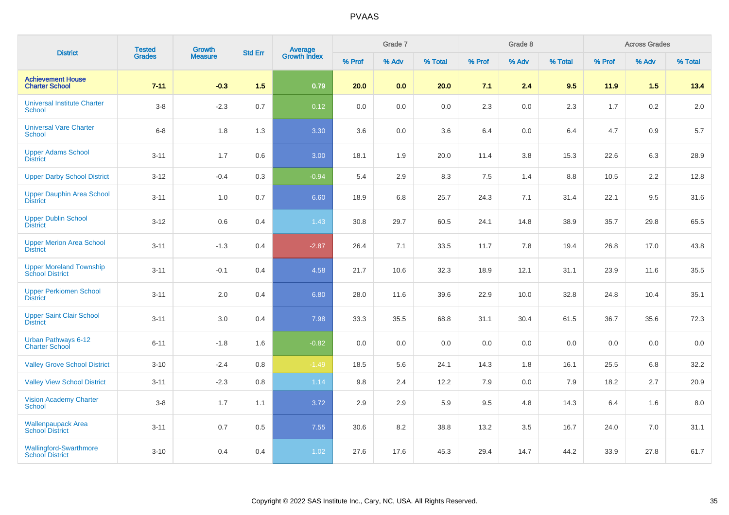| District | Tested Grades | Growth Measure | Std Err | Average Growth Index | Grade 7 | | | Grade 8 | | | Across Grades | | |
|---|---|---|---|---|---|---|---|---|---|---|---|---|---|
| | | | | | % Prof | % Adv | % Total | % Prof | % Adv | % Total | % Prof | % Adv | % Total |
| **Achievement House Charter School** | **7-11** | **-0.3** | **1.5** | **0.79** | **20.0** | **0.0** | **20.0** | **7.1** | **2.4** | **9.5** | **11.9** | **1.5** | **13.4** |
| Universal Institute Charter School | 3-8 | -2.3 | 0.7 | 0.12 | 0.0 | 0.0 | 0.0 | 2.3 | 0.0 | 2.3 | 1.7 | 0.2 | 2.0 |
| Universal Vare Charter School | 6-8 | 1.8 | 1.3 | 3.30 | 3.6 | 0.0 | 3.6 | 6.4 | 0.0 | 6.4 | 4.7 | 0.9 | 5.7 |
| Upper Adams School District | 3-11 | 1.7 | 0.6 | 3.00 | 18.1 | 1.9 | 20.0 | 11.4 | 3.8 | 15.3 | 22.6 | 6.3 | 28.9 |
| Upper Darby School District | 3-12 | -0.4 | 0.3 | -0.94 | 5.4 | 2.9 | 8.3 | 7.5 | 1.4 | 8.8 | 10.5 | 2.2 | 12.8 |
| Upper Dauphin Area School District | 3-11 | 1.0 | 0.7 | 6.60 | 18.9 | 6.8 | 25.7 | 24.3 | 7.1 | 31.4 | 22.1 | 9.5 | 31.6 |
| Upper Dublin School District | 3-12 | 0.6 | 0.4 | 1.43 | 30.8 | 29.7 | 60.5 | 24.1 | 14.8 | 38.9 | 35.7 | 29.8 | 65.5 |
| Upper Merion Area School District | 3-11 | -1.3 | 0.4 | -2.87 | 26.4 | 7.1 | 33.5 | 11.7 | 7.8 | 19.4 | 26.8 | 17.0 | 43.8 |
| Upper Moreland Township School District | 3-11 | -0.1 | 0.4 | 4.58 | 21.7 | 10.6 | 32.3 | 18.9 | 12.1 | 31.1 | 23.9 | 11.6 | 35.5 |
| Upper Perkiomen School District | 3-11 | 2.0 | 0.4 | 6.80 | 28.0 | 11.6 | 39.6 | 22.9 | 10.0 | 32.8 | 24.8 | 10.4 | 35.1 |
| Upper Saint Clair School District | 3-11 | 3.0 | 0.4 | 7.98 | 33.3 | 35.5 | 68.8 | 31.1 | 30.4 | 61.5 | 36.7 | 35.6 | 72.3 |
| Urban Pathways 6-12 Charter School | 6-11 | -1.8 | 1.6 | -0.82 | 0.0 | 0.0 | 0.0 | 0.0 | 0.0 | 0.0 | 0.0 | 0.0 | 0.0 |
| Valley Grove School District | 3-10 | -2.4 | 0.8 | -1.49 | 18.5 | 5.6 | 24.1 | 14.3 | 1.8 | 16.1 | 25.5 | 6.8 | 32.2 |
| Valley View School District | 3-11 | -2.3 | 0.8 | 1.14 | 9.8 | 2.4 | 12.2 | 7.9 | 0.0 | 7.9 | 18.2 | 2.7 | 20.9 |
| Vision Academy Charter School | 3-8 | 1.7 | 1.1 | 3.72 | 2.9 | 2.9 | 5.9 | 9.5 | 4.8 | 14.3 | 6.4 | 1.6 | 8.0 |
| Wallenpaupack Area School District | 3-11 | 0.7 | 0.5 | 7.55 | 30.6 | 8.2 | 38.8 | 13.2 | 3.5 | 16.7 | 24.0 | 7.0 | 31.1 |
| Wallingford-Swarthmore School District | 3-10 | 0.4 | 0.4 | 1.02 | 27.6 | 17.6 | 45.3 | 29.4 | 14.7 | 44.2 | 33.9 | 27.8 | 61.7 |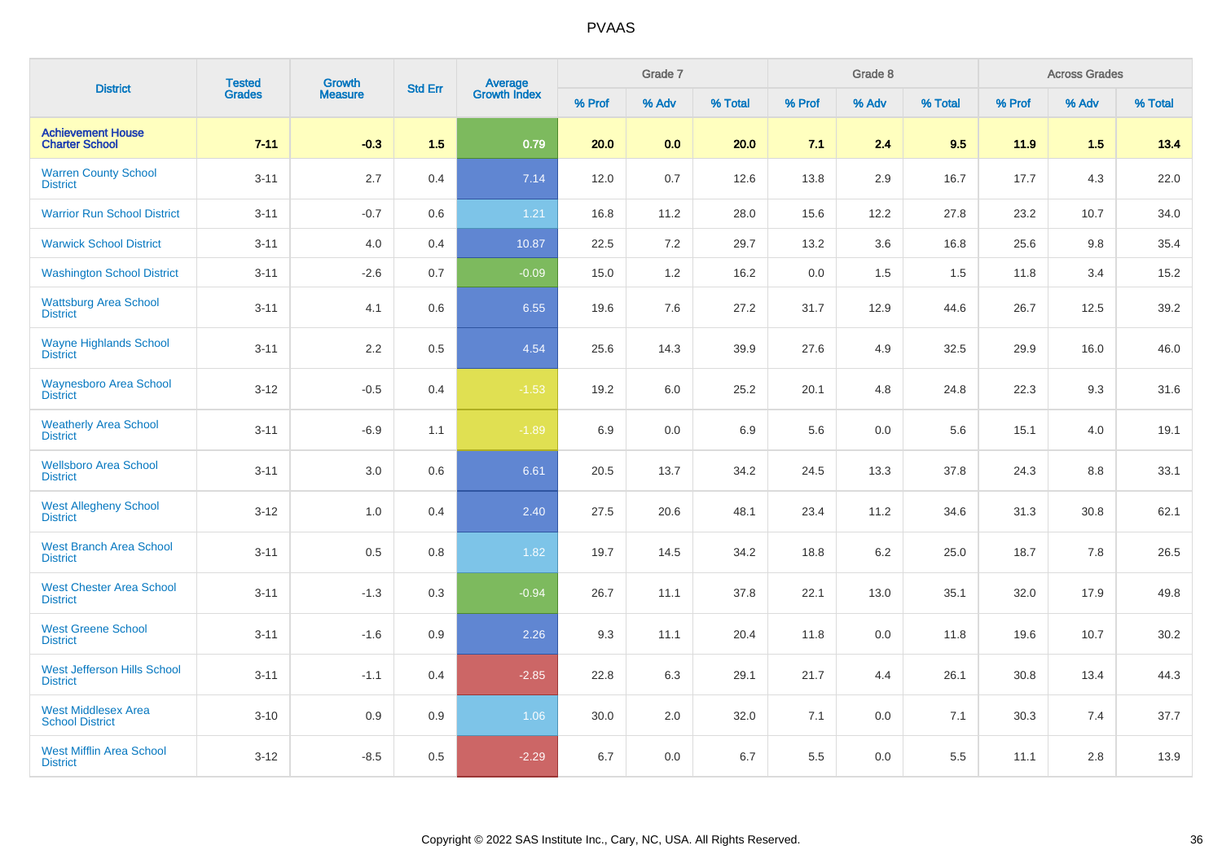# PVAAS

| District | Tested Grades | Growth Measure | Std Err | Average Growth Index | Grade 7 | | | Grade 8 | | | Across Grades | | |
|---|---|---|---|---|---|---|---|---|---|---|---|---|---|
| | | | | | % Prof | % Adv | % Total | % Prof | % Adv | % Total | % Prof | % Adv | % Total |
| **Achievement House Charter School** | **7-11** | **-0.3** | **1.5** | **0.79** | **20.0** | **0.0** | **20.0** | **7.1** | **2.4** | **9.5** | **11.9** | **1.5** | **13.4** |
| Warren County School District | 3-11 | 2.7 | 0.4 | 7.14 | 12.0 | 0.7 | 12.6 | 13.8 | 2.9 | 16.7 | 17.7 | 4.3 | 22.0 |
| Warrior Run School District | 3-11 | -0.7 | 0.6 | 1.21 | 16.8 | 11.2 | 28.0 | 15.6 | 12.2 | 27.8 | 23.2 | 10.7 | 34.0 |
| Warwick School District | 3-11 | 4.0 | 0.4 | 10.87 | 22.5 | 7.2 | 29.7 | 13.2 | 3.6 | 16.8 | 25.6 | 9.8 | 35.4 |
| Washington School District | 3-11 | -2.6 | 0.7 | -0.09 | 15.0 | 1.2 | 16.2 | 0.0 | 1.5 | 1.5 | 11.8 | 3.4 | 15.2 |
| Wattsburg Area School District | 3-11 | 4.1 | 0.6 | 6.55 | 19.6 | 7.6 | 27.2 | 31.7 | 12.9 | 44.6 | 26.7 | 12.5 | 39.2 |
| Wayne Highlands School District | 3-11 | 2.2 | 0.5 | 4.54 | 25.6 | 14.3 | 39.9 | 27.6 | 4.9 | 32.5 | 29.9 | 16.0 | 46.0 |
| Waynesboro Area School District | 3-12 | -0.5 | 0.4 | -1.53 | 19.2 | 6.0 | 25.2 | 20.1 | 4.8 | 24.8 | 22.3 | 9.3 | 31.6 |
| Weatherly Area School District | 3-11 | -6.9 | 1.1 | -1.89 | 6.9 | 0.0 | 6.9 | 5.6 | 0.0 | 5.6 | 15.1 | 4.0 | 19.1 |
| Wellsboro Area School District | 3-11 | 3.0 | 0.6 | 6.61 | 20.5 | 13.7 | 34.2 | 24.5 | 13.3 | 37.8 | 24.3 | 8.8 | 33.1 |
| West Allegheny School District | 3-12 | 1.0 | 0.4 | 2.40 | 27.5 | 20.6 | 48.1 | 23.4 | 11.2 | 34.6 | 31.3 | 30.8 | 62.1 |
| West Branch Area School District | 3-11 | 0.5 | 0.8 | 1.82 | 19.7 | 14.5 | 34.2 | 18.8 | 6.2 | 25.0 | 18.7 | 7.8 | 26.5 |
| West Chester Area School District | 3-11 | -1.3 | 0.3 | -0.94 | 26.7 | 11.1 | 37.8 | 22.1 | 13.0 | 35.1 | 32.0 | 17.9 | 49.8 |
| West Greene School District | 3-11 | -1.6 | 0.9 | 2.26 | 9.3 | 11.1 | 20.4 | 11.8 | 0.0 | 11.8 | 19.6 | 10.7 | 30.2 |
| West Jefferson Hills School District | 3-11 | -1.1 | 0.4 | -2.85 | 22.8 | 6.3 | 29.1 | 21.7 | 4.4 | 26.1 | 30.8 | 13.4 | 44.3 |
| West Middlesex Area School District | 3-10 | 0.9 | 0.9 | 1.06 | 30.0 | 2.0 | 32.0 | 7.1 | 0.0 | 7.1 | 30.3 | 7.4 | 37.7 |
| West Mifflin Area School District | 3-12 | -8.5 | 0.5 | -2.29 | 6.7 | 0.0 | 6.7 | 5.5 | 0.0 | 5.5 | 11.1 | 2.8 | 13.9 |

Copyright © 2022 SAS Institute Inc., Cary, NC, USA. All Rights Reserved.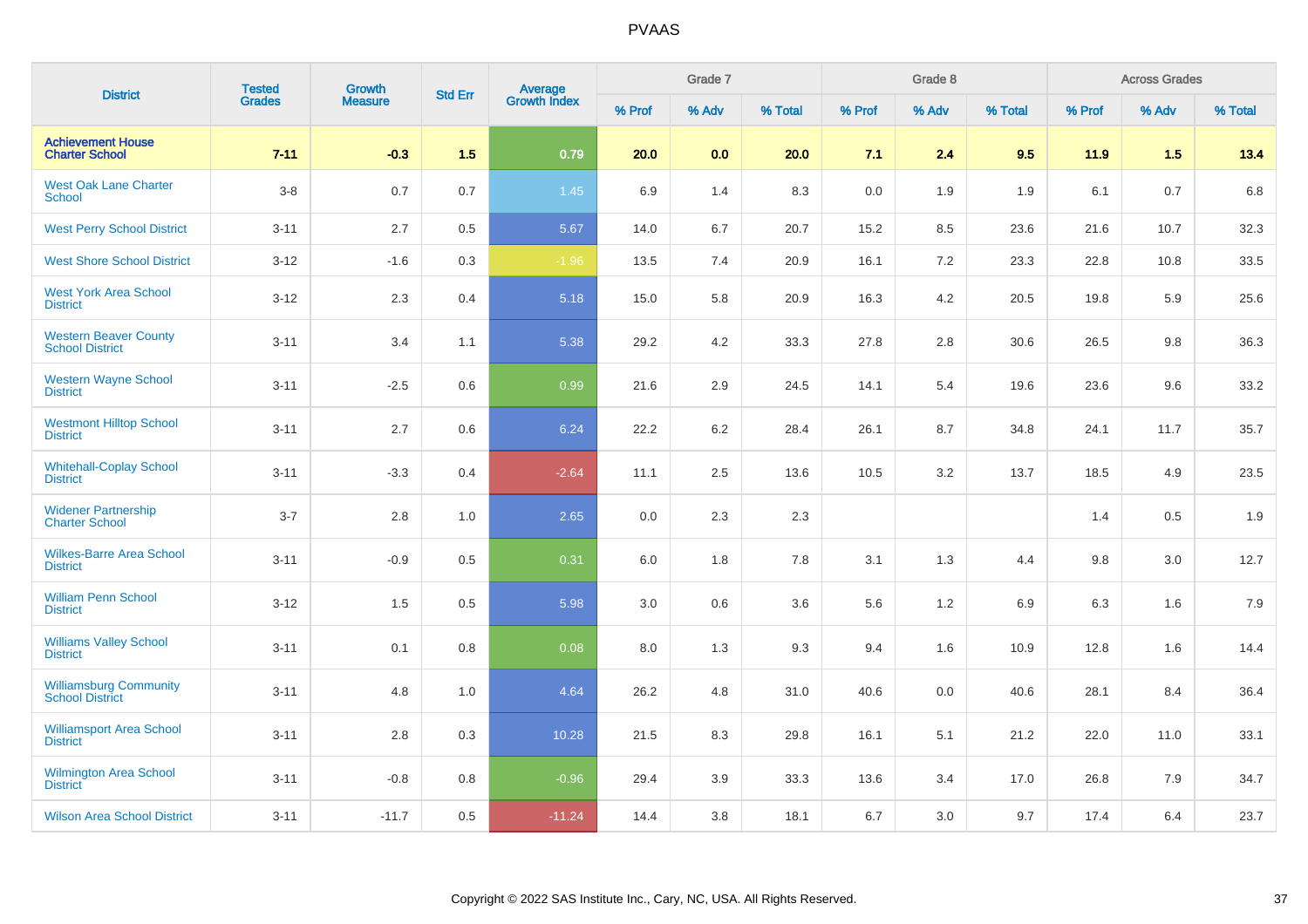# PVAAS

| District | Tested Grades | Growth Measure | Std Err | Average Growth Index | Grade 7 | | | Grade 8 | | | Across Grades | | |
|---|---|---|---|---|---|---|---|---|---|---|---|---|---|
| | | | | | % Prof | % Adv | % Total | % Prof | % Adv | % Total | % Prof | % Adv | % Total |
| **Achievement House Charter School** | **7-11** | **-0.3** | **1.5** | **0.79** | **20.0** | **0.0** | **20.0** | **7.1** | **2.4** | **9.5** | **11.9** | **1.5** | **13.4** |
| West Oak Lane Charter School | 3-8 | 0.7 | 0.7 | 1.45 | 6.9 | 1.4 | 8.3 | 0.0 | 1.9 | 1.9 | 6.1 | 0.7 | 6.8 |
| West Perry School District | 3-11 | 2.7 | 0.5 | 5.67 | 14.0 | 6.7 | 20.7 | 15.2 | 8.5 | 23.6 | 21.6 | 10.7 | 32.3 |
| West Shore School District | 3-12 | -1.6 | 0.3 | -1.96 | 13.5 | 7.4 | 20.9 | 16.1 | 7.2 | 23.3 | 22.8 | 10.8 | 33.5 |
| West York Area School District | 3-12 | 2.3 | 0.4 | 5.18 | 15.0 | 5.8 | 20.9 | 16.3 | 4.2 | 20.5 | 19.8 | 5.9 | 25.6 |
| Western Beaver County School District | 3-11 | 3.4 | 1.1 | 5.38 | 29.2 | 4.2 | 33.3 | 27.8 | 2.8 | 30.6 | 26.5 | 9.8 | 36.3 |
| Western Wayne School District | 3-11 | -2.5 | 0.6 | 0.99 | 21.6 | 2.9 | 24.5 | 14.1 | 5.4 | 19.6 | 23.6 | 9.6 | 33.2 |
| Westmont Hilltop School District | 3-11 | 2.7 | 0.6 | 6.24 | 22.2 | 6.2 | 28.4 | 26.1 | 8.7 | 34.8 | 24.1 | 11.7 | 35.7 |
| Whitehall-Coplay School District | 3-11 | -3.3 | 0.4 | -2.64 | 11.1 | 2.5 | 13.6 | 10.5 | 3.2 | 13.7 | 18.5 | 4.9 | 23.5 |
| Widener Partnership Charter School | 3-7 | 2.8 | 1.0 | 2.65 | 0.0 | 2.3 | 2.3 | | | | 1.4 | 0.5 | 1.9 |
| Wilkes-Barre Area School District | 3-11 | -0.9 | 0.5 | 0.31 | 6.0 | 1.8 | 7.8 | 3.1 | 1.3 | 4.4 | 9.8 | 3.0 | 12.7 |
| William Penn School District | 3-12 | 1.5 | 0.5 | 5.98 | 3.0 | 0.6 | 3.6 | 5.6 | 1.2 | 6.9 | 6.3 | 1.6 | 7.9 |
| Williams Valley School District | 3-11 | 0.1 | 0.8 | 0.08 | 8.0 | 1.3 | 9.3 | 9.4 | 1.6 | 10.9 | 12.8 | 1.6 | 14.4 |
| Williamsburg Community School District | 3-11 | 4.8 | 1.0 | 4.64 | 26.2 | 4.8 | 31.0 | 40.6 | 0.0 | 40.6 | 28.1 | 8.4 | 36.4 |
| Williamsport Area School District | 3-11 | 2.8 | 0.3 | 10.28 | 21.5 | 8.3 | 29.8 | 16.1 | 5.1 | 21.2 | 22.0 | 11.0 | 33.1 |
| Wilmington Area School District | 3-11 | -0.8 | 0.8 | -0.96 | 29.4 | 3.9 | 33.3 | 13.6 | 3.4 | 17.0 | 26.8 | 7.9 | 34.7 |
| Wilson Area School District | 3-11 | -11.7 | 0.5 | -11.24 | 14.4 | 3.8 | 18.1 | 6.7 | 3.0 | 9.7 | 17.4 | 6.4 | 23.7 |

Copyright © 2022 SAS Institute Inc., Cary, NC, USA. All Rights Reserved.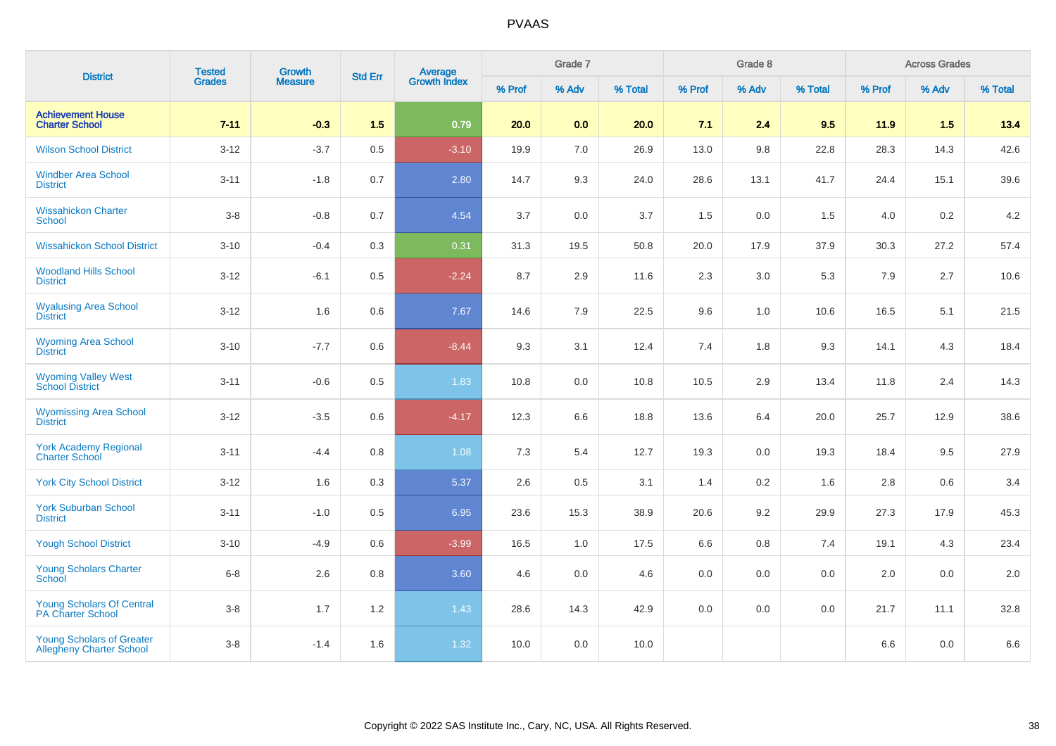# PVAAS

| District | Tested Grades | Growth Measure | Std Err | Average Growth Index | Grade 7 | | | Grade 8 | | | Across Grades | | |
|---|---|---|---|---|---|---|---|---|---|---|---|---|---|
| | | | | | % Prof | % Adv | % Total | % Prof | % Adv | % Total | % Prof | % Adv | % Total |
| **Achievement House Charter School** | **7-11** | **-0.3** | **1.5** | **0.79** | **20.0** | **0.0** | **20.0** | **7.1** | **2.4** | **9.5** | **11.9** | **1.5** | **13.4** |
| Wilson School District | 3-12 | -3.7 | 0.5 | -3.10 | 19.9 | 7.0 | 26.9 | 13.0 | 9.8 | 22.8 | 28.3 | 14.3 | 42.6 |
| Windber Area School District | 3-11 | -1.8 | 0.7 | 2.80 | 14.7 | 9.3 | 24.0 | 28.6 | 13.1 | 41.7 | 24.4 | 15.1 | 39.6 |
| Wissahickon Charter School | 3-8 | -0.8 | 0.7 | 4.54 | 3.7 | 0.0 | 3.7 | 1.5 | 0.0 | 1.5 | 4.0 | 0.2 | 4.2 |
| Wissahickon School District | 3-10 | -0.4 | 0.3 | 0.31 | 31.3 | 19.5 | 50.8 | 20.0 | 17.9 | 37.9 | 30.3 | 27.2 | 57.4 |
| Woodland Hills School District | 3-12 | -6.1 | 0.5 | -2.24 | 8.7 | 2.9 | 11.6 | 2.3 | 3.0 | 5.3 | 7.9 | 2.7 | 10.6 |
| Wyalusing Area School District | 3-12 | 1.6 | 0.6 | 7.67 | 14.6 | 7.9 | 22.5 | 9.6 | 1.0 | 10.6 | 16.5 | 5.1 | 21.5 |
| Wyoming Area School District | 3-10 | -7.7 | 0.6 | -8.44 | 9.3 | 3.1 | 12.4 | 7.4 | 1.8 | 9.3 | 14.1 | 4.3 | 18.4 |
| Wyoming Valley West School District | 3-11 | -0.6 | 0.5 | 1.83 | 10.8 | 0.0 | 10.8 | 10.5 | 2.9 | 13.4 | 11.8 | 2.4 | 14.3 |
| Wyomissing Area School District | 3-12 | -3.5 | 0.6 | -4.17 | 12.3 | 6.6 | 18.8 | 13.6 | 6.4 | 20.0 | 25.7 | 12.9 | 38.6 |
| York Academy Regional Charter School | 3-11 | -4.4 | 0.8 | 1.08 | 7.3 | 5.4 | 12.7 | 19.3 | 0.0 | 19.3 | 18.4 | 9.5 | 27.9 |
| York City School District | 3-12 | 1.6 | 0.3 | 5.37 | 2.6 | 0.5 | 3.1 | 1.4 | 0.2 | 1.6 | 2.8 | 0.6 | 3.4 |
| York Suburban School District | 3-11 | -1.0 | 0.5 | 6.95 | 23.6 | 15.3 | 38.9 | 20.6 | 9.2 | 29.9 | 27.3 | 17.9 | 45.3 |
| Yough School District | 3-10 | -4.9 | 0.6 | -3.99 | 16.5 | 1.0 | 17.5 | 6.6 | 0.8 | 7.4 | 19.1 | 4.3 | 23.4 |
| Young Scholars Charter School | 6-8 | 2.6 | 0.8 | 3.60 | 4.6 | 0.0 | 4.6 | 0.0 | 0.0 | 0.0 | 2.0 | 0.0 | 2.0 |
| Young Scholars Of Central PA Charter School | 3-8 | 1.7 | 1.2 | 1.43 | 28.6 | 14.3 | 42.9 | 0.0 | 0.0 | 0.0 | 21.7 | 11.1 | 32.8 |
| Young Scholars of Greater Allegheny Charter School | 3-8 | -1.4 | 1.6 | 1.32 | 10.0 | 0.0 | 10.0 | | | | 6.6 | 0.0 | 6.6 |

Copyright © 2022 SAS Institute Inc., Cary, NC, USA. All Rights Reserved.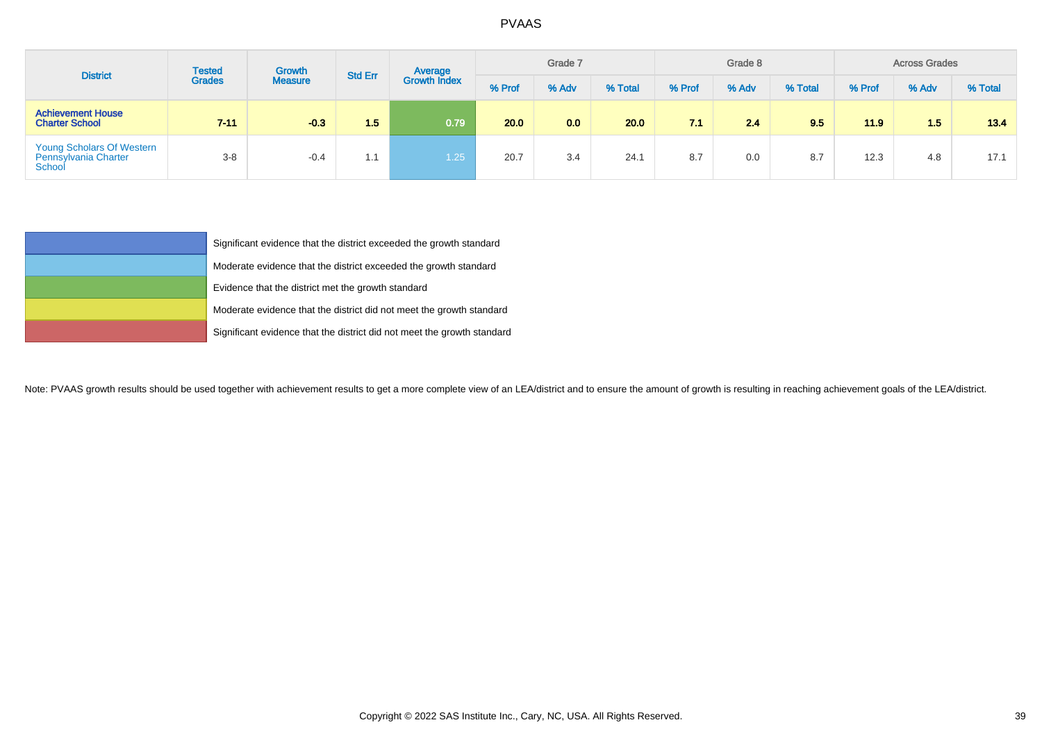# PVAAS

| District | Tested Grades | Growth Measure | Std Err | Average Growth Index | Grade 7 | | | Grade 8 | | | Across Grades | | |
|---|---|---|---|---|---|---|---|---|---|---|---|---|---|
| | | | | | % Prof | % Adv | % Total | % Prof | % Adv | % Total | % Prof | % Adv | % Total |
| **Achievement House Charter School** | **7-11** | **-0.3** | **1.5** | **0.79** | **20.0** | **0.0** | **20.0** | **7.1** | **2.4** | **9.5** | **11.9** | **1.5** | **13.4** |
| Young Scholars Of Western Pennsylvania Charter School | 3-8 | -0.4 | 1.1 | 1.25 | 20.7 | 3.4 | 24.1 | 8.7 | 0.0 | 8.7 | 12.3 | 4.8 | 17.1 |

Significant evidence that the district exceeded the growth standard

Moderate evidence that the district exceeded the growth standard

Evidence that the district met the growth standard

Moderate evidence that the district did not meet the growth standard

Significant evidence that the district did not meet the growth standard

Note: PVAAS growth results should be used together with achievement results to get a more complete view of an LEA/district and to ensure the amount of growth is resulting in reaching achievement goals of the LEA/district.

Copyright © 2022 SAS Institute Inc., Cary, NC, USA. All Rights Reserved.